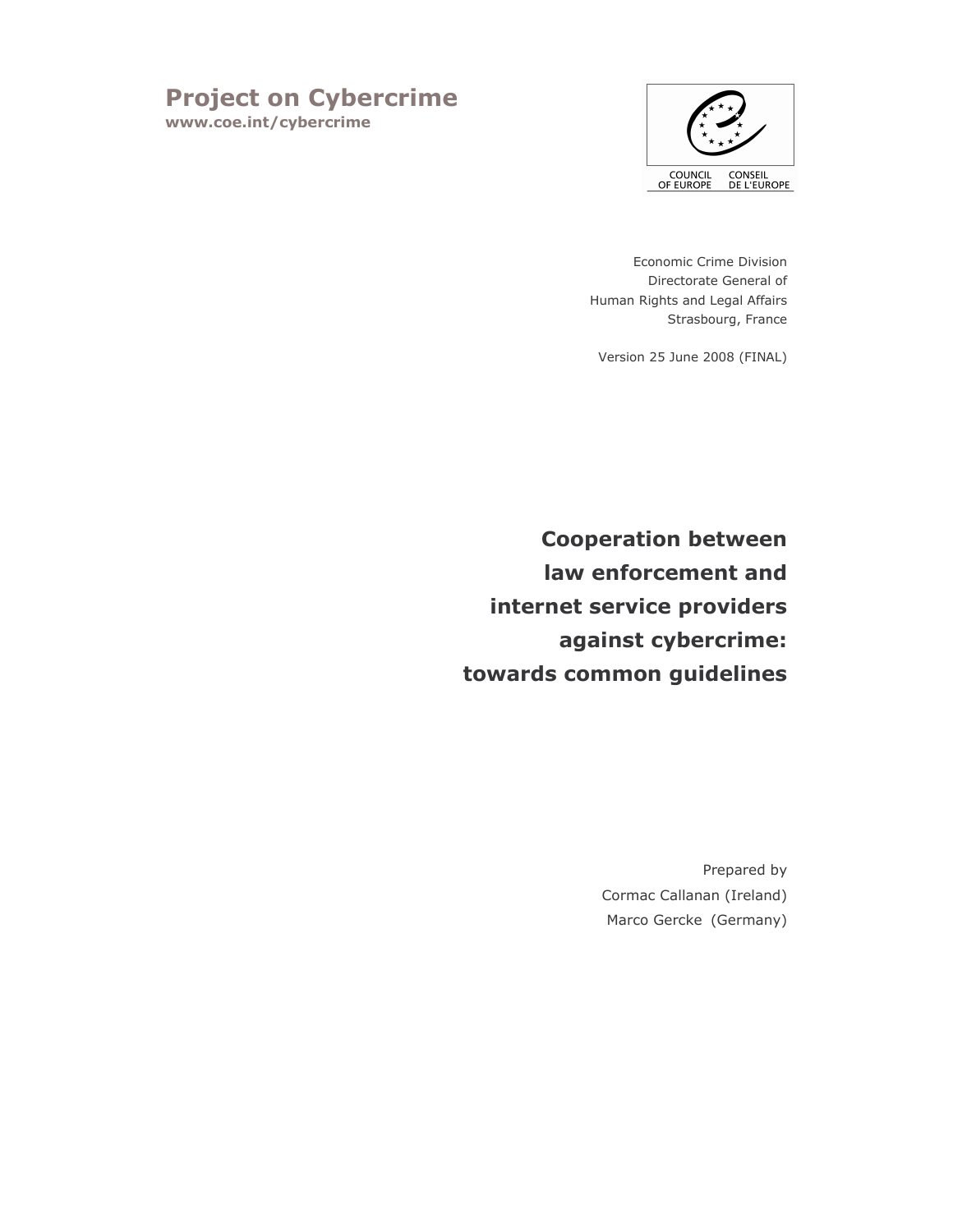# Project on Cybercrime

**www.coe.int/cybercrime**

COUNCIL OF EUROPE
CONSEIL DE L'EUROPE

Economic Crime Division
Directorate General of
Human Rights and Legal Affairs
Strasbourg, France

Version 25 June 2008 (FINAL)

## Cooperation between law enforcement and internet service providers against cybercrime: towards common guidelines

Prepared by
Cormac Callanan (Ireland)
Marco Gercke (Germany)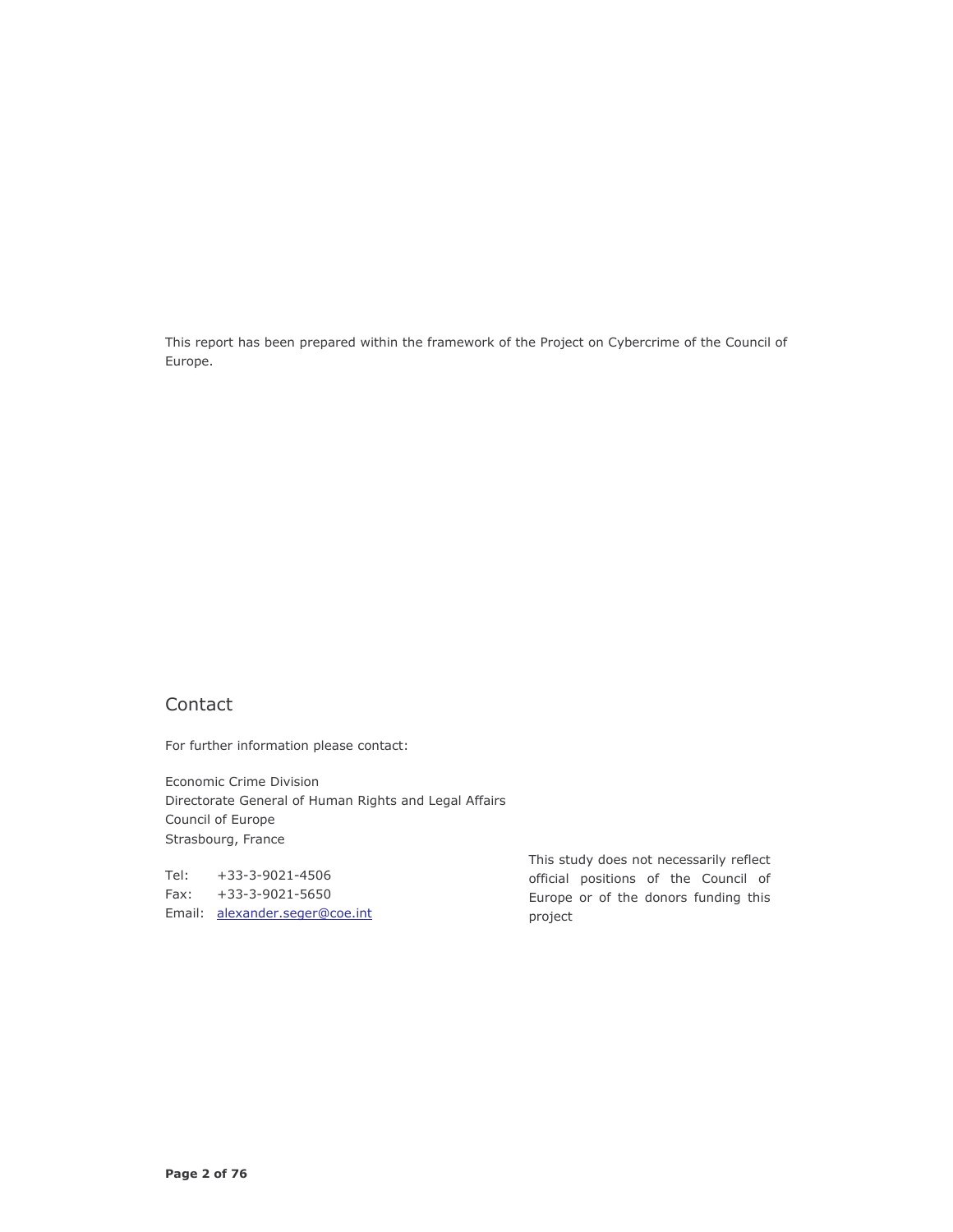This report has been prepared within the framework of the Project on Cybercrime of the Council of Europe.

## Contact

For further information please contact:

Economic Crime Division
Directorate General of Human Rights and Legal Affairs
Council of Europe
Strasbourg, France

Tel: +33-3-9021-4506
Fax: +33-3-9021-5650
Email: alexander.seger@coe.int

This study does not necessarily reflect official positions of the Council of Europe or of the donors funding this project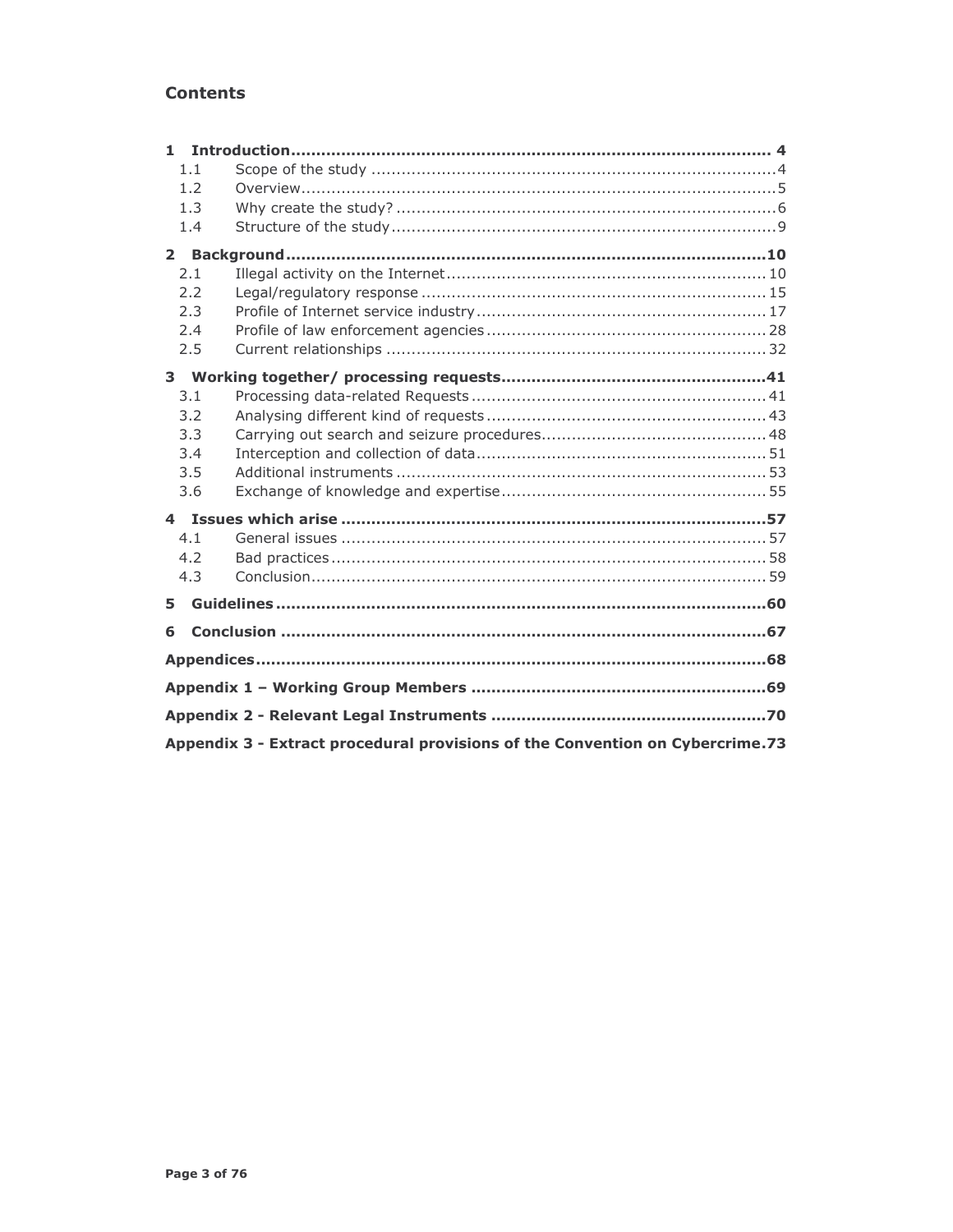## Contents

- **1 Introduction** ... **4**
  - 1.1 Scope of the study ... 4
  - 1.2 Overview ... 5
  - 1.3 Why create the study? ... 6
  - 1.4 Structure of the study ... 9
- **2 Background** ... **10**
  - 2.1 Illegal activity on the Internet ... 10
  - 2.2 Legal/regulatory response ... 15
  - 2.3 Profile of Internet service industry ... 17
  - 2.4 Profile of law enforcement agencies ... 28
  - 2.5 Current relationships ... 32
- **3 Working together/ processing requests** ... **41**
  - 3.1 Processing data-related Requests ... 41
  - 3.2 Analysing different kind of requests ... 43
  - 3.3 Carrying out search and seizure procedures ... 48
  - 3.4 Interception and collection of data ... 51
  - 3.5 Additional instruments ... 53
  - 3.6 Exchange of knowledge and expertise ... 55
- **4 Issues which arise** ... **57**
  - 4.1 General issues ... 57
  - 4.2 Bad practices ... 58
  - 4.3 Conclusion ... 59
- **5 Guidelines** ... **60**
- **6 Conclusion** ... **67**
- **Appendices** ... **68**
- **Appendix 1 – Working Group Members** ... **69**
- **Appendix 2 - Relevant Legal Instruments** ... **70**
- **Appendix 3 - Extract procedural provisions of the Convention on Cybercrime** ... **73**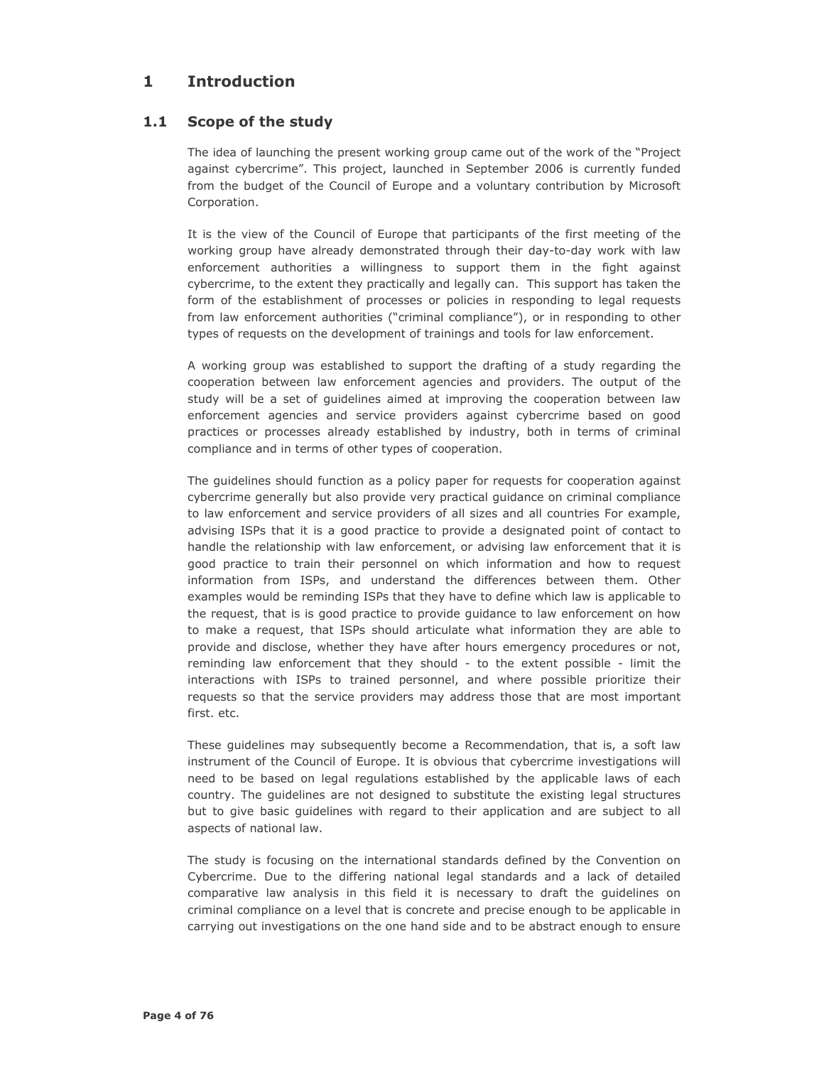# 1 Introduction

## 1.1 Scope of the study

The idea of launching the present working group came out of the work of the "Project against cybercrime". This project, launched in September 2006 is currently funded from the budget of the Council of Europe and a voluntary contribution by Microsoft Corporation.

It is the view of the Council of Europe that participants of the first meeting of the working group have already demonstrated through their day-to-day work with law enforcement authorities a willingness to support them in the fight against cybercrime, to the extent they practically and legally can. This support has taken the form of the establishment of processes or policies in responding to legal requests from law enforcement authorities ("criminal compliance"), or in responding to other types of requests on the development of trainings and tools for law enforcement.

A working group was established to support the drafting of a study regarding the cooperation between law enforcement agencies and providers. The output of the study will be a set of guidelines aimed at improving the cooperation between law enforcement agencies and service providers against cybercrime based on good practices or processes already established by industry, both in terms of criminal compliance and in terms of other types of cooperation.

The guidelines should function as a policy paper for requests for cooperation against cybercrime generally but also provide very practical guidance on criminal compliance to law enforcement and service providers of all sizes and all countries For example, advising ISPs that it is a good practice to provide a designated point of contact to handle the relationship with law enforcement, or advising law enforcement that it is good practice to train their personnel on which information and how to request information from ISPs, and understand the differences between them. Other examples would be reminding ISPs that they have to define which law is applicable to the request, that is is good practice to provide guidance to law enforcement on how to make a request, that ISPs should articulate what information they are able to provide and disclose, whether they have after hours emergency procedures or not, reminding law enforcement that they should - to the extent possible - limit the interactions with ISPs to trained personnel, and where possible prioritize their requests so that the service providers may address those that are most important first. etc.

These guidelines may subsequently become a Recommendation, that is, a soft law instrument of the Council of Europe. It is obvious that cybercrime investigations will need to be based on legal regulations established by the applicable laws of each country. The guidelines are not designed to substitute the existing legal structures but to give basic guidelines with regard to their application and are subject to all aspects of national law.

The study is focusing on the international standards defined by the Convention on Cybercrime. Due to the differing national legal standards and a lack of detailed comparative law analysis in this field it is necessary to draft the guidelines on criminal compliance on a level that is concrete and precise enough to be applicable in carrying out investigations on the one hand side and to be abstract enough to ensure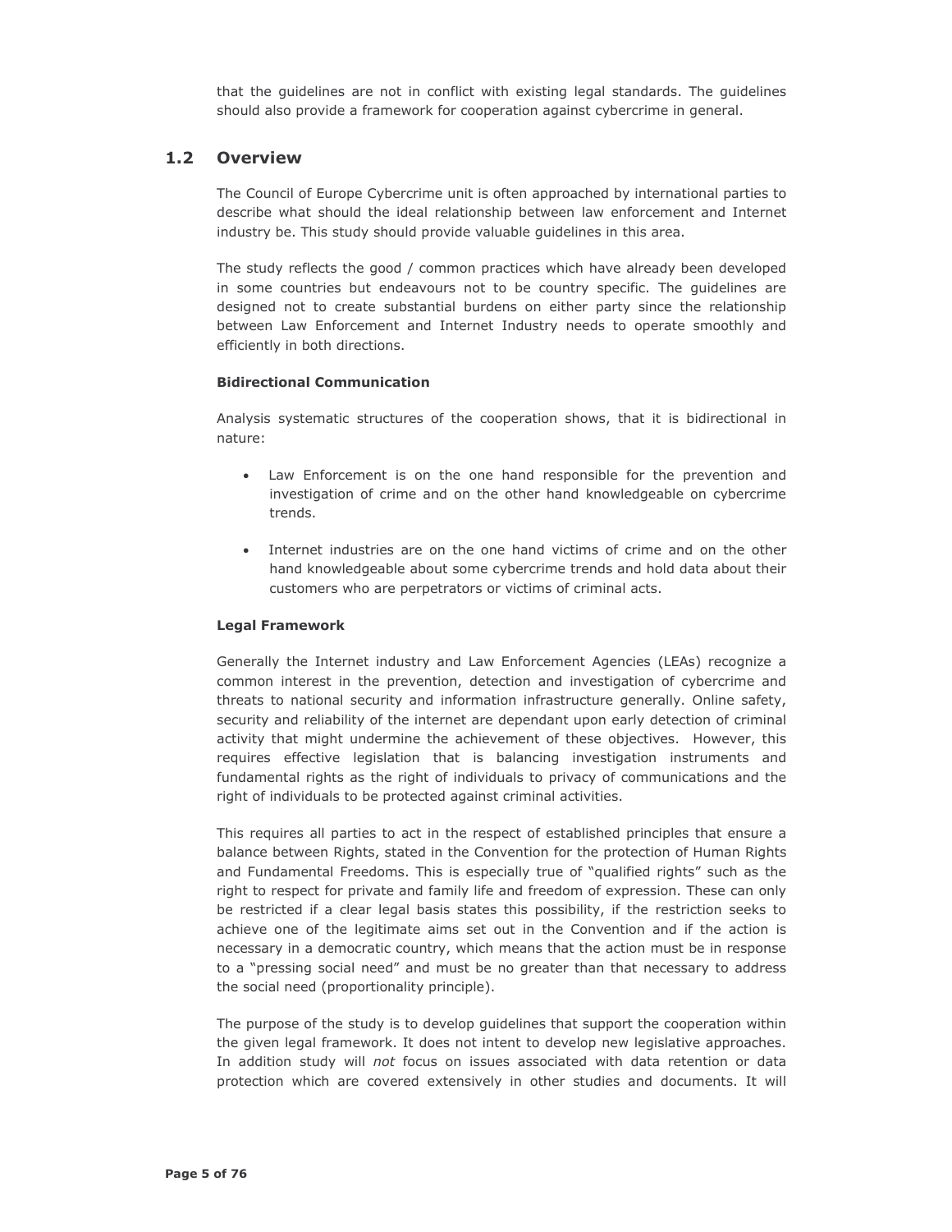that the guidelines are not in conflict with existing legal standards. The guidelines should also provide a framework for cooperation against cybercrime in general.

## 1.2 Overview

The Council of Europe Cybercrime unit is often approached by international parties to describe what should the ideal relationship between law enforcement and Internet industry be. This study should provide valuable guidelines in this area.

The study reflects the good / common practices which have already been developed in some countries but endeavours not to be country specific. The guidelines are designed not to create substantial burdens on either party since the relationship between Law Enforcement and Internet Industry needs to operate smoothly and efficiently in both directions.

**Bidirectional Communication**

Analysis systematic structures of the cooperation shows, that it is bidirectional in nature:

- Law Enforcement is on the one hand responsible for the prevention and investigation of crime and on the other hand knowledgeable on cybercrime trends.
- Internet industries are on the one hand victims of crime and on the other hand knowledgeable about some cybercrime trends and hold data about their customers who are perpetrators or victims of criminal acts.

**Legal Framework**

Generally the Internet industry and Law Enforcement Agencies (LEAs) recognize a common interest in the prevention, detection and investigation of cybercrime and threats to national security and information infrastructure generally. Online safety, security and reliability of the internet are dependant upon early detection of criminal activity that might undermine the achievement of these objectives. However, this requires effective legislation that is balancing investigation instruments and fundamental rights as the right of individuals to privacy of communications and the right of individuals to be protected against criminal activities.

This requires all parties to act in the respect of established principles that ensure a balance between Rights, stated in the Convention for the protection of Human Rights and Fundamental Freedoms. This is especially true of "qualified rights" such as the right to respect for private and family life and freedom of expression. These can only be restricted if a clear legal basis states this possibility, if the restriction seeks to achieve one of the legitimate aims set out in the Convention and if the action is necessary in a democratic country, which means that the action must be in response to a "pressing social need" and must be no greater than that necessary to address the social need (proportionality principle).

The purpose of the study is to develop guidelines that support the cooperation within the given legal framework. It does not intent to develop new legislative approaches. In addition study will *not* focus on issues associated with data retention or data protection which are covered extensively in other studies and documents. It will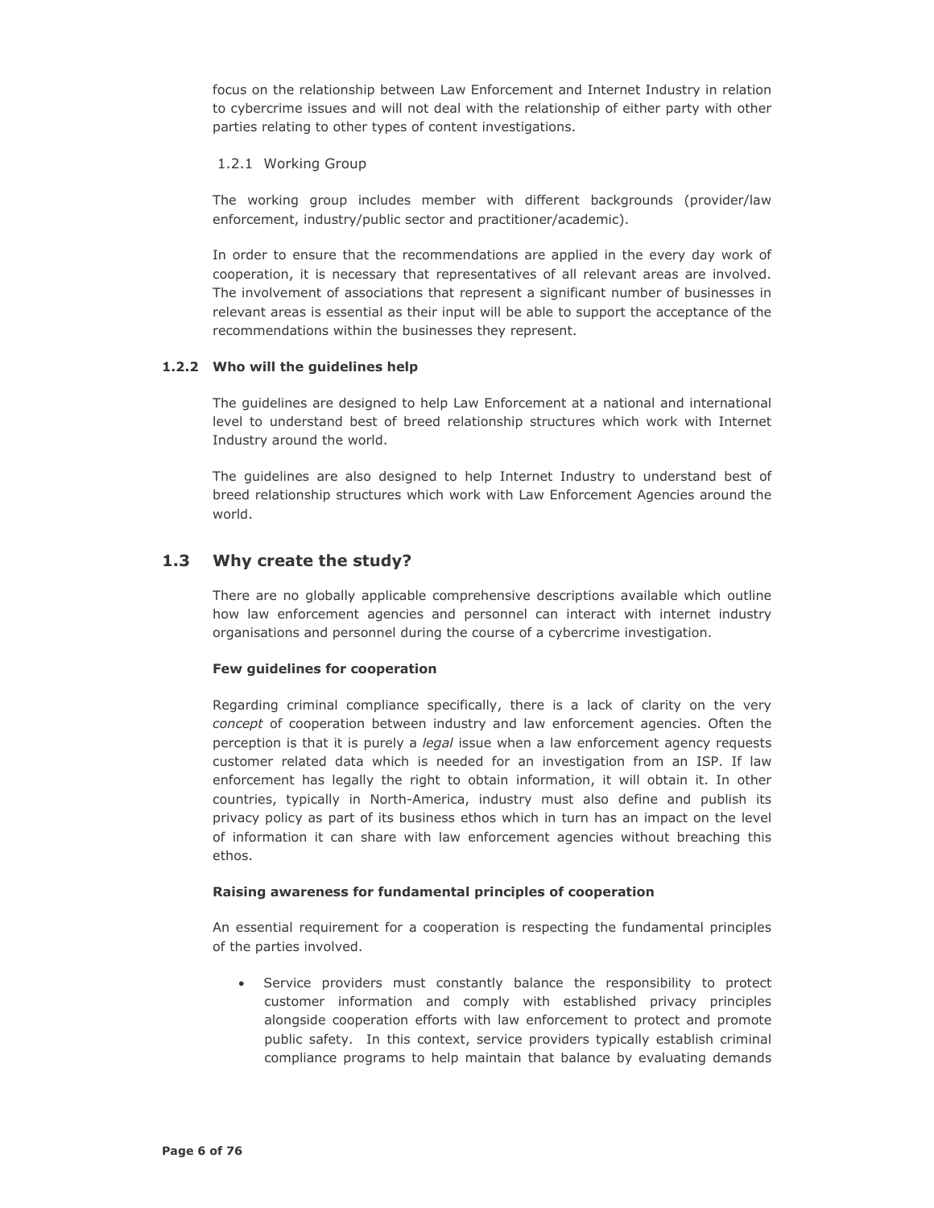focus on the relationship between Law Enforcement and Internet Industry in relation to cybercrime issues and will not deal with the relationship of either party with other parties relating to other types of content investigations.

#### 1.2.1 Working Group

The working group includes member with different backgrounds (provider/law enforcement, industry/public sector and practitioner/academic).

In order to ensure that the recommendations are applied in the every day work of cooperation, it is necessary that representatives of all relevant areas are involved. The involvement of associations that represent a significant number of businesses in relevant areas is essential as their input will be able to support the acceptance of the recommendations within the businesses they represent.

#### 1.2.2 Who will the guidelines help

The guidelines are designed to help Law Enforcement at a national and international level to understand best of breed relationship structures which work with Internet Industry around the world.

The guidelines are also designed to help Internet Industry to understand best of breed relationship structures which work with Law Enforcement Agencies around the world.

## 1.3 Why create the study?

There are no globally applicable comprehensive descriptions available which outline how law enforcement agencies and personnel can interact with internet industry organisations and personnel during the course of a cybercrime investigation.

**Few guidelines for cooperation**

Regarding criminal compliance specifically, there is a lack of clarity on the very *concept* of cooperation between industry and law enforcement agencies. Often the perception is that it is purely a *legal* issue when a law enforcement agency requests customer related data which is needed for an investigation from an ISP. If law enforcement has legally the right to obtain information, it will obtain it. In other countries, typically in North-America, industry must also define and publish its privacy policy as part of its business ethos which in turn has an impact on the level of information it can share with law enforcement agencies without breaching this ethos.

**Raising awareness for fundamental principles of cooperation**

An essential requirement for a cooperation is respecting the fundamental principles of the parties involved.

- Service providers must constantly balance the responsibility to protect customer information and comply with established privacy principles alongside cooperation efforts with law enforcement to protect and promote public safety. In this context, service providers typically establish criminal compliance programs to help maintain that balance by evaluating demands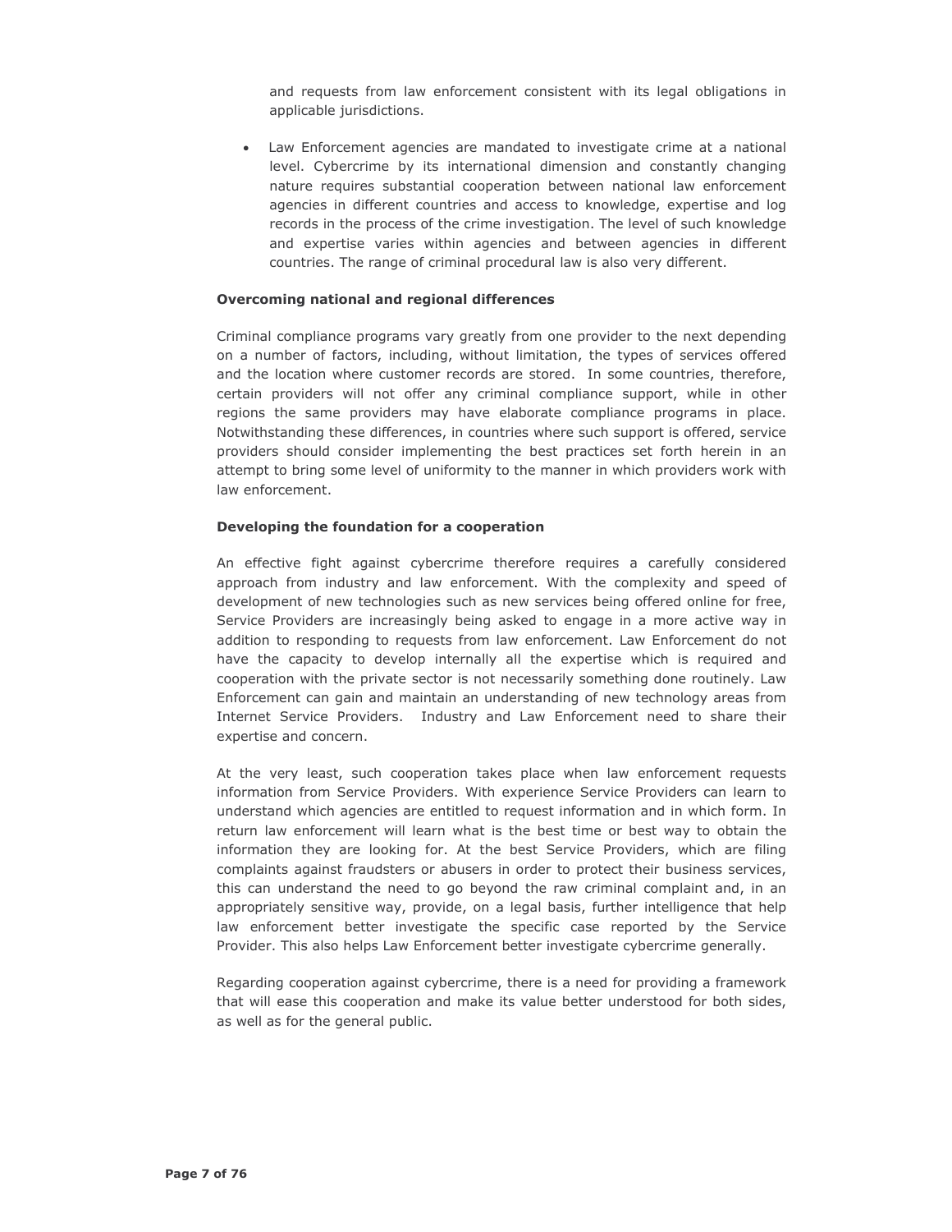and requests from law enforcement consistent with its legal obligations in applicable jurisdictions.

- Law Enforcement agencies are mandated to investigate crime at a national level. Cybercrime by its international dimension and constantly changing nature requires substantial cooperation between national law enforcement agencies in different countries and access to knowledge, expertise and log records in the process of the crime investigation. The level of such knowledge and expertise varies within agencies and between agencies in different countries. The range of criminal procedural law is also very different.

**Overcoming national and regional differences**

Criminal compliance programs vary greatly from one provider to the next depending on a number of factors, including, without limitation, the types of services offered and the location where customer records are stored. In some countries, therefore, certain providers will not offer any criminal compliance support, while in other regions the same providers may have elaborate compliance programs in place. Notwithstanding these differences, in countries where such support is offered, service providers should consider implementing the best practices set forth herein in an attempt to bring some level of uniformity to the manner in which providers work with law enforcement.

**Developing the foundation for a cooperation**

An effective fight against cybercrime therefore requires a carefully considered approach from industry and law enforcement. With the complexity and speed of development of new technologies such as new services being offered online for free, Service Providers are increasingly being asked to engage in a more active way in addition to responding to requests from law enforcement. Law Enforcement do not have the capacity to develop internally all the expertise which is required and cooperation with the private sector is not necessarily something done routinely. Law Enforcement can gain and maintain an understanding of new technology areas from Internet Service Providers. Industry and Law Enforcement need to share their expertise and concern.

At the very least, such cooperation takes place when law enforcement requests information from Service Providers. With experience Service Providers can learn to understand which agencies are entitled to request information and in which form. In return law enforcement will learn what is the best time or best way to obtain the information they are looking for. At the best Service Providers, which are filing complaints against fraudsters or abusers in order to protect their business services, this can understand the need to go beyond the raw criminal complaint and, in an appropriately sensitive way, provide, on a legal basis, further intelligence that help law enforcement better investigate the specific case reported by the Service Provider. This also helps Law Enforcement better investigate cybercrime generally.

Regarding cooperation against cybercrime, there is a need for providing a framework that will ease this cooperation and make its value better understood for both sides, as well as for the general public.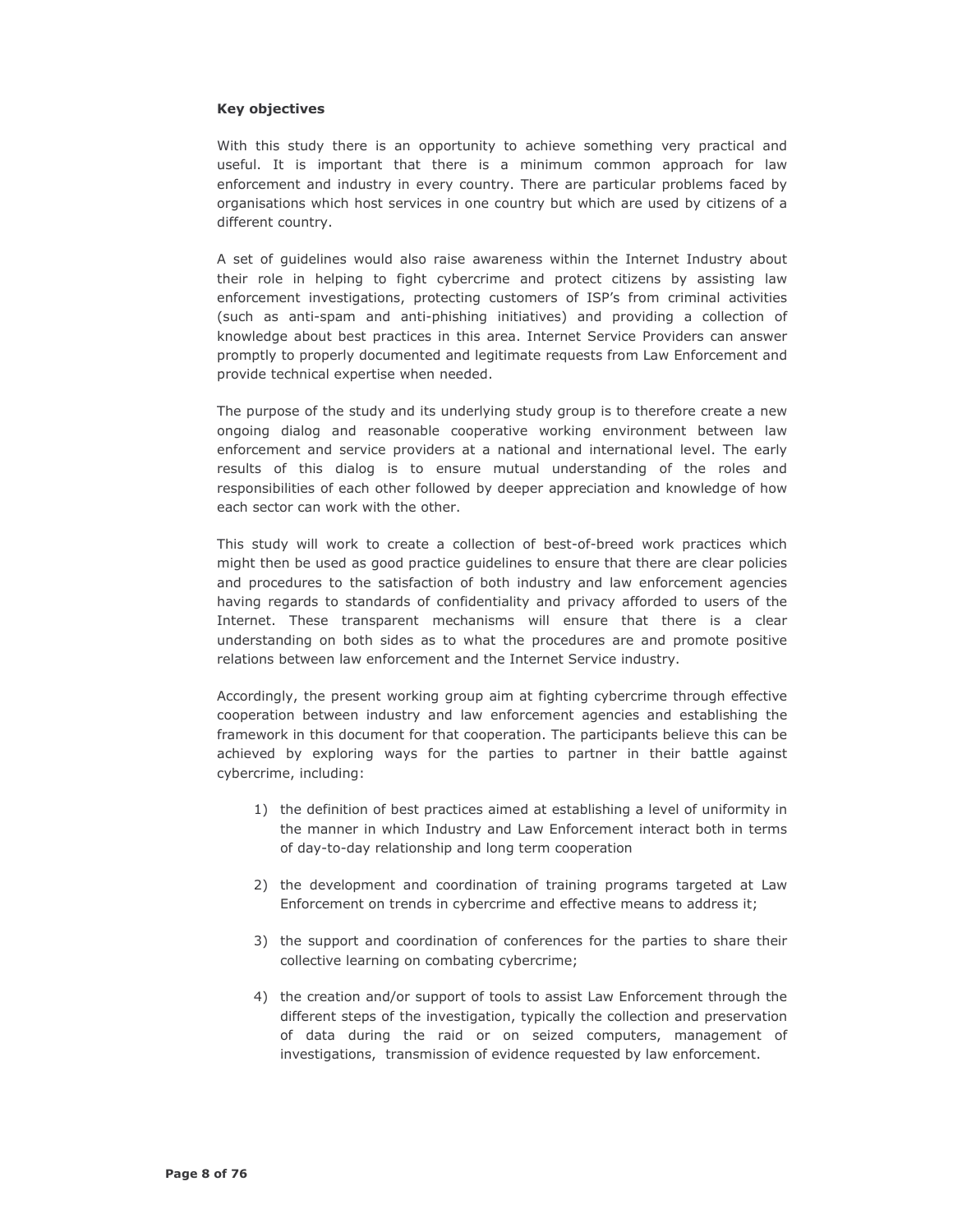**Key objectives**

With this study there is an opportunity to achieve something very practical and useful. It is important that there is a minimum common approach for law enforcement and industry in every country. There are particular problems faced by organisations which host services in one country but which are used by citizens of a different country.

A set of guidelines would also raise awareness within the Internet Industry about their role in helping to fight cybercrime and protect citizens by assisting law enforcement investigations, protecting customers of ISP's from criminal activities (such as anti-spam and anti-phishing initiatives) and providing a collection of knowledge about best practices in this area. Internet Service Providers can answer promptly to properly documented and legitimate requests from Law Enforcement and provide technical expertise when needed.

The purpose of the study and its underlying study group is to therefore create a new ongoing dialog and reasonable cooperative working environment between law enforcement and service providers at a national and international level. The early results of this dialog is to ensure mutual understanding of the roles and responsibilities of each other followed by deeper appreciation and knowledge of how each sector can work with the other.

This study will work to create a collection of best-of-breed work practices which might then be used as good practice guidelines to ensure that there are clear policies and procedures to the satisfaction of both industry and law enforcement agencies having regards to standards of confidentiality and privacy afforded to users of the Internet. These transparent mechanisms will ensure that there is a clear understanding on both sides as to what the procedures are and promote positive relations between law enforcement and the Internet Service industry.

Accordingly, the present working group aim at fighting cybercrime through effective cooperation between industry and law enforcement agencies and establishing the framework in this document for that cooperation. The participants believe this can be achieved by exploring ways for the parties to partner in their battle against cybercrime, including:

1) the definition of best practices aimed at establishing a level of uniformity in the manner in which Industry and Law Enforcement interact both in terms of day-to-day relationship and long term cooperation

2) the development and coordination of training programs targeted at Law Enforcement on trends in cybercrime and effective means to address it;

3) the support and coordination of conferences for the parties to share their collective learning on combating cybercrime;

4) the creation and/or support of tools to assist Law Enforcement through the different steps of the investigation, typically the collection and preservation of data during the raid or on seized computers, management of investigations, transmission of evidence requested by law enforcement.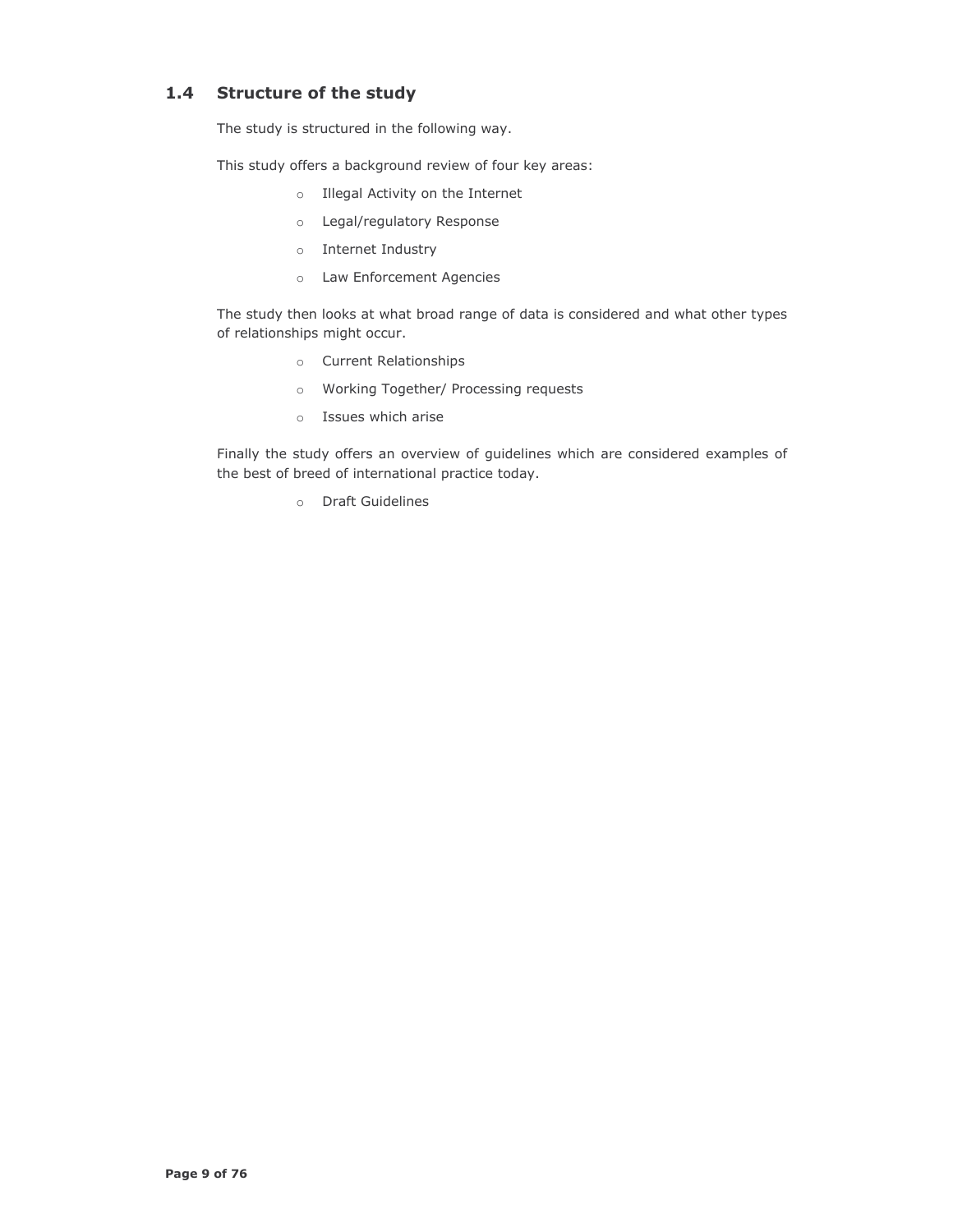## 1.4 Structure of the study

The study is structured in the following way.

This study offers a background review of four key areas:

- Illegal Activity on the Internet
- Legal/regulatory Response
- Internet Industry
- Law Enforcement Agencies

The study then looks at what broad range of data is considered and what other types of relationships might occur.

- Current Relationships
- Working Together/ Processing requests
- Issues which arise

Finally the study offers an overview of guidelines which are considered examples of the best of breed of international practice today.

- Draft Guidelines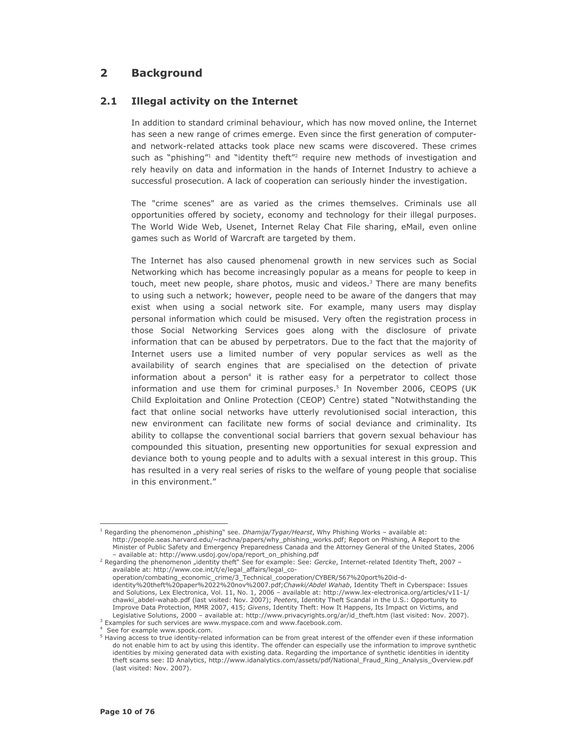# 2 Background

## 2.1 Illegal activity on the Internet

In addition to standard criminal behaviour, which has now moved online, the Internet has seen a new range of crimes emerge. Even since the first generation of computer- and network-related attacks took place new scams were discovered. These crimes such as "phishing"[1] and "identity theft"[2] require new methods of investigation and rely heavily on data and information in the hands of Internet Industry to achieve a successful prosecution. A lack of cooperation can seriously hinder the investigation.

The "crime scenes" are as varied as the crimes themselves. Criminals use all opportunities offered by society, economy and technology for their illegal purposes. The World Wide Web, Usenet, Internet Relay Chat File sharing, eMail, even online games such as World of Warcraft are targeted by them.

The Internet has also caused phenomenal growth in new services such as Social Networking which has become increasingly popular as a means for people to keep in touch, meet new people, share photos, music and videos.[3] There are many benefits to using such a network; however, people need to be aware of the dangers that may exist when using a social network site. For example, many users may display personal information which could be misused. Very often the registration process in those Social Networking Services goes along with the disclosure of private information that can be abused by perpetrators. Due to the fact that the majority of Internet users use a limited number of very popular services as well as the availability of search engines that are specialised on the detection of private information about a person[4] it is rather easy for a perpetrator to collect those information and use them for criminal purposes.[5] In November 2006, CEOPS (UK Child Exploitation and Online Protection (CEOP) Centre) stated "Notwithstanding the fact that online social networks have utterly revolutionised social interaction, this new environment can facilitate new forms of social deviance and criminality. Its ability to collapse the conventional social barriers that govern sexual behaviour has compounded this situation, presenting new opportunities for sexual expression and deviance both to young people and to adults with a sexual interest in this group. This has resulted in a very real series of risks to the welfare of young people that socialise in this environment."

---

[1] Regarding the phenomenon „phishing" see. *Dhamija/Tygar/Hearst*, Why Phishing Works – available at: http://people.seas.harvard.edu/~rachna/papers/why_phishing_works.pdf; Report on Phishing, A Report to the Minister of Public Safety and Emergency Preparedness Canada and the Attorney General of the United States, 2006 – available at: http://www.usdoj.gov/opa/report_on_phishing.pdf

[2] Regarding the phenomenon „identity theft" See for example: See: *Gercke*, Internet-related Identity Theft, 2007 – available at: http://www.coe.int/t/e/legal_affairs/legal_co-operation/combating_economic_crime/3_Technical_cooperation/CYBER/567%20port%20id-d-identity%20theft%20paper%2022%20nov%2007.pdf;*Chawki/Abdel Wahab*, Identity Theft in Cyberspace: Issues and Solutions, Lex Electronica, Vol. 11, No. 1, 2006 – available at: http://www.lex-electronica.org/articles/v11-1/chawki_abdel-wahab.pdf (last visited: Nov. 2007); *Peeters*, Identity Theft Scandal in the U.S.: Opportunity to Improve Data Protection, MMR 2007, 415; *Givens*, Identity Theft: How It Happens, Its Impact on Victims, and Legislative Solutions, 2000 – available at: http://www.privacyrights.org/ar/id_theft.htm (last visited: Nov. 2007).

[3] Examples for such services are www.myspace.com and www.facebook.com.

[4] See for example www.spock.com.

[5] Having access to true identity-related information can be from great interest of the offender even if these information do not enable him to act by using this identity. The offender can especially use the information to improve synthetic identities by mixing generated data with existing data. Regarding the importance of synthetic identities in identity theft scams see: ID Analytics, http://www.idanalytics.com/assets/pdf/National_Fraud_Ring_Analysis_Overview.pdf (last visited: Nov. 2007).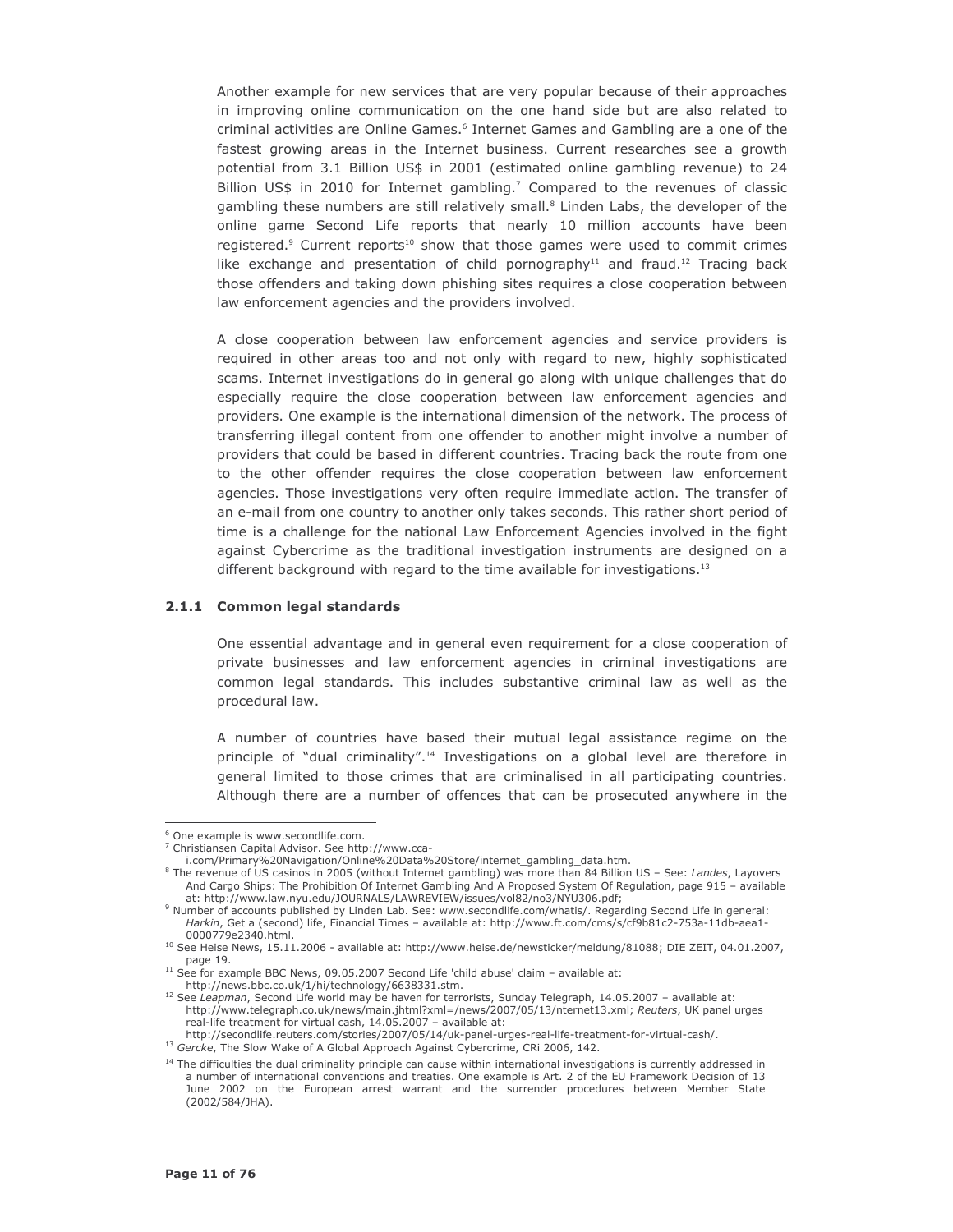Another example for new services that are very popular because of their approaches in improving online communication on the one hand side but are also related to criminal activities are Online Games.[6] Internet Games and Gambling are a one of the fastest growing areas in the Internet business. Current researches see a growth potential from 3.1 Billion US$ in 2001 (estimated online gambling revenue) to 24 Billion US$ in 2010 for Internet gambling.[7] Compared to the revenues of classic gambling these numbers are still relatively small.[8] Linden Labs, the developer of the online game Second Life reports that nearly 10 million accounts have been registered.[9] Current reports[10] show that those games were used to commit crimes like exchange and presentation of child pornography[11] and fraud.[12] Tracing back those offenders and taking down phishing sites requires a close cooperation between law enforcement agencies and the providers involved.

A close cooperation between law enforcement agencies and service providers is required in other areas too and not only with regard to new, highly sophisticated scams. Internet investigations do in general go along with unique challenges that do especially require the close cooperation between law enforcement agencies and providers. One example is the international dimension of the network. The process of transferring illegal content from one offender to another might involve a number of providers that could be based in different countries. Tracing back the route from one to the other offender requires the close cooperation between law enforcement agencies. Those investigations very often require immediate action. The transfer of an e-mail from one country to another only takes seconds. This rather short period of time is a challenge for the national Law Enforcement Agencies involved in the fight against Cybercrime as the traditional investigation instruments are designed on a different background with regard to the time available for investigations.[13]

### 2.1.1 Common legal standards

One essential advantage and in general even requirement for a close cooperation of private businesses and law enforcement agencies in criminal investigations are common legal standards. This includes substantive criminal law as well as the procedural law.

A number of countries have based their mutual legal assistance regime on the principle of "dual criminality".[14] Investigations on a global level are therefore in general limited to those crimes that are criminalised in all participating countries. Although there are a number of offences that can be prosecuted anywhere in the

---

[6] One example is www.secondlife.com.

[7] Christiansen Capital Advisor. See http://www.cca-i.com/Primary%20Navigation/Online%20Data%20Store/internet_gambling_data.htm.

[8] The revenue of US casinos in 2005 (without Internet gambling) was more than 84 Billion US – See: *Landes*, Layovers And Cargo Ships: The Prohibition Of Internet Gambling And A Proposed System Of Regulation, page 915 – available at: http://www.law.nyu.edu/JOURNALS/LAWREVIEW/issues/vol82/no3/NYU306.pdf;

[9] Number of accounts published by Linden Lab. See: www.secondlife.com/whatis/. Regarding Second Life in general: *Harkin*, Get a (second) life, Financial Times – available at: http://www.ft.com/cms/s/cf9b81c2-753a-11db-aea1-0000779e2340.html.

[10] See Heise News, 15.11.2006 - available at: http://www.heise.de/newsticker/meldung/81088; DIE ZEIT, 04.01.2007, page 19.

[11] See for example BBC News, 09.05.2007 Second Life 'child abuse' claim – available at: http://news.bbc.co.uk/1/hi/technology/6638331.stm.

[12] See *Leapman*, Second Life world may be haven for terrorists, Sunday Telegraph, 14.05.2007 – available at: http://www.telegraph.co.uk/news/main.jhtml?xml=/news/2007/05/13/nternet13.xml; *Reuters*, UK panel urges real-life treatment for virtual cash, 14.05.2007 – available at: http://secondlife.reuters.com/stories/2007/05/14/uk-panel-urges-real-life-treatment-for-virtual-cash/.

[13] *Gercke*, The Slow Wake of A Global Approach Against Cybercrime, CRi 2006, 142.

[14] The difficulties the dual criminality principle can cause within international investigations is currently addressed in a number of international conventions and treaties. One example is Art. 2 of the EU Framework Decision of 13 June 2002 on the European arrest warrant and the surrender procedures between Member State (2002/584/JHA).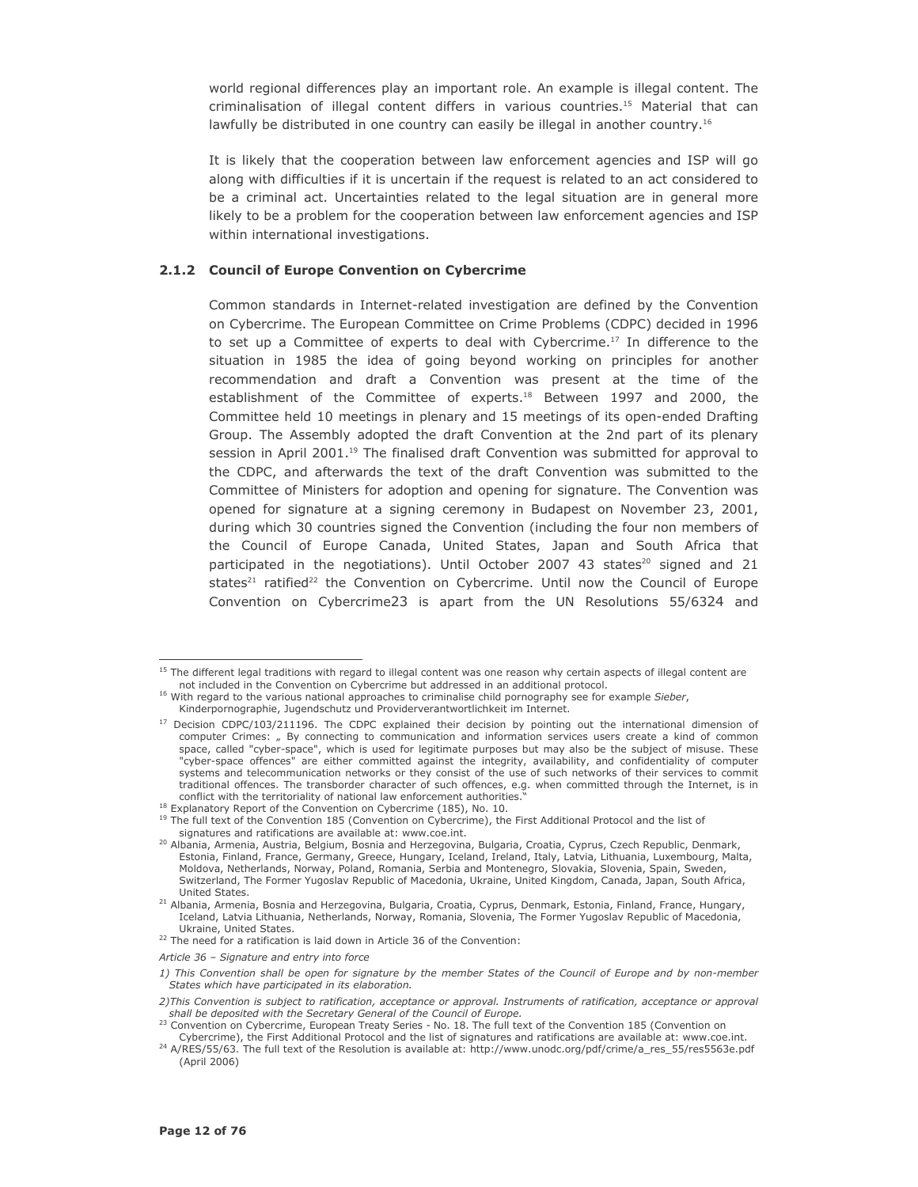world regional differences play an important role. An example is illegal content. The criminalisation of illegal content differs in various countries.[15] Material that can lawfully be distributed in one country can easily be illegal in another country.[16]

It is likely that the cooperation between law enforcement agencies and ISP will go along with difficulties if it is uncertain if the request is related to an act considered to be a criminal act. Uncertainties related to the legal situation are in general more likely to be a problem for the cooperation between law enforcement agencies and ISP within international investigations.

### 2.1.2 Council of Europe Convention on Cybercrime

Common standards in Internet-related investigation are defined by the Convention on Cybercrime. The European Committee on Crime Problems (CDPC) decided in 1996 to set up a Committee of experts to deal with Cybercrime.[17] In difference to the situation in 1985 the idea of going beyond working on principles for another recommendation and draft a Convention was present at the time of the establishment of the Committee of experts.[18] Between 1997 and 2000, the Committee held 10 meetings in plenary and 15 meetings of its open-ended Drafting Group. The Assembly adopted the draft Convention at the 2nd part of its plenary session in April 2001.[19] The finalised draft Convention was submitted for approval to the CDPC, and afterwards the text of the draft Convention was submitted to the Committee of Ministers for adoption and opening for signature. The Convention was opened for signature at a signing ceremony in Budapest on November 23, 2001, during which 30 countries signed the Convention (including the four non members of the Council of Europe Canada, United States, Japan and South Africa that participated in the negotiations). Until October 2007 43 states[20] signed and 21 states[21] ratified[22] the Convention on Cybercrime. Until now the Council of Europe Convention on Cybercrime23 is apart from the UN Resolutions 55/6324 and

---

[15] The different legal traditions with regard to illegal content was one reason why certain aspects of illegal content are not included in the Convention on Cybercrime but addressed in an additional protocol.

[16] With regard to the various national approaches to criminalise child pornography see for example *Sieber*, Kinderpornographie, Jugendschutz und Providerverantwortlichkeit im Internet.

[17] Decision CDPC/103/211196. The CDPC explained their decision by pointing out the international dimension of computer Crimes: „ By connecting to communication and information services users create a kind of common space, called "cyber-space", which is used for legitimate purposes but may also be the subject of misuse. These "cyber-space offences" are either committed against the integrity, availability, and confidentiality of computer systems and telecommunication networks or they consist of the use of such networks of their services to commit traditional offences. The transborder character of such offences, e.g. when committed through the Internet, is in conflict with the territoriality of national law enforcement authorities."

[18] Explanatory Report of the Convention on Cybercrime (185), No. 10.

[19] The full text of the Convention 185 (Convention on Cybercrime), the First Additional Protocol and the list of signatures and ratifications are available at: www.coe.int.

[20] Albania, Armenia, Austria, Belgium, Bosnia and Herzegovina, Bulgaria, Croatia, Cyprus, Czech Republic, Denmark, Estonia, Finland, France, Germany, Greece, Hungary, Iceland, Ireland, Italy, Latvia, Lithuania, Luxembourg, Malta, Moldova, Netherlands, Norway, Poland, Romania, Serbia and Montenegro, Slovakia, Slovenia, Spain, Sweden, Switzerland, The Former Yugoslav Republic of Macedonia, Ukraine, United Kingdom, Canada, Japan, South Africa, United States.

[21] Albania, Armenia, Bosnia and Herzegovina, Bulgaria, Croatia, Cyprus, Denmark, Estonia, Finland, France, Hungary, Iceland, Latvia Lithuania, Netherlands, Norway, Romania, Slovenia, The Former Yugoslav Republic of Macedonia, Ukraine, United States.

[22] The need for a ratification is laid down in Article 36 of the Convention:

*Article 36 – Signature and entry into force*

*1) This Convention shall be open for signature by the member States of the Council of Europe and by non-member States which have participated in its elaboration.*

*2)This Convention is subject to ratification, acceptance or approval. Instruments of ratification, acceptance or approval shall be deposited with the Secretary General of the Council of Europe.*

[23] Convention on Cybercrime, European Treaty Series - No. 18. The full text of the Convention 185 (Convention on Cybercrime), the First Additional Protocol and the list of signatures and ratifications are available at: www.coe.int.

[24] A/RES/55/63. The full text of the Resolution is available at: http://www.unodc.org/pdf/crime/a_res_55/res5563e.pdf (April 2006)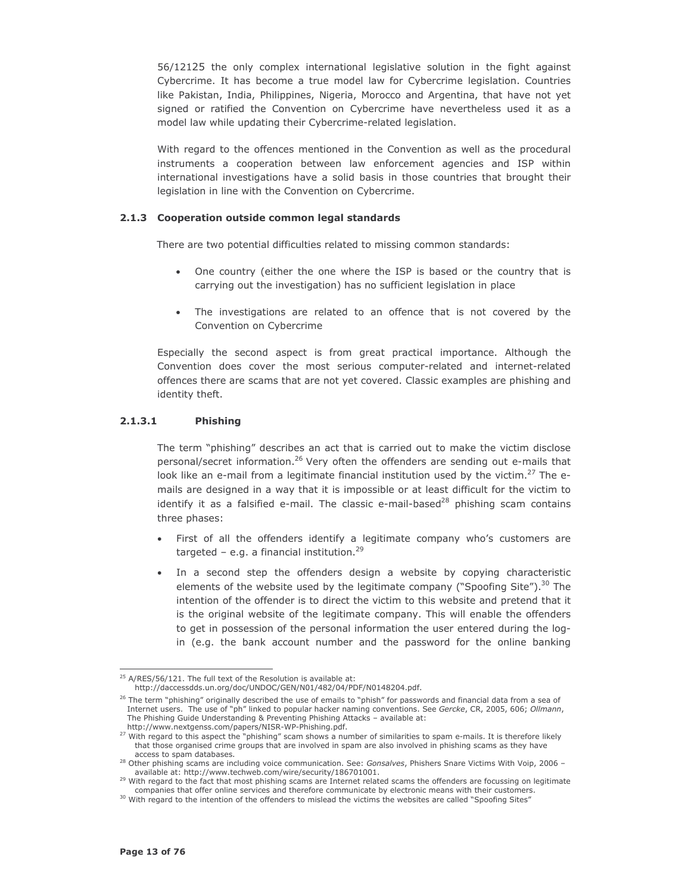56/121[25] the only complex international legislative solution in the fight against Cybercrime. It has become a true model law for Cybercrime legislation. Countries like Pakistan, India, Philippines, Nigeria, Morocco and Argentina, that have not yet signed or ratified the Convention on Cybercrime have nevertheless used it as a model law while updating their Cybercrime-related legislation.

With regard to the offences mentioned in the Convention as well as the procedural instruments a cooperation between law enforcement agencies and ISP within international investigations have a solid basis in those countries that brought their legislation in line with the Convention on Cybercrime.

#### 2.1.3 Cooperation outside common legal standards

There are two potential difficulties related to missing common standards:

- One country (either the one where the ISP is based or the country that is carrying out the investigation) has no sufficient legislation in place
- The investigations are related to an offence that is not covered by the Convention on Cybercrime

Especially the second aspect is from great practical importance. Although the Convention does cover the most serious computer-related and internet-related offences there are scams that are not yet covered. Classic examples are phishing and identity theft.

##### 2.1.3.1 Phishing

The term "phishing" describes an act that is carried out to make the victim disclose personal/secret information.[26] Very often the offenders are sending out e-mails that look like an e-mail from a legitimate financial institution used by the victim.[27] The e-mails are designed in a way that it is impossible or at least difficult for the victim to identify it as a falsified e-mail. The classic e-mail-based[28] phishing scam contains three phases:

- First of all the offenders identify a legitimate company who's customers are targeted – e.g. a financial institution.[29]
- In a second step the offenders design a website by copying characteristic elements of the website used by the legitimate company ("Spoofing Site").[30] The intention of the offender is to direct the victim to this website and pretend that it is the original website of the legitimate company. This will enable the offenders to get in possession of the personal information the user entered during the log-in (e.g. the bank account number and the password for the online banking

---

[25] A/RES/56/121. The full text of the Resolution is available at: http://daccessdds.un.org/doc/UNDOC/GEN/N01/482/04/PDF/N0148204.pdf.

[26] The term "phishing" originally described the use of emails to "phish" for passwords and financial data from a sea of Internet users. The use of "ph" linked to popular hacker naming conventions. See *Gercke*, CR, 2005, 606; *Ollmann*, The Phishing Guide Understanding & Preventing Phishing Attacks – available at: http://www.nextgenss.com/papers/NISR-WP-Phishing.pdf.

[27] With regard to this aspect the "phishing" scam shows a number of similarities to spam e-mails. It is therefore likely that those organised crime groups that are involved in spam are also involved in phishing scams as they have access to spam databases.

[28] Other phishing scams are including voice communication. See: *Gonsalves*, Phishers Snare Victims With Voip, 2006 – available at: http://www.techweb.com/wire/security/186701001.

[29] With regard to the fact that most phishing scams are Internet related scams the offenders are focussing on legitimate companies that offer online services and therefore communicate by electronic means with their customers.

[30] With regard to the intention of the offenders to mislead the victims the websites are called "Spoofing Sites"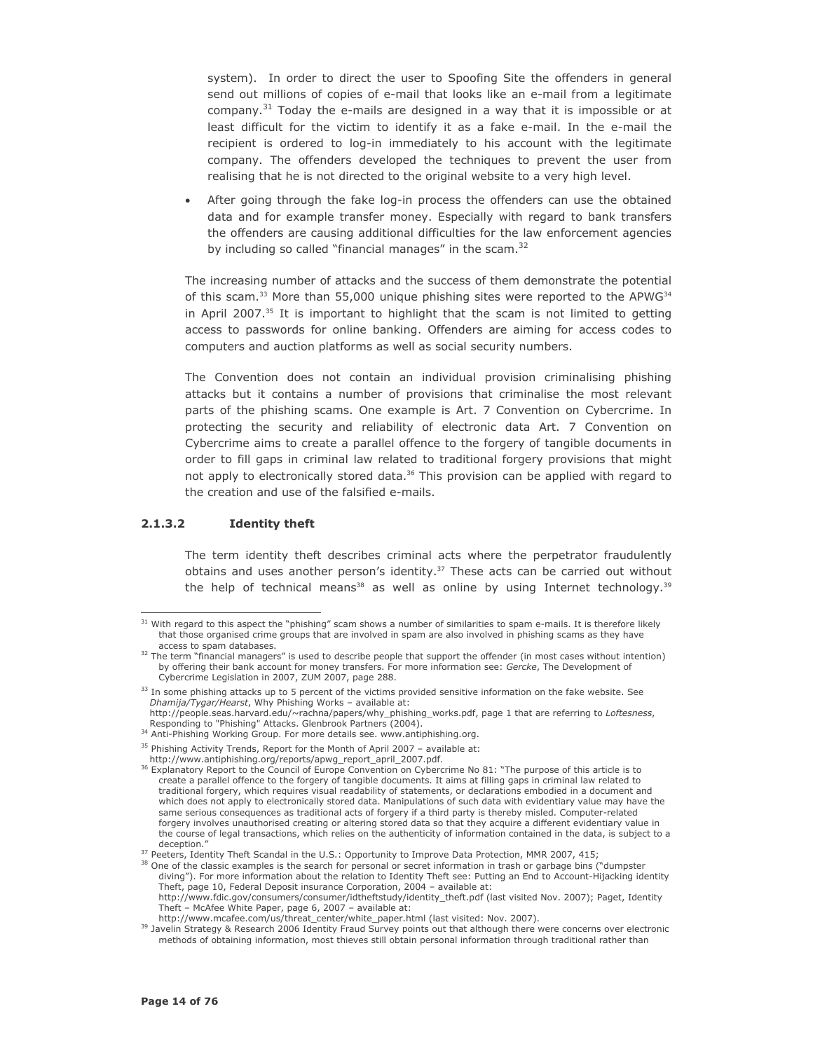system). In order to direct the user to Spoofing Site the offenders in general send out millions of copies of e-mail that looks like an e-mail from a legitimate company.[31] Today the e-mails are designed in a way that it is impossible or at least difficult for the victim to identify it as a fake e-mail. In the e-mail the recipient is ordered to log-in immediately to his account with the legitimate company. The offenders developed the techniques to prevent the user from realising that he is not directed to the original website to a very high level.

- After going through the fake log-in process the offenders can use the obtained data and for example transfer money. Especially with regard to bank transfers the offenders are causing additional difficulties for the law enforcement agencies by including so called "financial manages" in the scam.[32]

The increasing number of attacks and the success of them demonstrate the potential of this scam.[33] More than 55,000 unique phishing sites were reported to the APWG[34] in April 2007.[35] It is important to highlight that the scam is not limited to getting access to passwords for online banking. Offenders are aiming for access codes to computers and auction platforms as well as social security numbers.

The Convention does not contain an individual provision criminalising phishing attacks but it contains a number of provisions that criminalise the most relevant parts of the phishing scams. One example is Art. 7 Convention on Cybercrime. In protecting the security and reliability of electronic data Art. 7 Convention on Cybercrime aims to create a parallel offence to the forgery of tangible documents in order to fill gaps in criminal law related to traditional forgery provisions that might not apply to electronically stored data.[36] This provision can be applied with regard to the creation and use of the falsified e-mails.

#### 2.1.3.2 Identity theft

The term identity theft describes criminal acts where the perpetrator fraudulently obtains and uses another person's identity.[37] These acts can be carried out without the help of technical means[38] as well as online by using Internet technology.[39]

---

[31] With regard to this aspect the "phishing" scam shows a number of similarities to spam e-mails. It is therefore likely that those organised crime groups that are involved in spam are also involved in phishing scams as they have access to spam databases.

[32] The term "financial managers" is used to describe people that support the offender (in most cases without intention) by offering their bank account for money transfers. For more information see: *Gercke*, The Development of Cybercrime Legislation in 2007, ZUM 2007, page 288.

[33] In some phishing attacks up to 5 percent of the victims provided sensitive information on the fake website. See *Dhamija/Tygar/Hearst*, Why Phishing Works – available at: http://people.seas.harvard.edu/~rachna/papers/why_phishing_works.pdf, page 1 that are referring to *Loftesness*, Responding to "Phishing" Attacks. Glenbrook Partners (2004).

[34] Anti-Phishing Working Group. For more details see. www.antiphishing.org.

[35] Phishing Activity Trends, Report for the Month of April 2007 – available at: http://www.antiphishing.org/reports/apwg_report_april_2007.pdf.

[36] Explanatory Report to the Council of Europe Convention on Cybercrime No 81: "The purpose of this article is to create a parallel offence to the forgery of tangible documents. It aims at filling gaps in criminal law related to traditional forgery, which requires visual readability of statements, or declarations embodied in a document and which does not apply to electronically stored data. Manipulations of such data with evidentiary value may have the same serious consequences as traditional acts of forgery if a third party is thereby misled. Computer-related forgery involves unauthorised creating or altering stored data so that they acquire a different evidentiary value in the course of legal transactions, which relies on the authenticity of information contained in the data, is subject to a deception."

[37] Peeters, Identity Theft Scandal in the U.S.: Opportunity to Improve Data Protection, MMR 2007, 415;

[38] One of the classic examples is the search for personal or secret information in trash or garbage bins ("dumpster diving"). For more information about the relation to Identity Theft see: Putting an End to Account-Hijacking identity Theft, page 10, Federal Deposit insurance Corporation, 2004 – available at: http://www.fdic.gov/consumers/consumer/idtheftstudy/identity_theft.pdf (last visited Nov. 2007); Paget, Identity Theft – McAfee White Paper, page 6, 2007 – available at: http://www.mcafee.com/us/threat_center/white_paper.html (last visited: Nov. 2007).

[39] Javelin Strategy & Research 2006 Identity Fraud Survey points out that although there were concerns over electronic methods of obtaining information, most thieves still obtain personal information through traditional rather than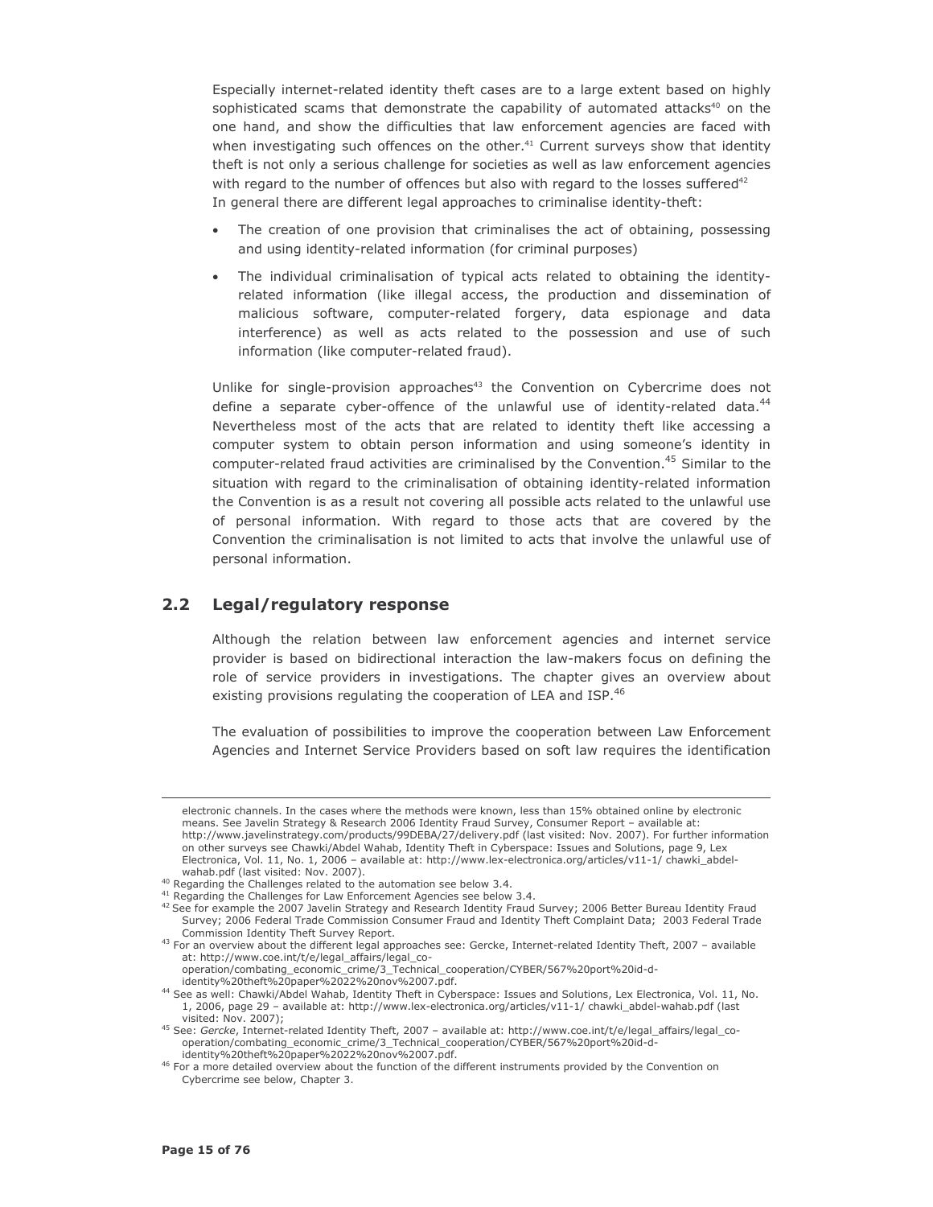Especially internet-related identity theft cases are to a large extent based on highly sophisticated scams that demonstrate the capability of automated attacks[40] on the one hand, and show the difficulties that law enforcement agencies are faced with when investigating such offences on the other.[41] Current surveys show that identity theft is not only a serious challenge for societies as well as law enforcement agencies with regard to the number of offences but also with regard to the losses suffered[42]
In general there are different legal approaches to criminalise identity-theft:

- The creation of one provision that criminalises the act of obtaining, possessing and using identity-related information (for criminal purposes)
- The individual criminalisation of typical acts related to obtaining the identity-related information (like illegal access, the production and dissemination of malicious software, computer-related forgery, data espionage and data interference) as well as acts related to the possession and use of such information (like computer-related fraud).

Unlike for single-provision approaches[43] the Convention on Cybercrime does not define a separate cyber-offence of the unlawful use of identity-related data.[44] Nevertheless most of the acts that are related to identity theft like accessing a computer system to obtain person information and using someone's identity in computer-related fraud activities are criminalised by the Convention.[45] Similar to the situation with regard to the criminalisation of obtaining identity-related information the Convention is as a result not covering all possible acts related to the unlawful use of personal information. With regard to those acts that are covered by the Convention the criminalisation is not limited to acts that involve the unlawful use of personal information.

## 2.2 Legal/regulatory response

Although the relation between law enforcement agencies and internet service provider is based on bidirectional interaction the law-makers focus on defining the role of service providers in investigations. The chapter gives an overview about existing provisions regulating the cooperation of LEA and ISP.[46]

The evaluation of possibilities to improve the cooperation between Law Enforcement Agencies and Internet Service Providers based on soft law requires the identification

---

electronic channels. In the cases where the methods were known, less than 15% obtained online by electronic means. See Javelin Strategy & Research 2006 Identity Fraud Survey, Consumer Report – available at: http://www.javelinstrategy.com/products/99DEBA/27/delivery.pdf (last visited: Nov. 2007). For further information on other surveys see Chawki/Abdel Wahab, Identity Theft in Cyberspace: Issues and Solutions, page 9, Lex Electronica, Vol. 11, No. 1, 2006 – available at: http://www.lex-electronica.org/articles/v11-1/ chawki_abdel-wahab.pdf (last visited: Nov. 2007).

[40] Regarding the Challenges related to the automation see below 3.4.

[41] Regarding the Challenges for Law Enforcement Agencies see below 3.4.

[42] See for example the 2007 Javelin Strategy and Research Identity Fraud Survey; 2006 Better Bureau Identity Fraud Survey; 2006 Federal Trade Commission Consumer Fraud and Identity Theft Complaint Data; 2003 Federal Trade Commission Identity Theft Survey Report.

[43] For an overview about the different legal approaches see: Gercke, Internet-related Identity Theft, 2007 – available at: http://www.coe.int/t/e/legal_affairs/legal_co-operation/combating_economic_crime/3_Technical_cooperation/CYBER/567%20port%20id-d-identity%20theft%20paper%2022%20nov%2007.pdf.

[44] See as well: Chawki/Abdel Wahab, Identity Theft in Cyberspace: Issues and Solutions, Lex Electronica, Vol. 11, No. 1, 2006, page 29 – available at: http://www.lex-electronica.org/articles/v11-1/ chawki_abdel-wahab.pdf (last visited: Nov. 2007);

[45] See: *Gercke*, Internet-related Identity Theft, 2007 – available at: http://www.coe.int/t/e/legal_affairs/legal_co-operation/combating_economic_crime/3_Technical_cooperation/CYBER/567%20port%20id-d-identity%20theft%20paper%2022%20nov%2007.pdf.

[46] For a more detailed overview about the function of the different instruments provided by the Convention on Cybercrime see below, Chapter 3.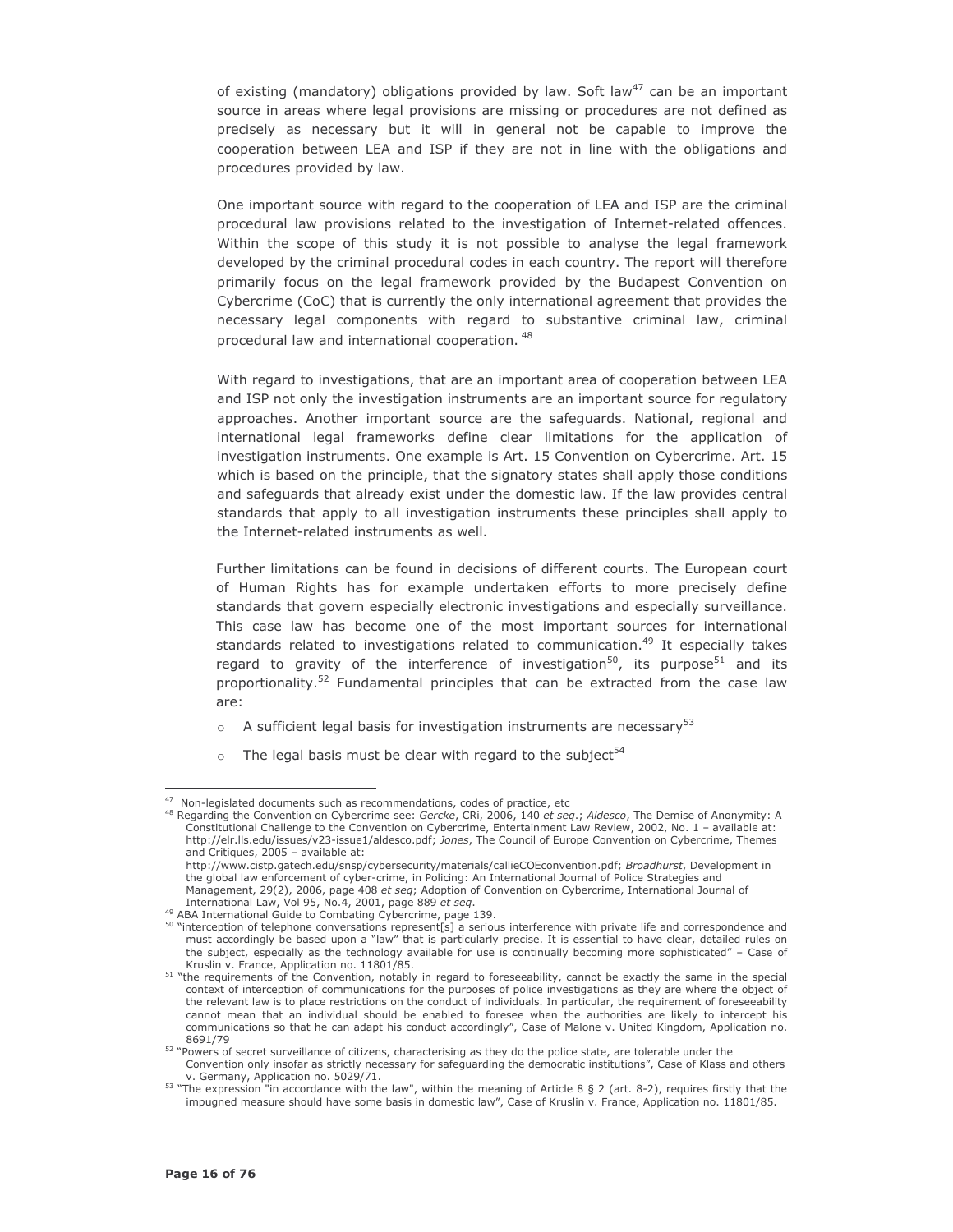of existing (mandatory) obligations provided by law. Soft law[47] can be an important source in areas where legal provisions are missing or procedures are not defined as precisely as necessary but it will in general not be capable to improve the cooperation between LEA and ISP if they are not in line with the obligations and procedures provided by law.

One important source with regard to the cooperation of LEA and ISP are the criminal procedural law provisions related to the investigation of Internet-related offences. Within the scope of this study it is not possible to analyse the legal framework developed by the criminal procedural codes in each country. The report will therefore primarily focus on the legal framework provided by the Budapest Convention on Cybercrime (CoC) that is currently the only international agreement that provides the necessary legal components with regard to substantive criminal law, criminal procedural law and international cooperation. [48]

With regard to investigations, that are an important area of cooperation between LEA and ISP not only the investigation instruments are an important source for regulatory approaches. Another important source are the safeguards. National, regional and international legal frameworks define clear limitations for the application of investigation instruments. One example is Art. 15 Convention on Cybercrime. Art. 15 which is based on the principle, that the signatory states shall apply those conditions and safeguards that already exist under the domestic law. If the law provides central standards that apply to all investigation instruments these principles shall apply to the Internet-related instruments as well.

Further limitations can be found in decisions of different courts. The European court of Human Rights has for example undertaken efforts to more precisely define standards that govern especially electronic investigations and especially surveillance. This case law has become one of the most important sources for international standards related to investigations related to communication.[49] It especially takes regard to gravity of the interference of investigation[50], its purpose[51] and its proportionality.[52] Fundamental principles that can be extracted from the case law are:

- A sufficient legal basis for investigation instruments are necessary[53]
- The legal basis must be clear with regard to the subject[54]

---

[47] Non-legislated documents such as recommendations, codes of practice, etc

[48] Regarding the Convention on Cybercrime see: *Gercke*, CRi, 2006, 140 *et seq*.; *Aldesco*, The Demise of Anonymity: A Constitutional Challenge to the Convention on Cybercrime, Entertainment Law Review, 2002, No. 1 – available at: http://elr.lls.edu/issues/v23-issue1/aldesco.pdf; *Jones*, The Council of Europe Convention on Cybercrime, Themes and Critiques, 2005 – available at: http://www.cistp.gatech.edu/snsp/cybersecurity/materials/callieCOEconvention.pdf; *Broadhurst*, Development in the global law enforcement of cyber-crime, in Policing: An International Journal of Police Strategies and Management, 29(2), 2006, page 408 *et seq*; Adoption of Convention on Cybercrime, International Journal of International Law, Vol 95, No.4, 2001, page 889 *et seq*.

[49] ABA International Guide to Combating Cybercrime, page 139.

[50] "interception of telephone conversations represent[s] a serious interference with private life and correspondence and must accordingly be based upon a "law" that is particularly precise. It is essential to have clear, detailed rules on the subject, especially as the technology available for use is continually becoming more sophisticated" – Case of Kruslin v. France, Application no. 11801/85.

[51] "the requirements of the Convention, notably in regard to foreseeability, cannot be exactly the same in the special context of interception of communications for the purposes of police investigations as they are where the object of the relevant law is to place restrictions on the conduct of individuals. In particular, the requirement of foreseeability cannot mean that an individual should be enabled to foresee when the authorities are likely to intercept his communications so that he can adapt his conduct accordingly", Case of Malone v. United Kingdom, Application no. 8691/79

[52] "Powers of secret surveillance of citizens, characterising as they do the police state, are tolerable under the Convention only insofar as strictly necessary for safeguarding the democratic institutions", Case of Klass and others v. Germany, Application no. 5029/71.

[53] "The expression "in accordance with the law", within the meaning of Article 8 § 2 (art. 8-2), requires firstly that the impugned measure should have some basis in domestic law", Case of Kruslin v. France, Application no. 11801/85.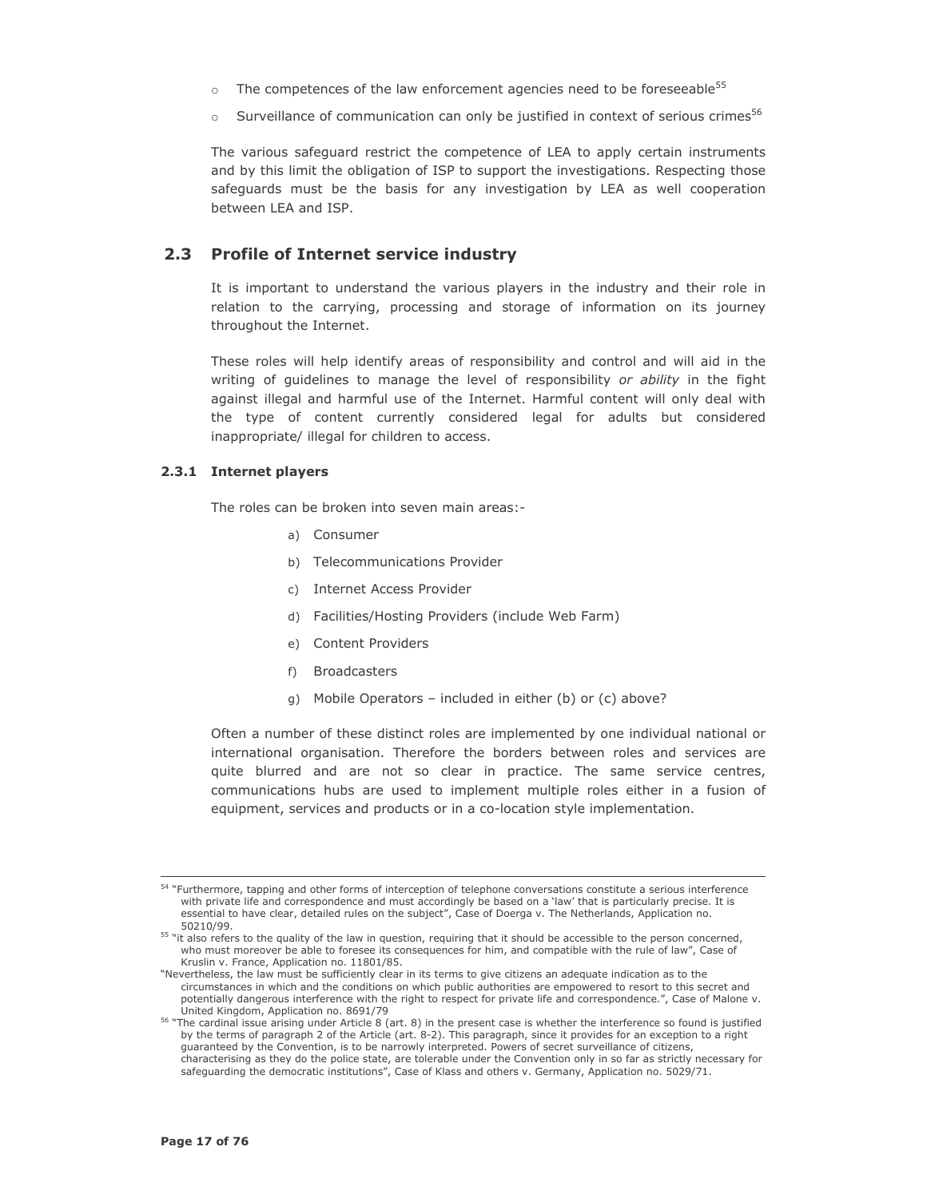- The competences of the law enforcement agencies need to be foreseeable[55]
- Surveillance of communication can only be justified in context of serious crimes[56]

The various safeguard restrict the competence of LEA to apply certain instruments and by this limit the obligation of ISP to support the investigations. Respecting those safeguards must be the basis for any investigation by LEA as well cooperation between LEA and ISP.

## 2.3 Profile of Internet service industry

It is important to understand the various players in the industry and their role in relation to the carrying, processing and storage of information on its journey throughout the Internet.

These roles will help identify areas of responsibility and control and will aid in the writing of guidelines to manage the level of responsibility *or ability* in the fight against illegal and harmful use of the Internet. Harmful content will only deal with the type of content currently considered legal for adults but considered inappropriate/ illegal for children to access.

### 2.3.1 Internet players

The roles can be broken into seven main areas:-

a) Consumer
b) Telecommunications Provider
c) Internet Access Provider
d) Facilities/Hosting Providers (include Web Farm)
e) Content Providers
f) Broadcasters
g) Mobile Operators – included in either (b) or (c) above?

Often a number of these distinct roles are implemented by one individual national or international organisation. Therefore the borders between roles and services are quite blurred and are not so clear in practice. The same service centres, communications hubs are used to implement multiple roles either in a fusion of equipment, services and products or in a co-location style implementation.

---

[54] "Furthermore, tapping and other forms of interception of telephone conversations constitute a serious interference with private life and correspondence and must accordingly be based on a 'law' that is particularly precise. It is essential to have clear, detailed rules on the subject", Case of Doerga v. The Netherlands, Application no. 50210/99.

[55] "it also refers to the quality of the law in question, requiring that it should be accessible to the person concerned, who must moreover be able to foresee its consequences for him, and compatible with the rule of law", Case of Kruslin v. France, Application no. 11801/85.

"Nevertheless, the law must be sufficiently clear in its terms to give citizens an adequate indication as to the circumstances in which and the conditions on which public authorities are empowered to resort to this secret and potentially dangerous interference with the right to respect for private life and correspondence.", Case of Malone v. United Kingdom, Application no. 8691/79

[56] "The cardinal issue arising under Article 8 (art. 8) in the present case is whether the interference so found is justified by the terms of paragraph 2 of the Article (art. 8-2). This paragraph, since it provides for an exception to a right guaranteed by the Convention, is to be narrowly interpreted. Powers of secret surveillance of citizens, characterising as they do the police state, are tolerable under the Convention only in so far as strictly necessary for safeguarding the democratic institutions", Case of Klass and others v. Germany, Application no. 5029/71.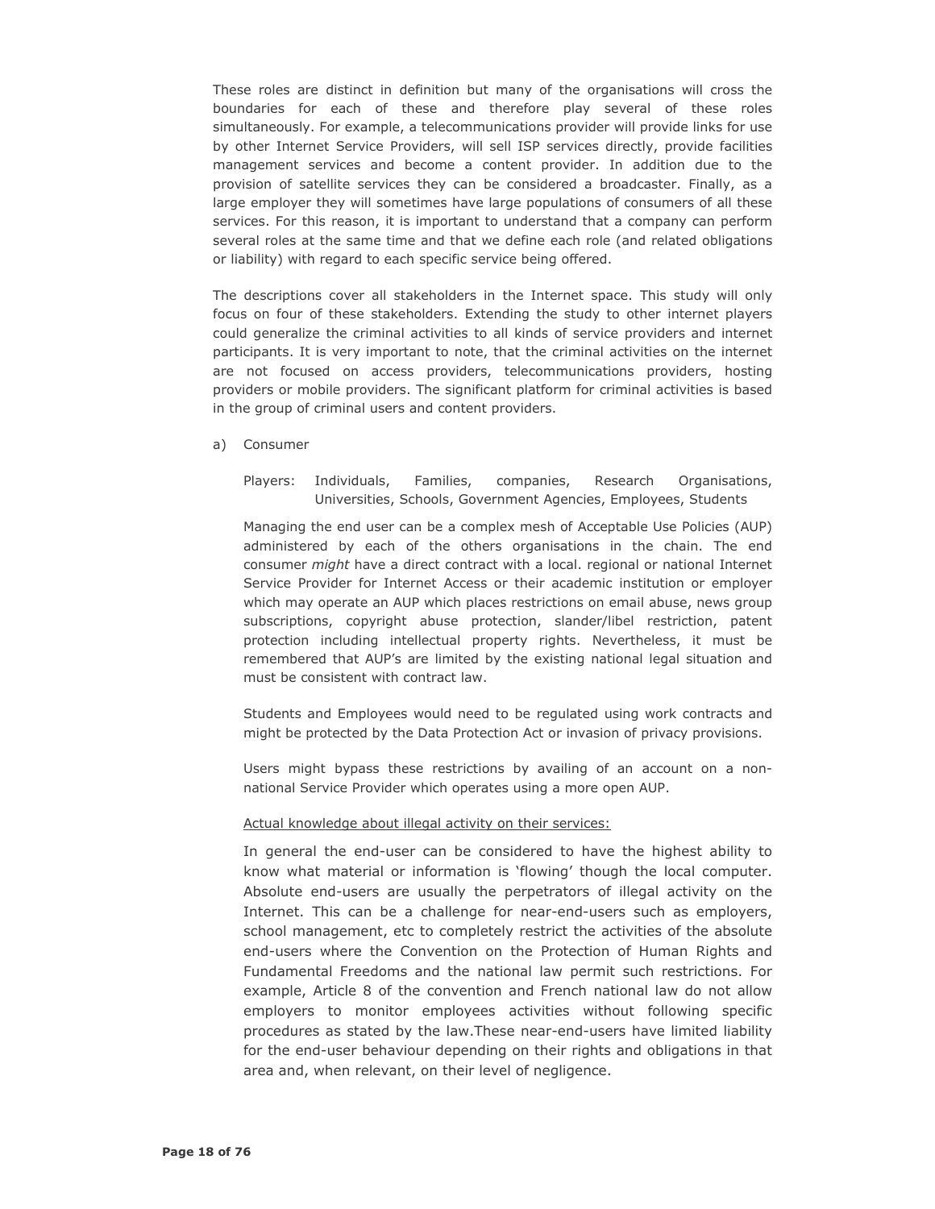These roles are distinct in definition but many of the organisations will cross the boundaries for each of these and therefore play several of these roles simultaneously. For example, a telecommunications provider will provide links for use by other Internet Service Providers, will sell ISP services directly, provide facilities management services and become a content provider. In addition due to the provision of satellite services they can be considered a broadcaster. Finally, as a large employer they will sometimes have large populations of consumers of all these services. For this reason, it is important to understand that a company can perform several roles at the same time and that we define each role (and related obligations or liability) with regard to each specific service being offered.

The descriptions cover all stakeholders in the Internet space. This study will only focus on four of these stakeholders. Extending the study to other internet players could generalize the criminal activities to all kinds of service providers and internet participants. It is very important to note, that the criminal activities on the internet are not focused on access providers, telecommunications providers, hosting providers or mobile providers. The significant platform for criminal activities is based in the group of criminal users and content providers.

a) Consumer

Players: Individuals, Families, companies, Research Organisations, Universities, Schools, Government Agencies, Employees, Students

Managing the end user can be a complex mesh of Acceptable Use Policies (AUP) administered by each of the others organisations in the chain. The end consumer *might* have a direct contract with a local. regional or national Internet Service Provider for Internet Access or their academic institution or employer which may operate an AUP which places restrictions on email abuse, news group subscriptions, copyright abuse protection, slander/libel restriction, patent protection including intellectual property rights. Nevertheless, it must be remembered that AUP's are limited by the existing national legal situation and must be consistent with contract law.

Students and Employees would need to be regulated using work contracts and might be protected by the Data Protection Act or invasion of privacy provisions.

Users might bypass these restrictions by availing of an account on a non-national Service Provider which operates using a more open AUP.

Actual knowledge about illegal activity on their services:

In general the end-user can be considered to have the highest ability to know what material or information is 'flowing' though the local computer. Absolute end-users are usually the perpetrators of illegal activity on the Internet. This can be a challenge for near-end-users such as employers, school management, etc to completely restrict the activities of the absolute end-users where the Convention on the Protection of Human Rights and Fundamental Freedoms and the national law permit such restrictions. For example, Article 8 of the convention and French national law do not allow employers to monitor employees activities without following specific procedures as stated by the law.These near-end-users have limited liability for the end-user behaviour depending on their rights and obligations in that area and, when relevant, on their level of negligence.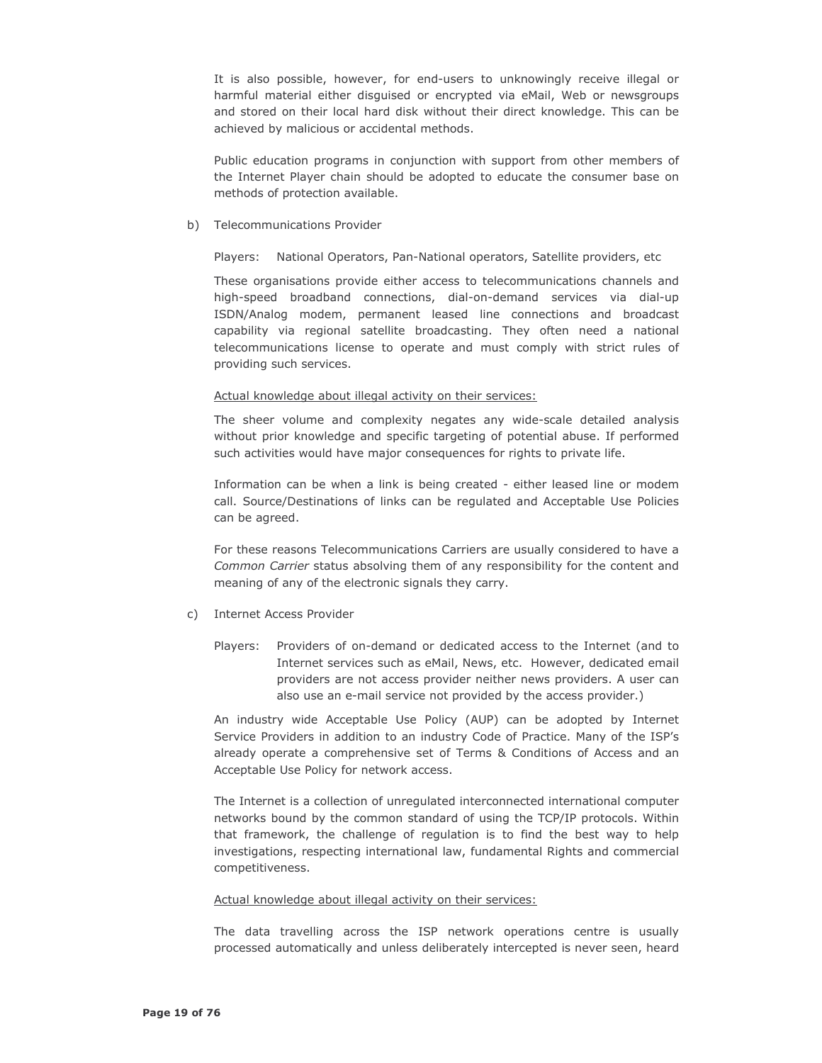It is also possible, however, for end-users to unknowingly receive illegal or harmful material either disguised or encrypted via eMail, Web or newsgroups and stored on their local hard disk without their direct knowledge. This can be achieved by malicious or accidental methods.

Public education programs in conjunction with support from other members of the Internet Player chain should be adopted to educate the consumer base on methods of protection available.

b) Telecommunications Provider

Players: National Operators, Pan-National operators, Satellite providers, etc

These organisations provide either access to telecommunications channels and high-speed broadband connections, dial-on-demand services via dial-up ISDN/Analog modem, permanent leased line connections and broadcast capability via regional satellite broadcasting. They often need a national telecommunications license to operate and must comply with strict rules of providing such services.

<u>Actual knowledge about illegal activity on their services:</u>

The sheer volume and complexity negates any wide-scale detailed analysis without prior knowledge and specific targeting of potential abuse. If performed such activities would have major consequences for rights to private life.

Information can be when a link is being created - either leased line or modem call. Source/Destinations of links can be regulated and Acceptable Use Policies can be agreed.

For these reasons Telecommunications Carriers are usually considered to have a *Common Carrier* status absolving them of any responsibility for the content and meaning of any of the electronic signals they carry.

c) Internet Access Provider

Players: Providers of on-demand or dedicated access to the Internet (and to Internet services such as eMail, News, etc. However, dedicated email providers are not access provider neither news providers. A user can also use an e-mail service not provided by the access provider.)

An industry wide Acceptable Use Policy (AUP) can be adopted by Internet Service Providers in addition to an industry Code of Practice. Many of the ISP's already operate a comprehensive set of Terms & Conditions of Access and an Acceptable Use Policy for network access.

The Internet is a collection of unregulated interconnected international computer networks bound by the common standard of using the TCP/IP protocols. Within that framework, the challenge of regulation is to find the best way to help investigations, respecting international law, fundamental Rights and commercial competitiveness.

<u>Actual knowledge about illegal activity on their services:</u>

The data travelling across the ISP network operations centre is usually processed automatically and unless deliberately intercepted is never seen, heard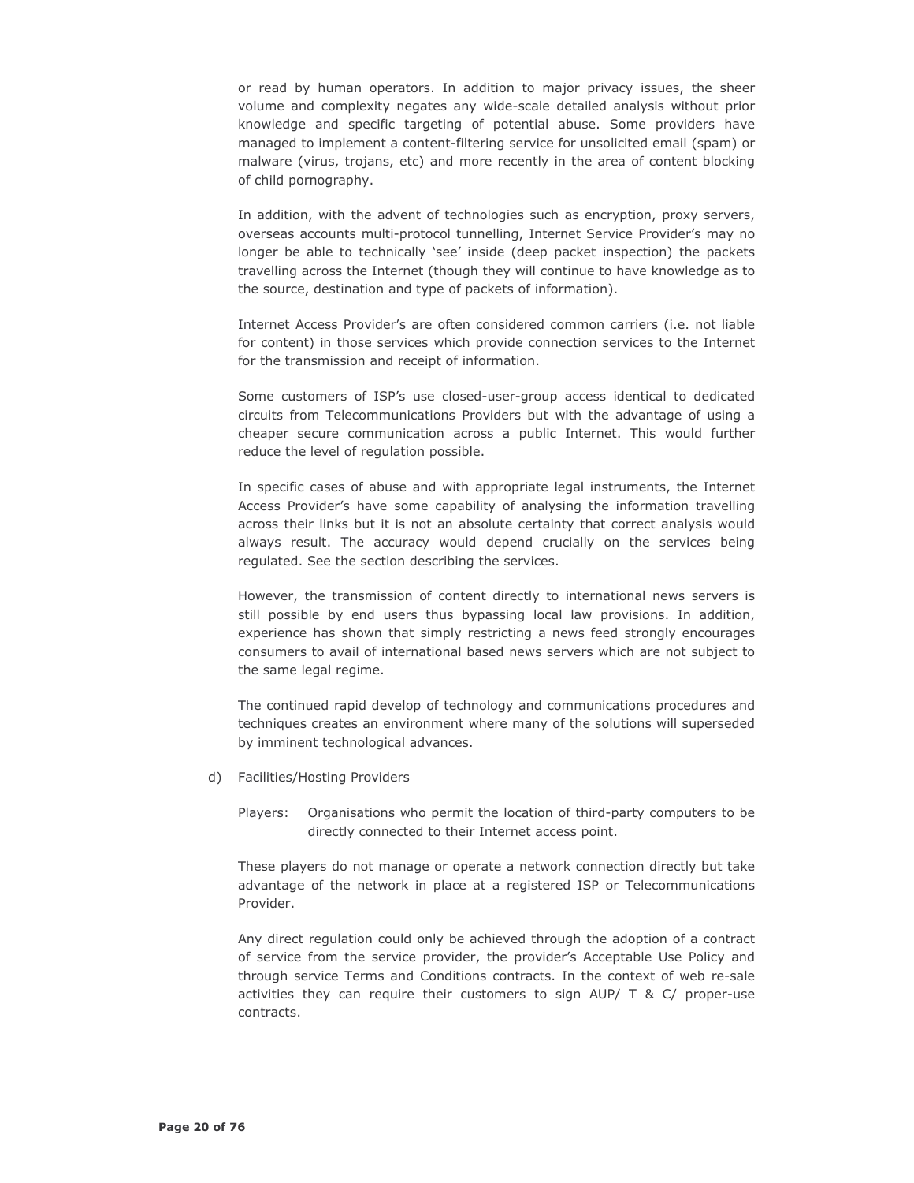or read by human operators. In addition to major privacy issues, the sheer volume and complexity negates any wide-scale detailed analysis without prior knowledge and specific targeting of potential abuse. Some providers have managed to implement a content-filtering service for unsolicited email (spam) or malware (virus, trojans, etc) and more recently in the area of content blocking of child pornography.

In addition, with the advent of technologies such as encryption, proxy servers, overseas accounts multi-protocol tunnelling, Internet Service Provider's may no longer be able to technically 'see' inside (deep packet inspection) the packets travelling across the Internet (though they will continue to have knowledge as to the source, destination and type of packets of information).

Internet Access Provider's are often considered common carriers (i.e. not liable for content) in those services which provide connection services to the Internet for the transmission and receipt of information.

Some customers of ISP's use closed-user-group access identical to dedicated circuits from Telecommunications Providers but with the advantage of using a cheaper secure communication across a public Internet. This would further reduce the level of regulation possible.

In specific cases of abuse and with appropriate legal instruments, the Internet Access Provider's have some capability of analysing the information travelling across their links but it is not an absolute certainty that correct analysis would always result. The accuracy would depend crucially on the services being regulated. See the section describing the services.

However, the transmission of content directly to international news servers is still possible by end users thus bypassing local law provisions. In addition, experience has shown that simply restricting a news feed strongly encourages consumers to avail of international based news servers which are not subject to the same legal regime.

The continued rapid develop of technology and communications procedures and techniques creates an environment where many of the solutions will superseded by imminent technological advances.

d) Facilities/Hosting Providers

Players: Organisations who permit the location of third-party computers to be directly connected to their Internet access point.

These players do not manage or operate a network connection directly but take advantage of the network in place at a registered ISP or Telecommunications Provider.

Any direct regulation could only be achieved through the adoption of a contract of service from the service provider, the provider's Acceptable Use Policy and through service Terms and Conditions contracts. In the context of web re-sale activities they can require their customers to sign AUP/ T & C/ proper-use contracts.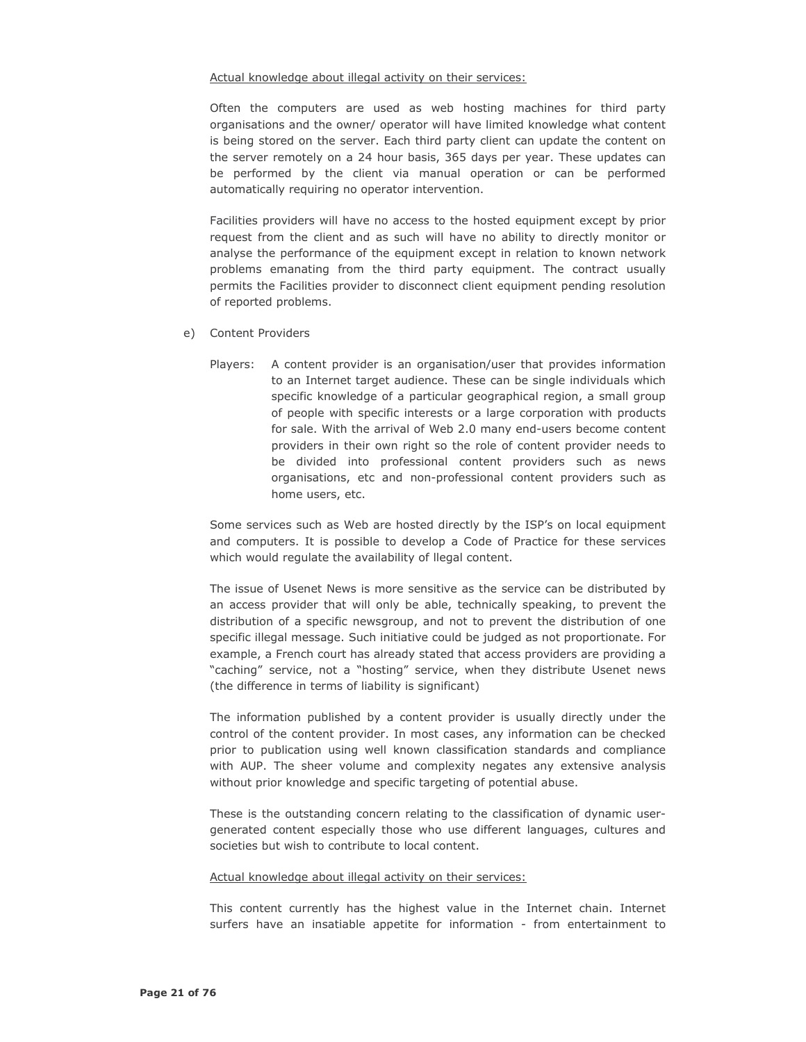<u>Actual knowledge about illegal activity on their services:</u>

Often the computers are used as web hosting machines for third party organisations and the owner/ operator will have limited knowledge what content is being stored on the server. Each third party client can update the content on the server remotely on a 24 hour basis, 365 days per year. These updates can be performed by the client via manual operation or can be performed automatically requiring no operator intervention.

Facilities providers will have no access to the hosted equipment except by prior request from the client and as such will have no ability to directly monitor or analyse the performance of the equipment except in relation to known network problems emanating from the third party equipment. The contract usually permits the Facilities provider to disconnect client equipment pending resolution of reported problems.

e) Content Providers

Players: A content provider is an organisation/user that provides information to an Internet target audience. These can be single individuals which specific knowledge of a particular geographical region, a small group of people with specific interests or a large corporation with products for sale. With the arrival of Web 2.0 many end-users become content providers in their own right so the role of content provider needs to be divided into professional content providers such as news organisations, etc and non-professional content providers such as home users, etc.

Some services such as Web are hosted directly by the ISP's on local equipment and computers. It is possible to develop a Code of Practice for these services which would regulate the availability of llegal content.

The issue of Usenet News is more sensitive as the service can be distributed by an access provider that will only be able, technically speaking, to prevent the distribution of a specific newsgroup, and not to prevent the distribution of one specific illegal message. Such initiative could be judged as not proportionate. For example, a French court has already stated that access providers are providing a "caching" service, not a "hosting" service, when they distribute Usenet news (the difference in terms of liability is significant)

The information published by a content provider is usually directly under the control of the content provider. In most cases, any information can be checked prior to publication using well known classification standards and compliance with AUP. The sheer volume and complexity negates any extensive analysis without prior knowledge and specific targeting of potential abuse.

These is the outstanding concern relating to the classification of dynamic user-generated content especially those who use different languages, cultures and societies but wish to contribute to local content.

<u>Actual knowledge about illegal activity on their services:</u>

This content currently has the highest value in the Internet chain. Internet surfers have an insatiable appetite for information - from entertainment to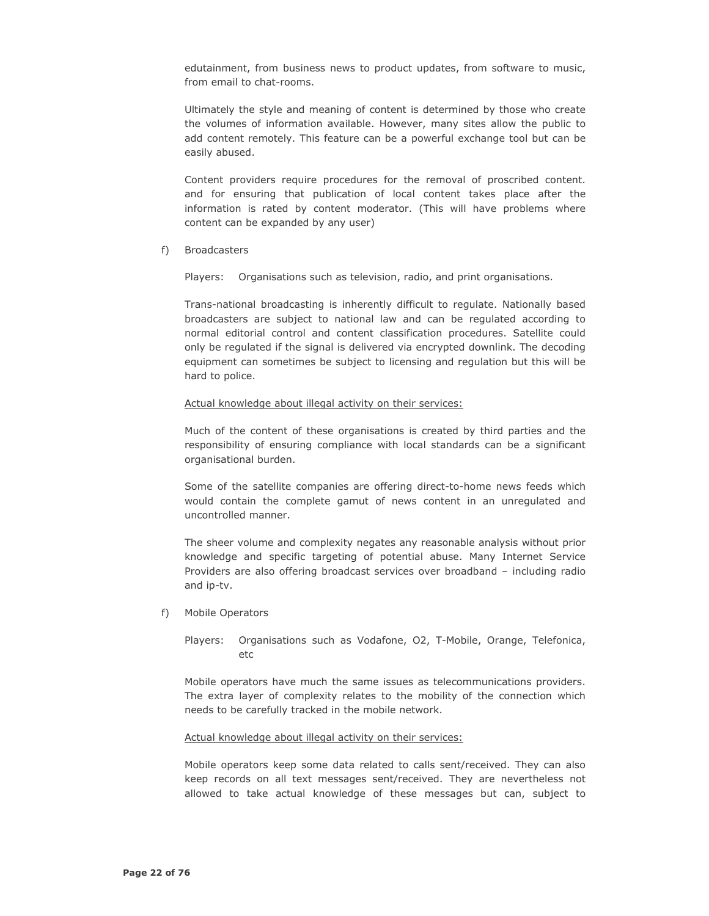edutainment, from business news to product updates, from software to music, from email to chat-rooms.

Ultimately the style and meaning of content is determined by those who create the volumes of information available. However, many sites allow the public to add content remotely. This feature can be a powerful exchange tool but can be easily abused.

Content providers require procedures for the removal of proscribed content. and for ensuring that publication of local content takes place after the information is rated by content moderator. (This will have problems where content can be expanded by any user)

f) Broadcasters

Players: Organisations such as television, radio, and print organisations.

Trans-national broadcasting is inherently difficult to regulate. Nationally based broadcasters are subject to national law and can be regulated according to normal editorial control and content classification procedures. Satellite could only be regulated if the signal is delivered via encrypted downlink. The decoding equipment can sometimes be subject to licensing and regulation but this will be hard to police.

Actual knowledge about illegal activity on their services:

Much of the content of these organisations is created by third parties and the responsibility of ensuring compliance with local standards can be a significant organisational burden.

Some of the satellite companies are offering direct-to-home news feeds which would contain the complete gamut of news content in an unregulated and uncontrolled manner.

The sheer volume and complexity negates any reasonable analysis without prior knowledge and specific targeting of potential abuse. Many Internet Service Providers are also offering broadcast services over broadband – including radio and ip-tv.

f) Mobile Operators

Players: Organisations such as Vodafone, O2, T-Mobile, Orange, Telefonica, etc

Mobile operators have much the same issues as telecommunications providers. The extra layer of complexity relates to the mobility of the connection which needs to be carefully tracked in the mobile network.

Actual knowledge about illegal activity on their services:

Mobile operators keep some data related to calls sent/received. They can also keep records on all text messages sent/received. They are nevertheless not allowed to take actual knowledge of these messages but can, subject to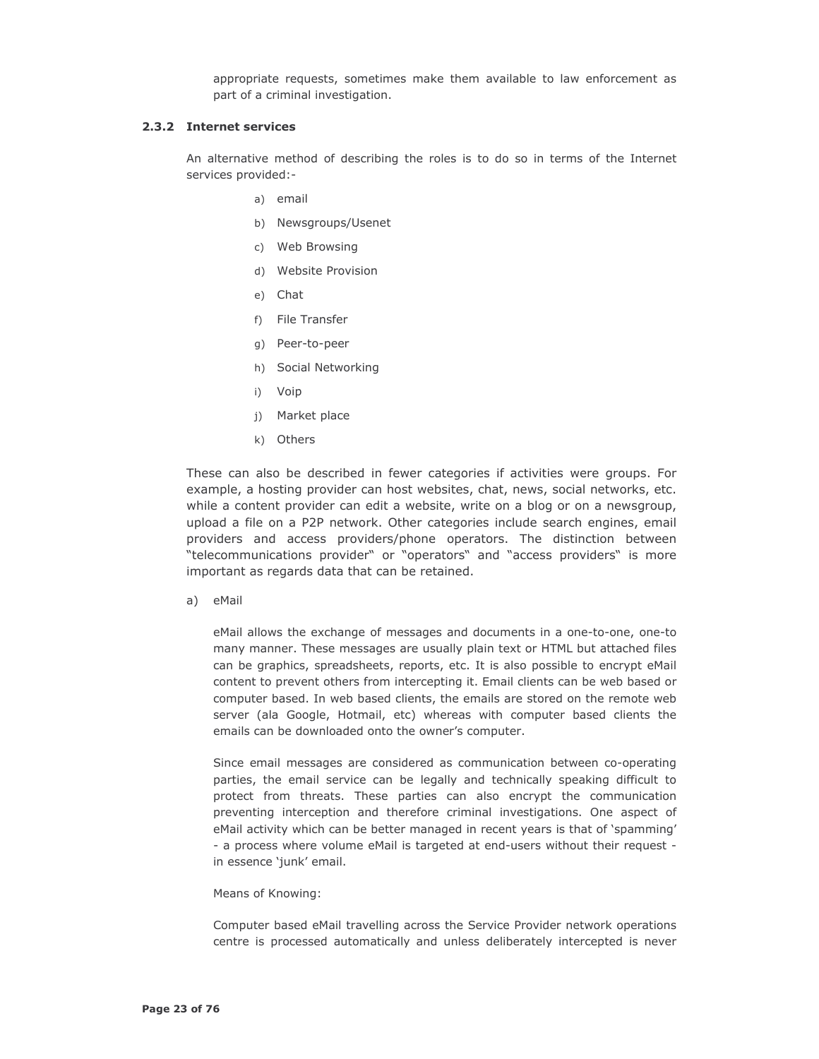appropriate requests, sometimes make them available to law enforcement as part of a criminal investigation.

### 2.3.2 Internet services

An alternative method of describing the roles is to do so in terms of the Internet services provided:-

a) email
b) Newsgroups/Usenet
c) Web Browsing
d) Website Provision
e) Chat
f) File Transfer
g) Peer-to-peer
h) Social Networking
i) Voip
j) Market place
k) Others

These can also be described in fewer categories if activities were groups. For example, a hosting provider can host websites, chat, news, social networks, etc. while a content provider can edit a website, write on a blog or on a newsgroup, upload a file on a P2P network. Other categories include search engines, email providers and access providers/phone operators. The distinction between "telecommunications provider" or "operators" and "access providers" is more important as regards data that can be retained.

a) eMail

eMail allows the exchange of messages and documents in a one-to-one, one-to many manner. These messages are usually plain text or HTML but attached files can be graphics, spreadsheets, reports, etc. It is also possible to encrypt eMail content to prevent others from intercepting it. Email clients can be web based or computer based. In web based clients, the emails are stored on the remote web server (ala Google, Hotmail, etc) whereas with computer based clients the emails can be downloaded onto the owner's computer.

Since email messages are considered as communication between co-operating parties, the email service can be legally and technically speaking difficult to protect from threats. These parties can also encrypt the communication preventing interception and therefore criminal investigations. One aspect of eMail activity which can be better managed in recent years is that of 'spamming' - a process where volume eMail is targeted at end-users without their request - in essence 'junk' email.

Means of Knowing:

Computer based eMail travelling across the Service Provider network operations centre is processed automatically and unless deliberately intercepted is never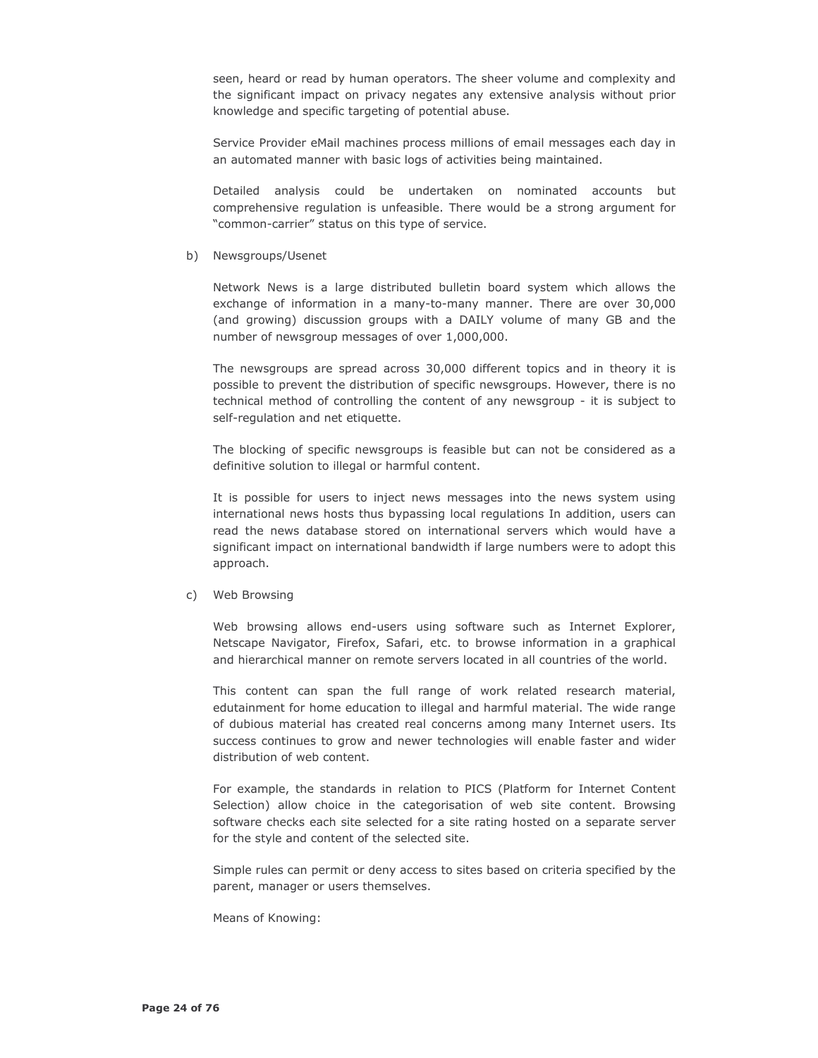seen, heard or read by human operators. The sheer volume and complexity and the significant impact on privacy negates any extensive analysis without prior knowledge and specific targeting of potential abuse.

Service Provider eMail machines process millions of email messages each day in an automated manner with basic logs of activities being maintained.

Detailed analysis could be undertaken on nominated accounts but comprehensive regulation is unfeasible. There would be a strong argument for "common-carrier" status on this type of service.

b) Newsgroups/Usenet

Network News is a large distributed bulletin board system which allows the exchange of information in a many-to-many manner. There are over 30,000 (and growing) discussion groups with a DAILY volume of many GB and the number of newsgroup messages of over 1,000,000.

The newsgroups are spread across 30,000 different topics and in theory it is possible to prevent the distribution of specific newsgroups. However, there is no technical method of controlling the content of any newsgroup - it is subject to self-regulation and net etiquette.

The blocking of specific newsgroups is feasible but can not be considered as a definitive solution to illegal or harmful content.

It is possible for users to inject news messages into the news system using international news hosts thus bypassing local regulations In addition, users can read the news database stored on international servers which would have a significant impact on international bandwidth if large numbers were to adopt this approach.

c) Web Browsing

Web browsing allows end-users using software such as Internet Explorer, Netscape Navigator, Firefox, Safari, etc. to browse information in a graphical and hierarchical manner on remote servers located in all countries of the world.

This content can span the full range of work related research material, edutainment for home education to illegal and harmful material. The wide range of dubious material has created real concerns among many Internet users. Its success continues to grow and newer technologies will enable faster and wider distribution of web content.

For example, the standards in relation to PICS (Platform for Internet Content Selection) allow choice in the categorisation of web site content. Browsing software checks each site selected for a site rating hosted on a separate server for the style and content of the selected site.

Simple rules can permit or deny access to sites based on criteria specified by the parent, manager or users themselves.

Means of Knowing: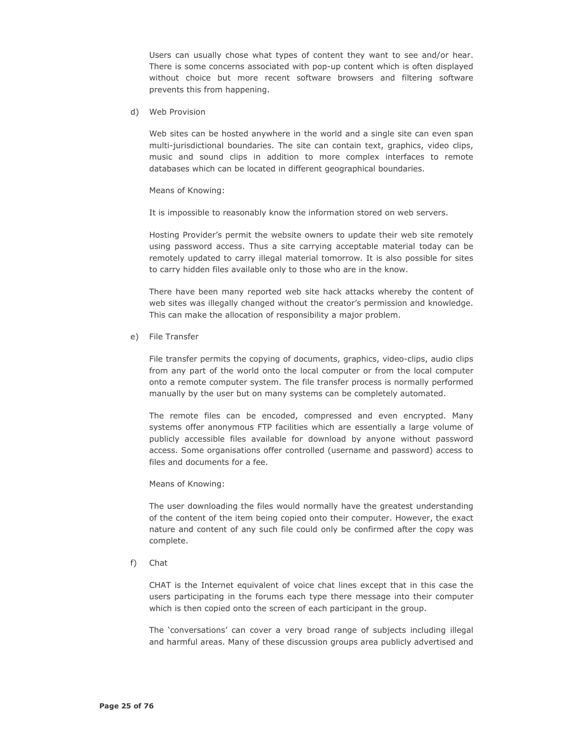Users can usually chose what types of content they want to see and/or hear. There is some concerns associated with pop-up content which is often displayed without choice but more recent software browsers and filtering software prevents this from happening.

d) Web Provision

Web sites can be hosted anywhere in the world and a single site can even span multi-jurisdictional boundaries. The site can contain text, graphics, video clips, music and sound clips in addition to more complex interfaces to remote databases which can be located in different geographical boundaries.

Means of Knowing:

It is impossible to reasonably know the information stored on web servers.

Hosting Provider's permit the website owners to update their web site remotely using password access. Thus a site carrying acceptable material today can be remotely updated to carry illegal material tomorrow. It is also possible for sites to carry hidden files available only to those who are in the know.

There have been many reported web site hack attacks whereby the content of web sites was illegally changed without the creator's permission and knowledge. This can make the allocation of responsibility a major problem.

e) File Transfer

File transfer permits the copying of documents, graphics, video-clips, audio clips from any part of the world onto the local computer or from the local computer onto a remote computer system. The file transfer process is normally performed manually by the user but on many systems can be completely automated.

The remote files can be encoded, compressed and even encrypted. Many systems offer anonymous FTP facilities which are essentially a large volume of publicly accessible files available for download by anyone without password access. Some organisations offer controlled (username and password) access to files and documents for a fee.

Means of Knowing:

The user downloading the files would normally have the greatest understanding of the content of the item being copied onto their computer. However, the exact nature and content of any such file could only be confirmed after the copy was complete.

f) Chat

CHAT is the Internet equivalent of voice chat lines except that in this case the users participating in the forums each type there message into their computer which is then copied onto the screen of each participant in the group.

The 'conversations' can cover a very broad range of subjects including illegal and harmful areas. Many of these discussion groups area publicly advertised and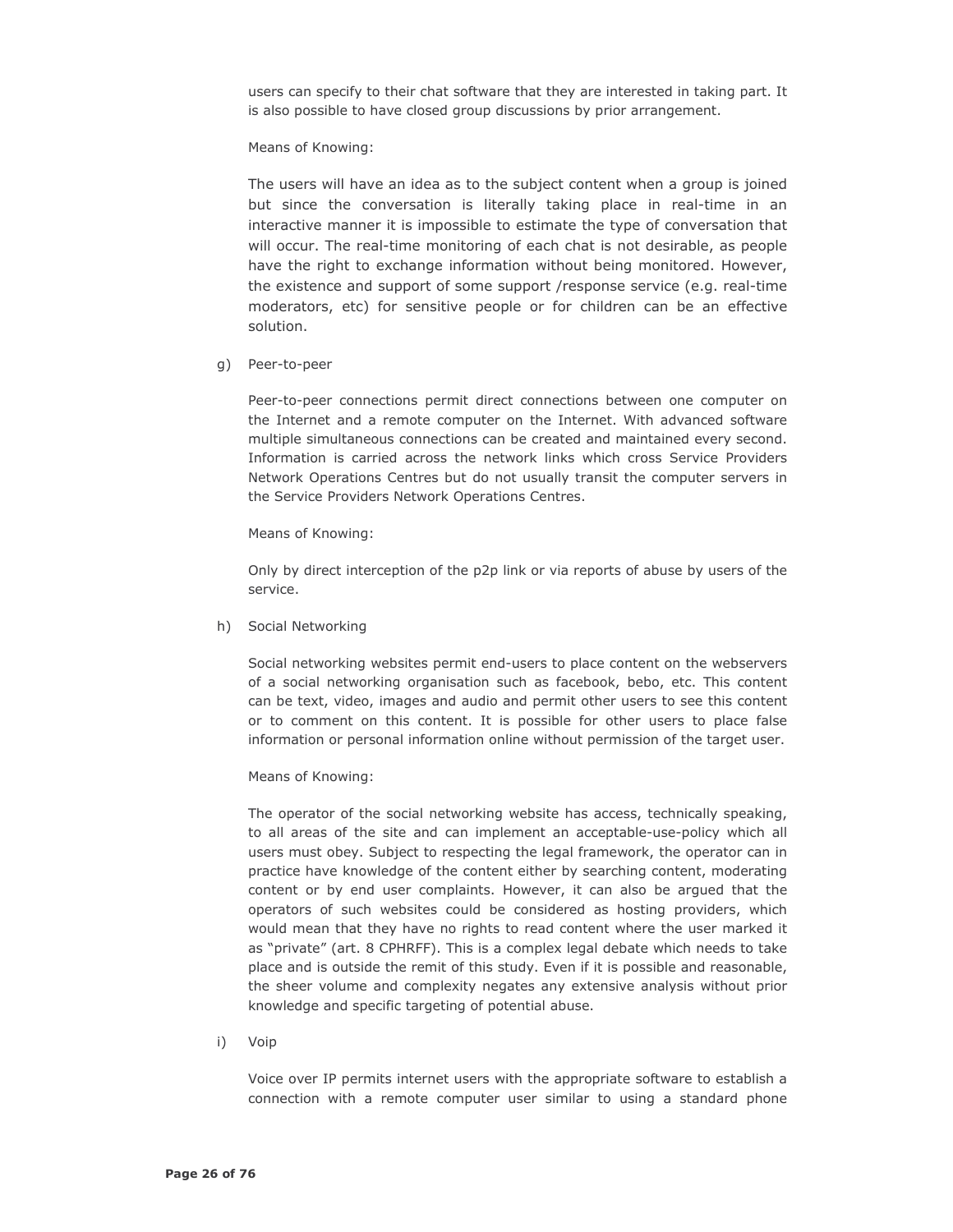users can specify to their chat software that they are interested in taking part. It is also possible to have closed group discussions by prior arrangement.

Means of Knowing:

The users will have an idea as to the subject content when a group is joined but since the conversation is literally taking place in real-time in an interactive manner it is impossible to estimate the type of conversation that will occur. The real-time monitoring of each chat is not desirable, as people have the right to exchange information without being monitored. However, the existence and support of some support /response service (e.g. real-time moderators, etc) for sensitive people or for children can be an effective solution.

g) Peer-to-peer

Peer-to-peer connections permit direct connections between one computer on the Internet and a remote computer on the Internet. With advanced software multiple simultaneous connections can be created and maintained every second. Information is carried across the network links which cross Service Providers Network Operations Centres but do not usually transit the computer servers in the Service Providers Network Operations Centres.

Means of Knowing:

Only by direct interception of the p2p link or via reports of abuse by users of the service.

h) Social Networking

Social networking websites permit end-users to place content on the webservers of a social networking organisation such as facebook, bebo, etc. This content can be text, video, images and audio and permit other users to see this content or to comment on this content. It is possible for other users to place false information or personal information online without permission of the target user.

Means of Knowing:

The operator of the social networking website has access, technically speaking, to all areas of the site and can implement an acceptable-use-policy which all users must obey. Subject to respecting the legal framework, the operator can in practice have knowledge of the content either by searching content, moderating content or by end user complaints. However, it can also be argued that the operators of such websites could be considered as hosting providers, which would mean that they have no rights to read content where the user marked it as "private" (art. 8 CPHRFF). This is a complex legal debate which needs to take place and is outside the remit of this study. Even if it is possible and reasonable, the sheer volume and complexity negates any extensive analysis without prior knowledge and specific targeting of potential abuse.

i) Voip

Voice over IP permits internet users with the appropriate software to establish a connection with a remote computer user similar to using a standard phone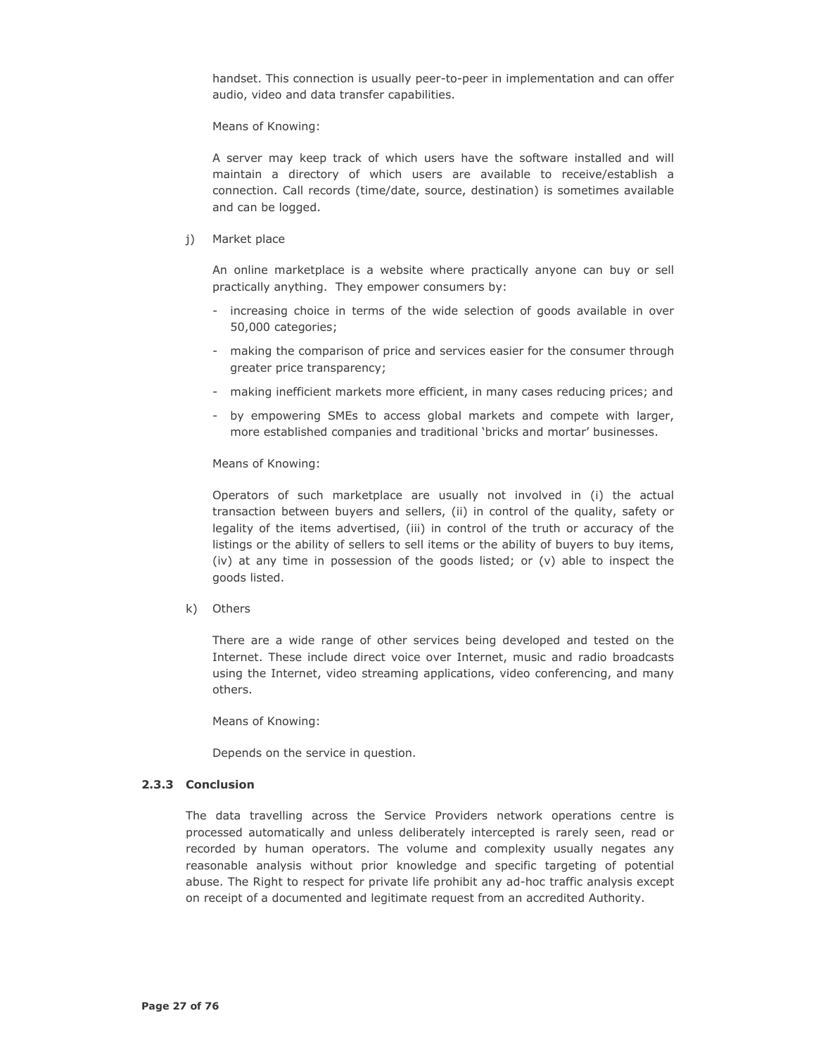handset. This connection is usually peer-to-peer in implementation and can offer audio, video and data transfer capabilities.

Means of Knowing:

A server may keep track of which users have the software installed and will maintain a directory of which users are available to receive/establish a connection. Call records (time/date, source, destination) is sometimes available and can be logged.

j) Market place

An online marketplace is a website where practically anyone can buy or sell practically anything. They empower consumers by:

- increasing choice in terms of the wide selection of goods available in over 50,000 categories;
- making the comparison of price and services easier for the consumer through greater price transparency;
- making inefficient markets more efficient, in many cases reducing prices; and
- by empowering SMEs to access global markets and compete with larger, more established companies and traditional 'bricks and mortar' businesses.

Means of Knowing:

Operators of such marketplace are usually not involved in (i) the actual transaction between buyers and sellers, (ii) in control of the quality, safety or legality of the items advertised, (iii) in control of the truth or accuracy of the listings or the ability of sellers to sell items or the ability of buyers to buy items, (iv) at any time in possession of the goods listed; or (v) able to inspect the goods listed.

k) Others

There are a wide range of other services being developed and tested on the Internet. These include direct voice over Internet, music and radio broadcasts using the Internet, video streaming applications, video conferencing, and many others.

Means of Knowing:

Depends on the service in question.

### 2.3.3 Conclusion

The data travelling across the Service Providers network operations centre is processed automatically and unless deliberately intercepted is rarely seen, read or recorded by human operators. The volume and complexity usually negates any reasonable analysis without prior knowledge and specific targeting of potential abuse. The Right to respect for private life prohibit any ad-hoc traffic analysis except on receipt of a documented and legitimate request from an accredited Authority.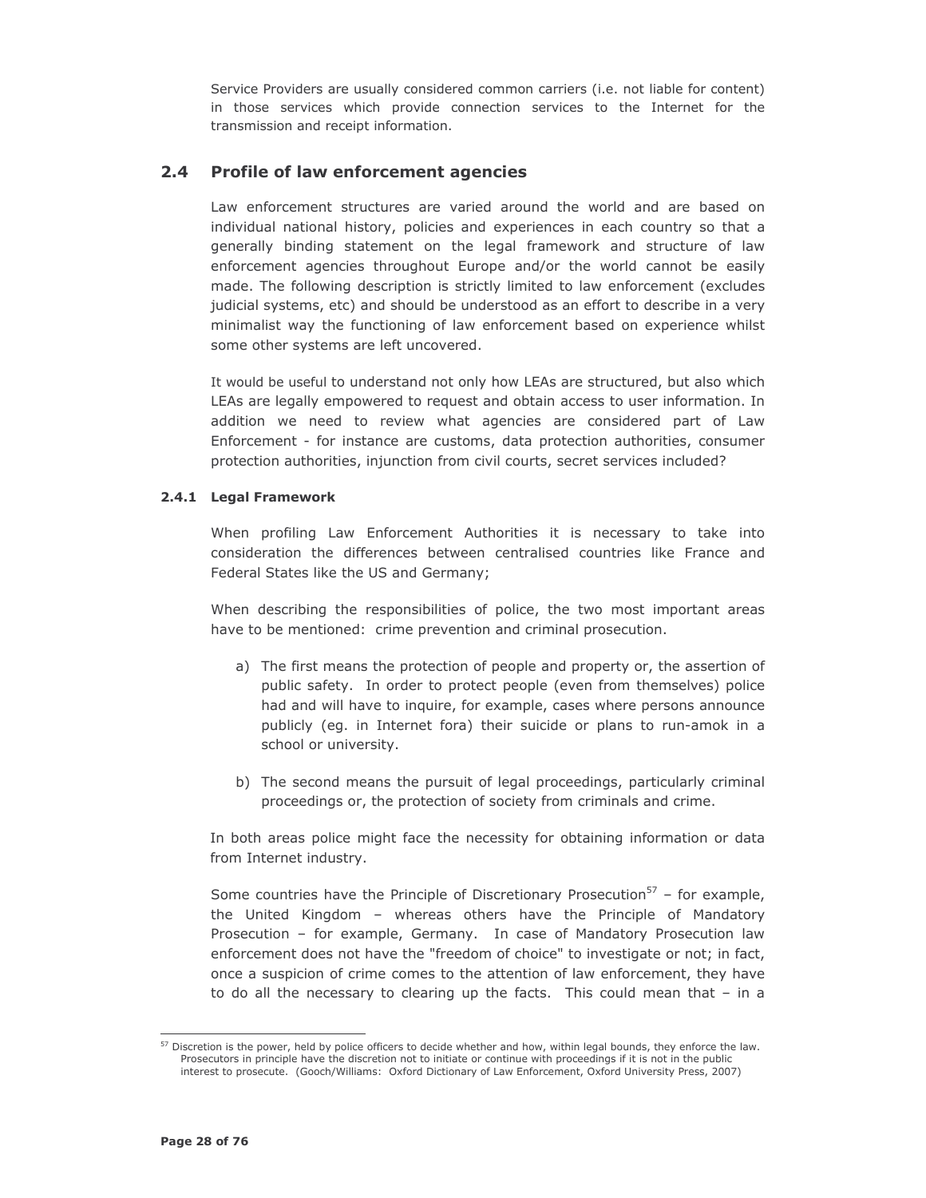Service Providers are usually considered common carriers (i.e. not liable for content) in those services which provide connection services to the Internet for the transmission and receipt information.

## 2.4 Profile of law enforcement agencies

Law enforcement structures are varied around the world and are based on individual national history, policies and experiences in each country so that a generally binding statement on the legal framework and structure of law enforcement agencies throughout Europe and/or the world cannot be easily made. The following description is strictly limited to law enforcement (excludes judicial systems, etc) and should be understood as an effort to describe in a very minimalist way the functioning of law enforcement based on experience whilst some other systems are left uncovered.

It would be useful to understand not only how LEAs are structured, but also which LEAs are legally empowered to request and obtain access to user information. In addition we need to review what agencies are considered part of Law Enforcement - for instance are customs, data protection authorities, consumer protection authorities, injunction from civil courts, secret services included?

### 2.4.1 Legal Framework

When profiling Law Enforcement Authorities it is necessary to take into consideration the differences between centralised countries like France and Federal States like the US and Germany;

When describing the responsibilities of police, the two most important areas have to be mentioned: crime prevention and criminal prosecution.

a) The first means the protection of people and property or, the assertion of public safety. In order to protect people (even from themselves) police had and will have to inquire, for example, cases where persons announce publicly (eg. in Internet fora) their suicide or plans to run-amok in a school or university.

b) The second means the pursuit of legal proceedings, particularly criminal proceedings or, the protection of society from criminals and crime.

In both areas police might face the necessity for obtaining information or data from Internet industry.

Some countries have the Principle of Discretionary Prosecution[57] – for example, the United Kingdom – whereas others have the Principle of Mandatory Prosecution – for example, Germany. In case of Mandatory Prosecution law enforcement does not have the "freedom of choice" to investigate or not; in fact, once a suspicion of crime comes to the attention of law enforcement, they have to do all the necessary to clearing up the facts. This could mean that – in a

[57] Discretion is the power, held by police officers to decide whether and how, within legal bounds, they enforce the law. Prosecutors in principle have the discretion not to initiate or continue with proceedings if it is not in the public interest to prosecute. (Gooch/Williams: Oxford Dictionary of Law Enforcement, Oxford University Press, 2007)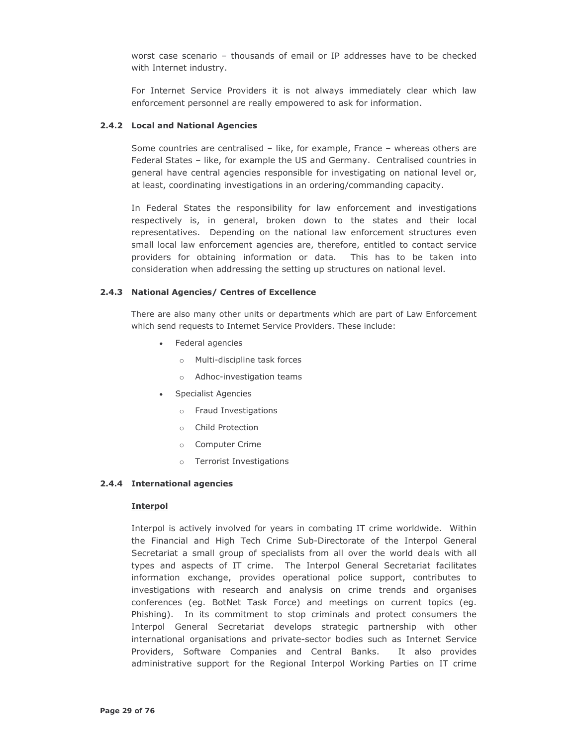worst case scenario – thousands of email or IP addresses have to be checked with Internet industry.

For Internet Service Providers it is not always immediately clear which law enforcement personnel are really empowered to ask for information.

#### 2.4.2 Local and National Agencies

Some countries are centralised – like, for example, France – whereas others are Federal States – like, for example the US and Germany. Centralised countries in general have central agencies responsible for investigating on national level or, at least, coordinating investigations in an ordering/commanding capacity.

In Federal States the responsibility for law enforcement and investigations respectively is, in general, broken down to the states and their local representatives. Depending on the national law enforcement structures even small local law enforcement agencies are, therefore, entitled to contact service providers for obtaining information or data. This has to be taken into consideration when addressing the setting up structures on national level.

#### 2.4.3 National Agencies/ Centres of Excellence

There are also many other units or departments which are part of Law Enforcement which send requests to Internet Service Providers. These include:

- Federal agencies
  - Multi-discipline task forces
  - Adhoc-investigation teams
- Specialist Agencies
  - Fraud Investigations
  - Child Protection
  - Computer Crime
  - Terrorist Investigations

#### 2.4.4 International agencies

**Interpol**

Interpol is actively involved for years in combating IT crime worldwide. Within the Financial and High Tech Crime Sub-Directorate of the Interpol General Secretariat a small group of specialists from all over the world deals with all types and aspects of IT crime. The Interpol General Secretariat facilitates information exchange, provides operational police support, contributes to investigations with research and analysis on crime trends and organises conferences (eg. BotNet Task Force) and meetings on current topics (eg. Phishing). In its commitment to stop criminals and protect consumers the Interpol General Secretariat develops strategic partnership with other international organisations and private-sector bodies such as Internet Service Providers, Software Companies and Central Banks. It also provides administrative support for the Regional Interpol Working Parties on IT crime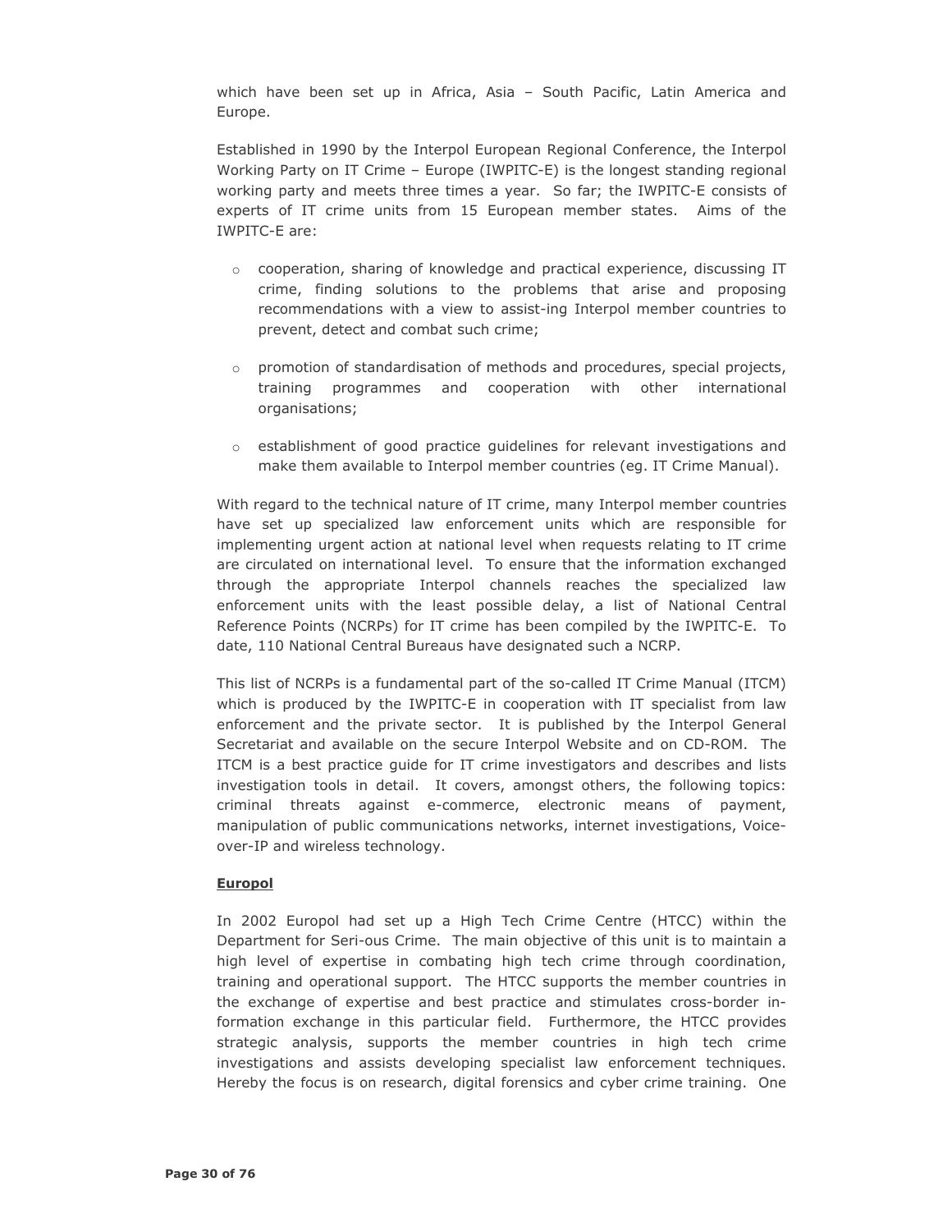which have been set up in Africa, Asia – South Pacific, Latin America and Europe.

Established in 1990 by the Interpol European Regional Conference, the Interpol Working Party on IT Crime – Europe (IWPITC-E) is the longest standing regional working party and meets three times a year. So far; the IWPITC-E consists of experts of IT crime units from 15 European member states. Aims of the IWPITC-E are:

- cooperation, sharing of knowledge and practical experience, discussing IT crime, finding solutions to the problems that arise and proposing recommendations with a view to assist-ing Interpol member countries to prevent, detect and combat such crime;
- promotion of standardisation of methods and procedures, special projects, training programmes and cooperation with other international organisations;
- establishment of good practice guidelines for relevant investigations and make them available to Interpol member countries (eg. IT Crime Manual).

With regard to the technical nature of IT crime, many Interpol member countries have set up specialized law enforcement units which are responsible for implementing urgent action at national level when requests relating to IT crime are circulated on international level. To ensure that the information exchanged through the appropriate Interpol channels reaches the specialized law enforcement units with the least possible delay, a list of National Central Reference Points (NCRPs) for IT crime has been compiled by the IWPITC-E. To date, 110 National Central Bureaus have designated such a NCRP.

This list of NCRPs is a fundamental part of the so-called IT Crime Manual (ITCM) which is produced by the IWPITC-E in cooperation with IT specialist from law enforcement and the private sector. It is published by the Interpol General Secretariat and available on the secure Interpol Website and on CD-ROM. The ITCM is a best practice guide for IT crime investigators and describes and lists investigation tools in detail. It covers, amongst others, the following topics: criminal threats against e-commerce, electronic means of payment, manipulation of public communications networks, internet investigations, Voice-over-IP and wireless technology.

**Europol**

In 2002 Europol had set up a High Tech Crime Centre (HTCC) within the Department for Seri-ous Crime. The main objective of this unit is to maintain a high level of expertise in combating high tech crime through coordination, training and operational support. The HTCC supports the member countries in the exchange of expertise and best practice and stimulates cross-border in-formation exchange in this particular field. Furthermore, the HTCC provides strategic analysis, supports the member countries in high tech crime investigations and assists developing specialist law enforcement techniques. Hereby the focus is on research, digital forensics and cyber crime training. One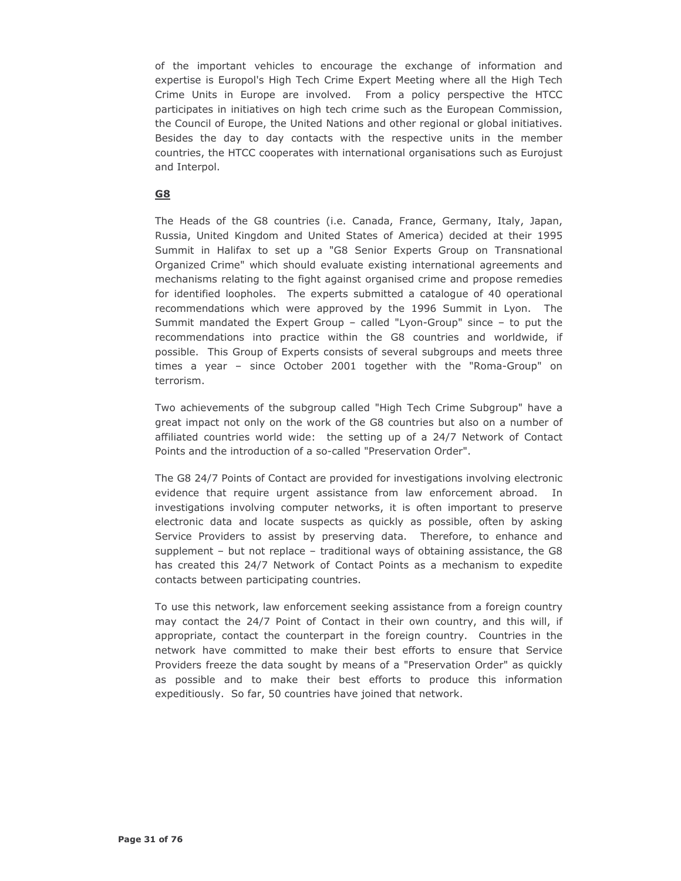of the important vehicles to encourage the exchange of information and expertise is Europol's High Tech Crime Expert Meeting where all the High Tech Crime Units in Europe are involved. From a policy perspective the HTCC participates in initiatives on high tech crime such as the European Commission, the Council of Europe, the United Nations and other regional or global initiatives. Besides the day to day contacts with the respective units in the member countries, the HTCC cooperates with international organisations such as Eurojust and Interpol.

## G8

The Heads of the G8 countries (i.e. Canada, France, Germany, Italy, Japan, Russia, United Kingdom and United States of America) decided at their 1995 Summit in Halifax to set up a "G8 Senior Experts Group on Transnational Organized Crime" which should evaluate existing international agreements and mechanisms relating to the fight against organised crime and propose remedies for identified loopholes. The experts submitted a catalogue of 40 operational recommendations which were approved by the 1996 Summit in Lyon. The Summit mandated the Expert Group – called "Lyon-Group" since – to put the recommendations into practice within the G8 countries and worldwide, if possible. This Group of Experts consists of several subgroups and meets three times a year – since October 2001 together with the "Roma-Group" on terrorism.

Two achievements of the subgroup called "High Tech Crime Subgroup" have a great impact not only on the work of the G8 countries but also on a number of affiliated countries world wide: the setting up of a 24/7 Network of Contact Points and the introduction of a so-called "Preservation Order".

The G8 24/7 Points of Contact are provided for investigations involving electronic evidence that require urgent assistance from law enforcement abroad. In investigations involving computer networks, it is often important to preserve electronic data and locate suspects as quickly as possible, often by asking Service Providers to assist by preserving data. Therefore, to enhance and supplement – but not replace – traditional ways of obtaining assistance, the G8 has created this 24/7 Network of Contact Points as a mechanism to expedite contacts between participating countries.

To use this network, law enforcement seeking assistance from a foreign country may contact the 24/7 Point of Contact in their own country, and this will, if appropriate, contact the counterpart in the foreign country. Countries in the network have committed to make their best efforts to ensure that Service Providers freeze the data sought by means of a "Preservation Order" as quickly as possible and to make their best efforts to produce this information expeditiously. So far, 50 countries have joined that network.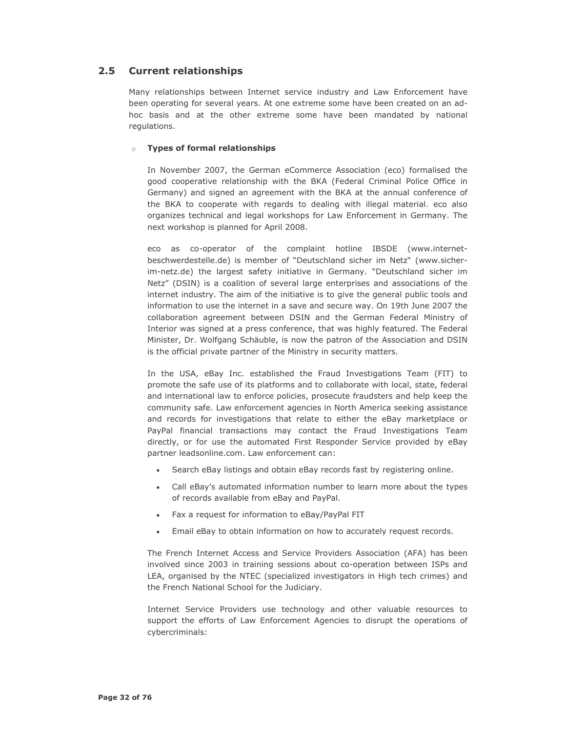## 2.5 Current relationships

Many relationships between Internet service industry and Law Enforcement have been operating for several years. At one extreme some have been created on an ad-hoc basis and at the other extreme some have been mandated by national regulations.

- **Types of formal relationships**

In November 2007, the German eCommerce Association (eco) formalised the good cooperative relationship with the BKA (Federal Criminal Police Office in Germany) and signed an agreement with the BKA at the annual conference of the BKA to cooperate with regards to dealing with illegal material. eco also organizes technical and legal workshops for Law Enforcement in Germany. The next workshop is planned for April 2008.

eco as co-operator of the complaint hotline IBSDE (www.internet-beschwerdestelle.de) is member of "Deutschland sicher im Netz" (www.sicher-im-netz.de) the largest safety initiative in Germany. "Deutschland sicher im Netz" (DSIN) is a coalition of several large enterprises and associations of the internet industry. The aim of the initiative is to give the general public tools and information to use the internet in a save and secure way. On 19th June 2007 the collaboration agreement between DSIN and the German Federal Ministry of Interior was signed at a press conference, that was highly featured. The Federal Minister, Dr. Wolfgang Schäuble, is now the patron of the Association and DSIN is the official private partner of the Ministry in security matters.

In the USA, eBay Inc. established the Fraud Investigations Team (FIT) to promote the safe use of its platforms and to collaborate with local, state, federal and international law to enforce policies, prosecute fraudsters and help keep the community safe. Law enforcement agencies in North America seeking assistance and records for investigations that relate to either the eBay marketplace or PayPal financial transactions may contact the Fraud Investigations Team directly, or for use the automated First Responder Service provided by eBay partner leadsonline.com. Law enforcement can:

- Search eBay listings and obtain eBay records fast by registering online.
- Call eBay's automated information number to learn more about the types of records available from eBay and PayPal.
- Fax a request for information to eBay/PayPal FIT
- Email eBay to obtain information on how to accurately request records.

The French Internet Access and Service Providers Association (AFA) has been involved since 2003 in training sessions about co-operation between ISPs and LEA, organised by the NTEC (specialized investigators in High tech crimes) and the French National School for the Judiciary.

Internet Service Providers use technology and other valuable resources to support the efforts of Law Enforcement Agencies to disrupt the operations of cybercriminals: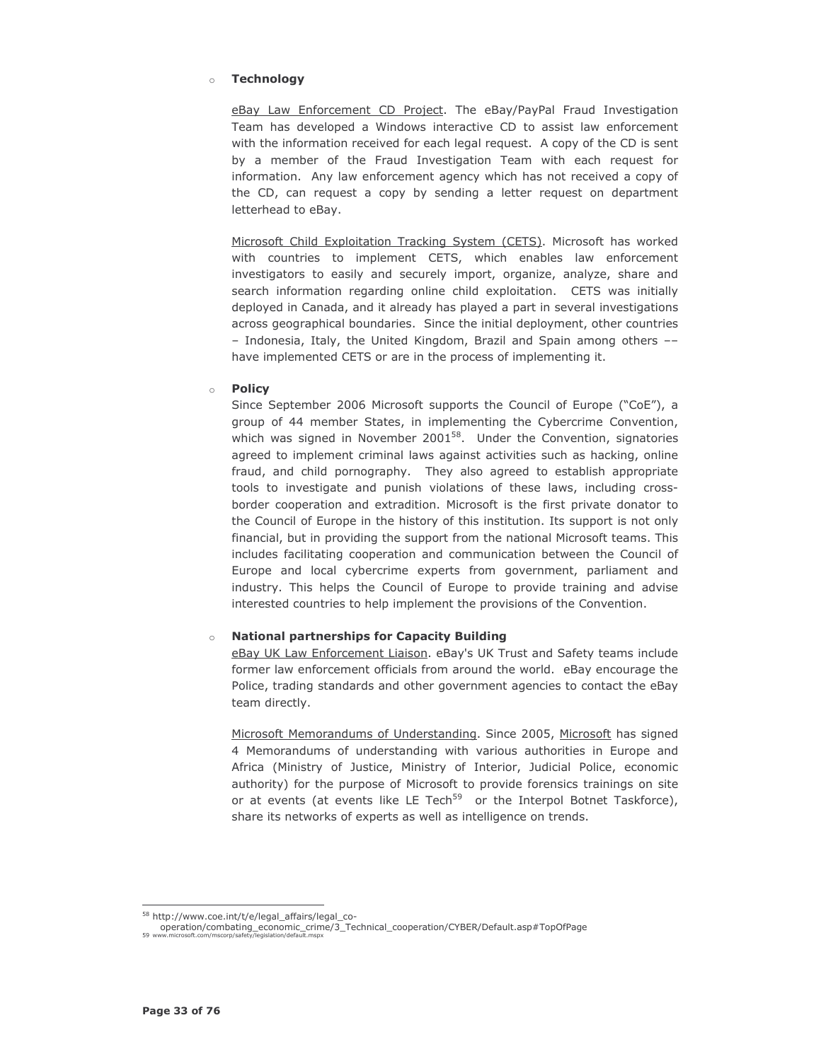- **Technology**

  eBay Law Enforcement CD Project. The eBay/PayPal Fraud Investigation Team has developed a Windows interactive CD to assist law enforcement with the information received for each legal request. A copy of the CD is sent by a member of the Fraud Investigation Team with each request for information. Any law enforcement agency which has not received a copy of the CD, can request a copy by sending a letter request on department letterhead to eBay.

  Microsoft Child Exploitation Tracking System (CETS). Microsoft has worked with countries to implement CETS, which enables law enforcement investigators to easily and securely import, organize, analyze, share and search information regarding online child exploitation. CETS was initially deployed in Canada, and it already has played a part in several investigations across geographical boundaries. Since the initial deployment, other countries – Indonesia, Italy, the United Kingdom, Brazil and Spain among others –– have implemented CETS or are in the process of implementing it.

- **Policy**

  Since September 2006 Microsoft supports the Council of Europe ("CoE"), a group of 44 member States, in implementing the Cybercrime Convention, which was signed in November 2001[58]. Under the Convention, signatories agreed to implement criminal laws against activities such as hacking, online fraud, and child pornography. They also agreed to establish appropriate tools to investigate and punish violations of these laws, including cross-border cooperation and extradition. Microsoft is the first private donator to the Council of Europe in the history of this institution. Its support is not only financial, but in providing the support from the national Microsoft teams. This includes facilitating cooperation and communication between the Council of Europe and local cybercrime experts from government, parliament and industry. This helps the Council of Europe to provide training and advise interested countries to help implement the provisions of the Convention.

- **National partnerships for Capacity Building**

  eBay UK Law Enforcement Liaison. eBay's UK Trust and Safety teams include former law enforcement officials from around the world. eBay encourage the Police, trading standards and other government agencies to contact the eBay team directly.

  Microsoft Memorandums of Understanding. Since 2005, Microsoft has signed 4 Memorandums of understanding with various authorities in Europe and Africa (Ministry of Justice, Ministry of Interior, Judicial Police, economic authority) for the purpose of Microsoft to provide forensics trainings on site or at events (at events like LE Tech[59] or the Interpol Botnet Taskforce), share its networks of experts as well as intelligence on trends.

---

[58] http://www.coe.int/t/e/legal_affairs/legal_co-operation/combating_economic_crime/3_Technical_cooperation/CYBER/Default.asp#TopOfPage

[59] www.microsoft.com/mscorp/safety/legislation/default.mspx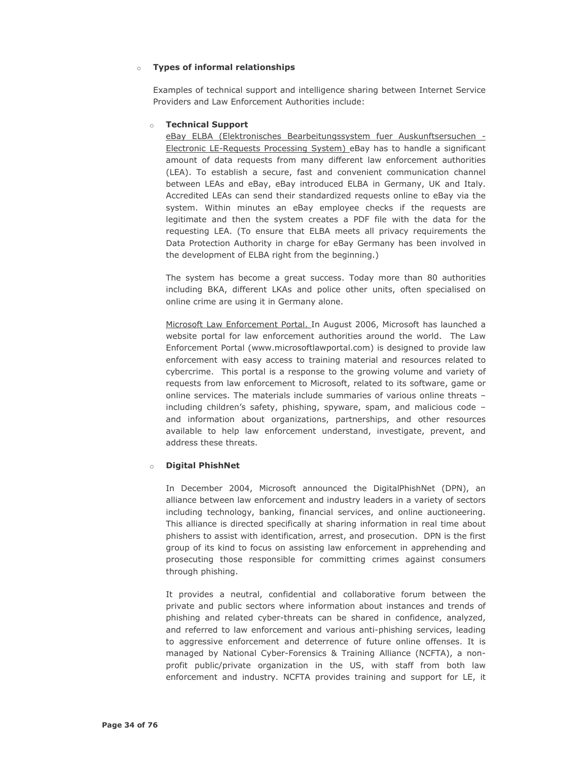- **Types of informal relationships**

  Examples of technical support and intelligence sharing between Internet Service Providers and Law Enforcement Authorities include:

  - **Technical Support**

    eBay ELBA (Elektronisches Bearbeitungssystem fuer Auskunftsersuchen - Electronic LE-Requests Processing System) eBay has to handle a significant amount of data requests from many different law enforcement authorities (LEA). To establish a secure, fast and convenient communication channel between LEAs and eBay, eBay introduced ELBA in Germany, UK and Italy. Accredited LEAs can send their standardized requests online to eBay via the system. Within minutes an eBay employee checks if the requests are legitimate and then the system creates a PDF file with the data for the requesting LEA. (To ensure that ELBA meets all privacy requirements the Data Protection Authority in charge for eBay Germany has been involved in the development of ELBA right from the beginning.)

    The system has become a great success. Today more than 80 authorities including BKA, different LKAs and police other units, often specialised on online crime are using it in Germany alone.

    Microsoft Law Enforcement Portal. In August 2006, Microsoft has launched a website portal for law enforcement authorities around the world. The Law Enforcement Portal (www.microsoftlawportal.com) is designed to provide law enforcement with easy access to training material and resources related to cybercrime. This portal is a response to the growing volume and variety of requests from law enforcement to Microsoft, related to its software, game or online services. The materials include summaries of various online threats – including children's safety, phishing, spyware, spam, and malicious code – and information about organizations, partnerships, and other resources available to help law enforcement understand, investigate, prevent, and address these threats.

  - **Digital PhishNet**

    In December 2004, Microsoft announced the DigitalPhishNet (DPN), an alliance between law enforcement and industry leaders in a variety of sectors including technology, banking, financial services, and online auctioneering. This alliance is directed specifically at sharing information in real time about phishers to assist with identification, arrest, and prosecution. DPN is the first group of its kind to focus on assisting law enforcement in apprehending and prosecuting those responsible for committing crimes against consumers through phishing.

    It provides a neutral, confidential and collaborative forum between the private and public sectors where information about instances and trends of phishing and related cyber-threats can be shared in confidence, analyzed, and referred to law enforcement and various anti-phishing services, leading to aggressive enforcement and deterrence of future online offenses. It is managed by National Cyber-Forensics & Training Alliance (NCFTA), a non-profit public/private organization in the US, with staff from both law enforcement and industry. NCFTA provides training and support for LE, it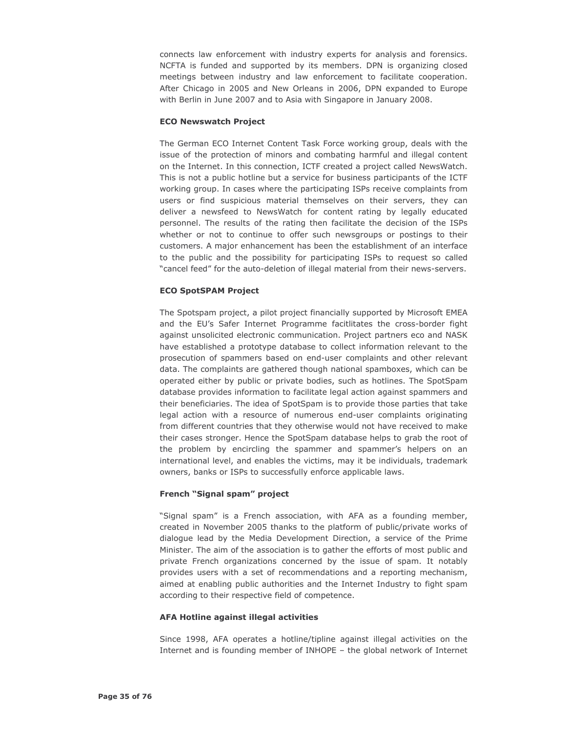connects law enforcement with industry experts for analysis and forensics. NCFTA is funded and supported by its members. DPN is organizing closed meetings between industry and law enforcement to facilitate cooperation. After Chicago in 2005 and New Orleans in 2006, DPN expanded to Europe with Berlin in June 2007 and to Asia with Singapore in January 2008.

**ECO Newswatch Project**

The German ECO Internet Content Task Force working group, deals with the issue of the protection of minors and combating harmful and illegal content on the Internet. In this connection, ICTF created a project called NewsWatch. This is not a public hotline but a service for business participants of the ICTF working group. In cases where the participating ISPs receive complaints from users or find suspicious material themselves on their servers, they can deliver a newsfeed to NewsWatch for content rating by legally educated personnel. The results of the rating then facilitate the decision of the ISPs whether or not to continue to offer such newsgroups or postings to their customers. A major enhancement has been the establishment of an interface to the public and the possibility for participating ISPs to request so called "cancel feed" for the auto-deletion of illegal material from their news-servers.

**ECO SpotSPAM Project**

The Spotspam project, a pilot project financially supported by Microsoft EMEA and the EU's Safer Internet Programme facitlitates the cross-border fight against unsolicited electronic communication. Project partners eco and NASK have established a prototype database to collect information relevant to the prosecution of spammers based on end-user complaints and other relevant data. The complaints are gathered though national spamboxes, which can be operated either by public or private bodies, such as hotlines. The SpotSpam database provides information to facilitate legal action against spammers and their beneficiaries. The idea of SpotSpam is to provide those parties that take legal action with a resource of numerous end-user complaints originating from different countries that they otherwise would not have received to make their cases stronger. Hence the SpotSpam database helps to grab the root of the problem by encircling the spammer and spammer's helpers on an international level, and enables the victims, may it be individuals, trademark owners, banks or ISPs to successfully enforce applicable laws.

**French "Signal spam" project**

"Signal spam" is a French association, with AFA as a founding member, created in November 2005 thanks to the platform of public/private works of dialogue lead by the Media Development Direction, a service of the Prime Minister. The aim of the association is to gather the efforts of most public and private French organizations concerned by the issue of spam. It notably provides users with a set of recommendations and a reporting mechanism, aimed at enabling public authorities and the Internet Industry to fight spam according to their respective field of competence.

**AFA Hotline against illegal activities**

Since 1998, AFA operates a hotline/tipline against illegal activities on the Internet and is founding member of INHOPE – the global network of Internet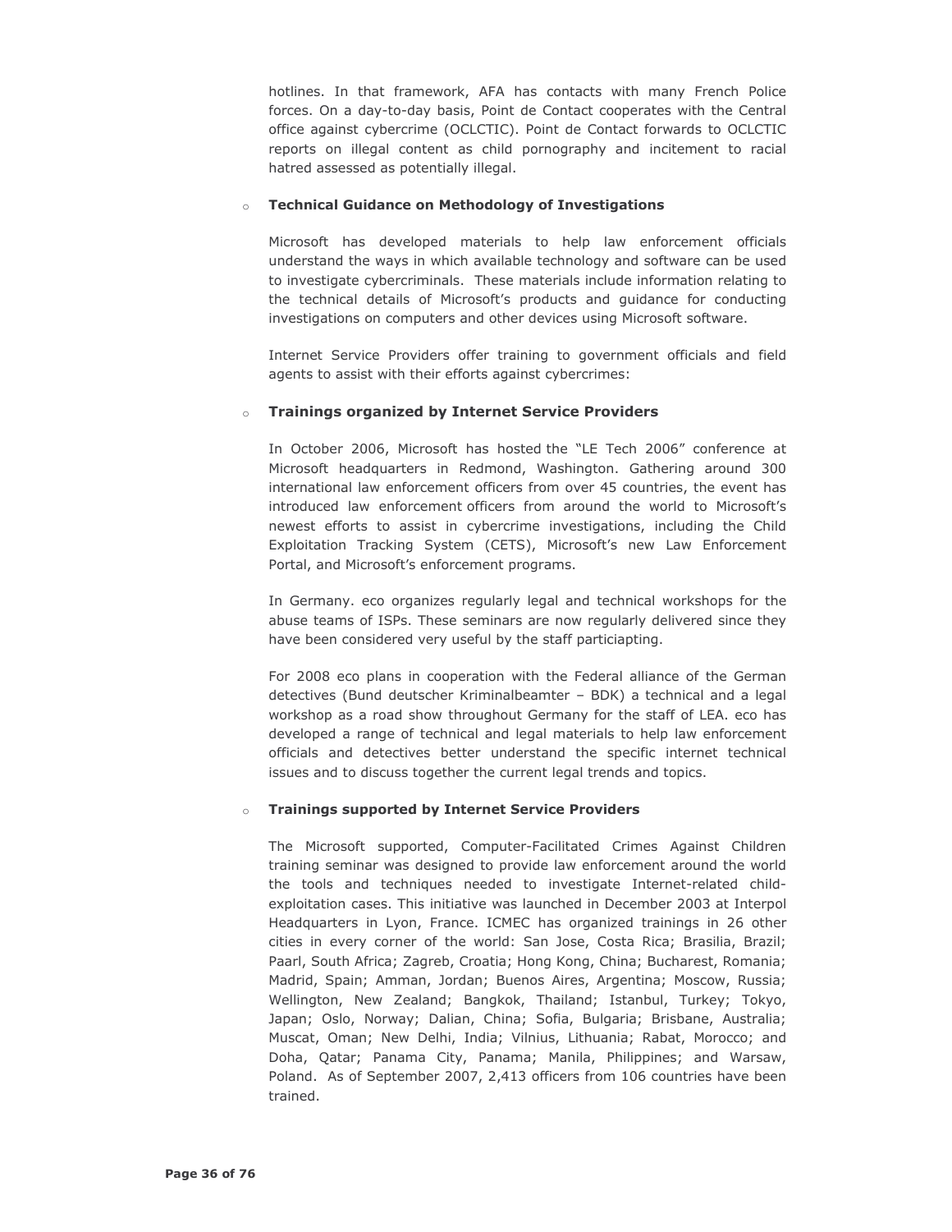hotlines. In that framework, AFA has contacts with many French Police forces. On a day-to-day basis, Point de Contact cooperates with the Central office against cybercrime (OCLCTIC). Point de Contact forwards to OCLCTIC reports on illegal content as child pornography and incitement to racial hatred assessed as potentially illegal.

- **Technical Guidance on Methodology of Investigations**

  Microsoft has developed materials to help law enforcement officials understand the ways in which available technology and software can be used to investigate cybercriminals. These materials include information relating to the technical details of Microsoft's products and guidance for conducting investigations on computers and other devices using Microsoft software.

  Internet Service Providers offer training to government officials and field agents to assist with their efforts against cybercrimes:

- **Trainings organized by Internet Service Providers**

  In October 2006, Microsoft has hosted the "LE Tech 2006" conference at Microsoft headquarters in Redmond, Washington. Gathering around 300 international law enforcement officers from over 45 countries, the event has introduced law enforcement officers from around the world to Microsoft's newest efforts to assist in cybercrime investigations, including the Child Exploitation Tracking System (CETS), Microsoft's new Law Enforcement Portal, and Microsoft's enforcement programs.

  In Germany. eco organizes regularly legal and technical workshops for the abuse teams of ISPs. These seminars are now regularly delivered since they have been considered very useful by the staff particiapting.

  For 2008 eco plans in cooperation with the Federal alliance of the German detectives (Bund deutscher Kriminalbeamter – BDK) a technical and a legal workshop as a road show throughout Germany for the staff of LEA. eco has developed a range of technical and legal materials to help law enforcement officials and detectives better understand the specific internet technical issues and to discuss together the current legal trends and topics.

- **Trainings supported by Internet Service Providers**

  The Microsoft supported, Computer-Facilitated Crimes Against Children training seminar was designed to provide law enforcement around the world the tools and techniques needed to investigate Internet-related child-exploitation cases. This initiative was launched in December 2003 at Interpol Headquarters in Lyon, France. ICMEC has organized trainings in 26 other cities in every corner of the world: San Jose, Costa Rica; Brasilia, Brazil; Paarl, South Africa; Zagreb, Croatia; Hong Kong, China; Bucharest, Romania; Madrid, Spain; Amman, Jordan; Buenos Aires, Argentina; Moscow, Russia; Wellington, New Zealand; Bangkok, Thailand; Istanbul, Turkey; Tokyo, Japan; Oslo, Norway; Dalian, China; Sofia, Bulgaria; Brisbane, Australia; Muscat, Oman; New Delhi, India; Vilnius, Lithuania; Rabat, Morocco; and Doha, Qatar; Panama City, Panama; Manila, Philippines; and Warsaw, Poland. As of September 2007, 2,413 officers from 106 countries have been trained.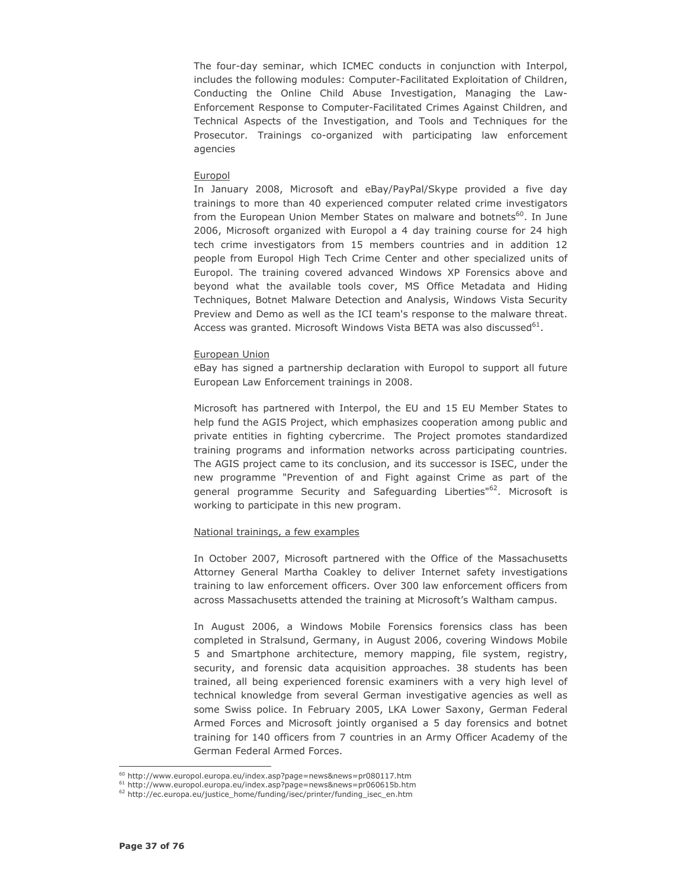The four-day seminar, which ICMEC conducts in conjunction with Interpol, includes the following modules: Computer-Facilitated Exploitation of Children, Conducting the Online Child Abuse Investigation, Managing the Law-Enforcement Response to Computer-Facilitated Crimes Against Children, and Technical Aspects of the Investigation, and Tools and Techniques for the Prosecutor. Trainings co-organized with participating law enforcement agencies

Europol

In January 2008, Microsoft and eBay/PayPal/Skype provided a five day trainings to more than 40 experienced computer related crime investigators from the European Union Member States on malware and botnets[60]. In June 2006, Microsoft organized with Europol a 4 day training course for 24 high tech crime investigators from 15 members countries and in addition 12 people from Europol High Tech Crime Center and other specialized units of Europol. The training covered advanced Windows XP Forensics above and beyond what the available tools cover, MS Office Metadata and Hiding Techniques, Botnet Malware Detection and Analysis, Windows Vista Security Preview and Demo as well as the ICI team's response to the malware threat. Access was granted. Microsoft Windows Vista BETA was also discussed[61].

European Union

eBay has signed a partnership declaration with Europol to support all future European Law Enforcement trainings in 2008.

Microsoft has partnered with Interpol, the EU and 15 EU Member States to help fund the AGIS Project, which emphasizes cooperation among public and private entities in fighting cybercrime. The Project promotes standardized training programs and information networks across participating countries. The AGIS project came to its conclusion, and its successor is ISEC, under the new programme "Prevention of and Fight against Crime as part of the general programme Security and Safeguarding Liberties"[62]. Microsoft is working to participate in this new program.

National trainings, a few examples

In October 2007, Microsoft partnered with the Office of the Massachusetts Attorney General Martha Coakley to deliver Internet safety investigations training to law enforcement officers. Over 300 law enforcement officers from across Massachusetts attended the training at Microsoft's Waltham campus.

In August 2006, a Windows Mobile Forensics forensics class has been completed in Stralsund, Germany, in August 2006, covering Windows Mobile 5 and Smartphone architecture, memory mapping, file system, registry, security, and forensic data acquisition approaches. 38 students has been trained, all being experienced forensic examiners with a very high level of technical knowledge from several German investigative agencies as well as some Swiss police. In February 2005, LKA Lower Saxony, German Federal Armed Forces and Microsoft jointly organised a 5 day forensics and botnet training for 140 officers from 7 countries in an Army Officer Academy of the German Federal Armed Forces.

---

[60] http://www.europol.europa.eu/index.asp?page=news&news=pr080117.htm

[61] http://www.europol.europa.eu/index.asp?page=news&news=pr060615b.htm

[62] http://ec.europa.eu/justice_home/funding/isec/printer/funding_isec_en.htm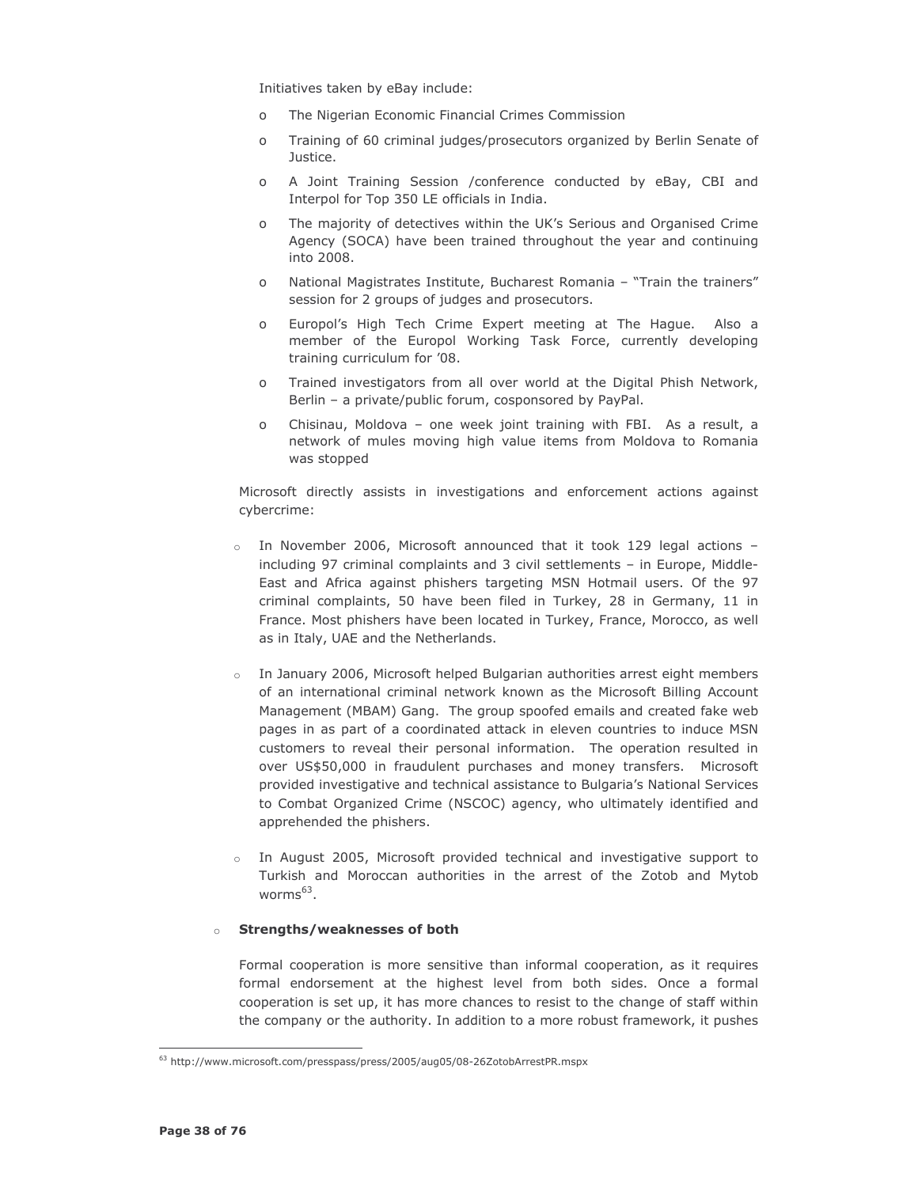Initiatives taken by eBay include:

- The Nigerian Economic Financial Crimes Commission
- Training of 60 criminal judges/prosecutors organized by Berlin Senate of Justice.
- A Joint Training Session /conference conducted by eBay, CBI and Interpol for Top 350 LE officials in India.
- The majority of detectives within the UK's Serious and Organised Crime Agency (SOCA) have been trained throughout the year and continuing into 2008.
- National Magistrates Institute, Bucharest Romania – "Train the trainers" session for 2 groups of judges and prosecutors.
- Europol's High Tech Crime Expert meeting at The Hague. Also a member of the Europol Working Task Force, currently developing training curriculum for '08.
- Trained investigators from all over world at the Digital Phish Network, Berlin – a private/public forum, cosponsored by PayPal.
- Chisinau, Moldova – one week joint training with FBI. As a result, a network of mules moving high value items from Moldova to Romania was stopped

Microsoft directly assists in investigations and enforcement actions against cybercrime:

- In November 2006, Microsoft announced that it took 129 legal actions – including 97 criminal complaints and 3 civil settlements – in Europe, Middle-East and Africa against phishers targeting MSN Hotmail users. Of the 97 criminal complaints, 50 have been filed in Turkey, 28 in Germany, 11 in France. Most phishers have been located in Turkey, France, Morocco, as well as in Italy, UAE and the Netherlands.

- In January 2006, Microsoft helped Bulgarian authorities arrest eight members of an international criminal network known as the Microsoft Billing Account Management (MBAM) Gang. The group spoofed emails and created fake web pages in as part of a coordinated attack in eleven countries to induce MSN customers to reveal their personal information. The operation resulted in over US$50,000 in fraudulent purchases and money transfers. Microsoft provided investigative and technical assistance to Bulgaria's National Services to Combat Organized Crime (NSCOC) agency, who ultimately identified and apprehended the phishers.

- In August 2005, Microsoft provided technical and investigative support to Turkish and Moroccan authorities in the arrest of the Zotob and Mytob worms[63].

- **Strengths/weaknesses of both**

Formal cooperation is more sensitive than informal cooperation, as it requires formal endorsement at the highest level from both sides. Once a formal cooperation is set up, it has more chances to resist to the change of staff within the company or the authority. In addition to a more robust framework, it pushes

[63] http://www.microsoft.com/presspass/press/2005/aug05/08-26ZotobArrestPR.mspx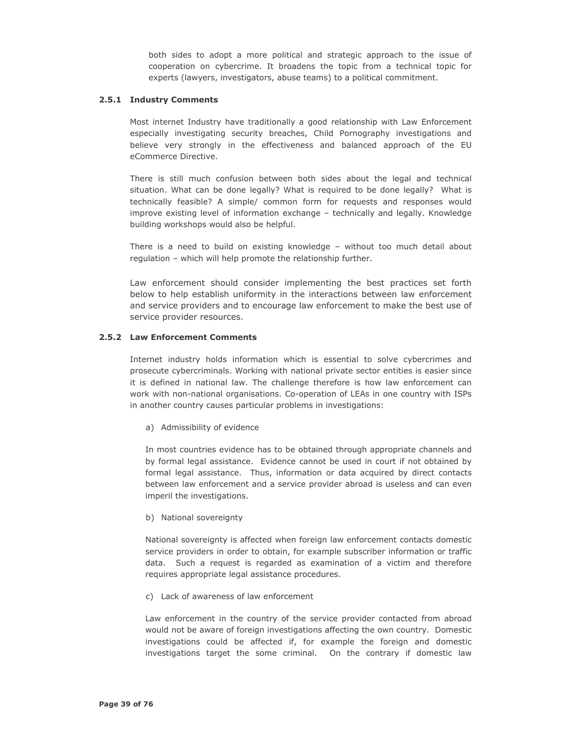both sides to adopt a more political and strategic approach to the issue of cooperation on cybercrime. It broadens the topic from a technical topic for experts (lawyers, investigators, abuse teams) to a political commitment.

### 2.5.1 Industry Comments

Most internet Industry have traditionally a good relationship with Law Enforcement especially investigating security breaches, Child Pornography investigations and believe very strongly in the effectiveness and balanced approach of the EU eCommerce Directive.

There is still much confusion between both sides about the legal and technical situation. What can be done legally? What is required to be done legally? What is technically feasible? A simple/ common form for requests and responses would improve existing level of information exchange – technically and legally. Knowledge building workshops would also be helpful.

There is a need to build on existing knowledge – without too much detail about regulation – which will help promote the relationship further.

Law enforcement should consider implementing the best practices set forth below to help establish uniformity in the interactions between law enforcement and service providers and to encourage law enforcement to make the best use of service provider resources.

### 2.5.2 Law Enforcement Comments

Internet industry holds information which is essential to solve cybercrimes and prosecute cybercriminals. Working with national private sector entities is easier since it is defined in national law. The challenge therefore is how law enforcement can work with non-national organisations. Co-operation of LEAs in one country with ISPs in another country causes particular problems in investigations:

a) Admissibility of evidence

In most countries evidence has to be obtained through appropriate channels and by formal legal assistance. Evidence cannot be used in court if not obtained by formal legal assistance. Thus, information or data acquired by direct contacts between law enforcement and a service provider abroad is useless and can even imperil the investigations.

b) National sovereignty

National sovereignty is affected when foreign law enforcement contacts domestic service providers in order to obtain, for example subscriber information or traffic data. Such a request is regarded as examination of a victim and therefore requires appropriate legal assistance procedures.

c) Lack of awareness of law enforcement

Law enforcement in the country of the service provider contacted from abroad would not be aware of foreign investigations affecting the own country. Domestic investigations could be affected if, for example the foreign and domestic investigations target the some criminal. On the contrary if domestic law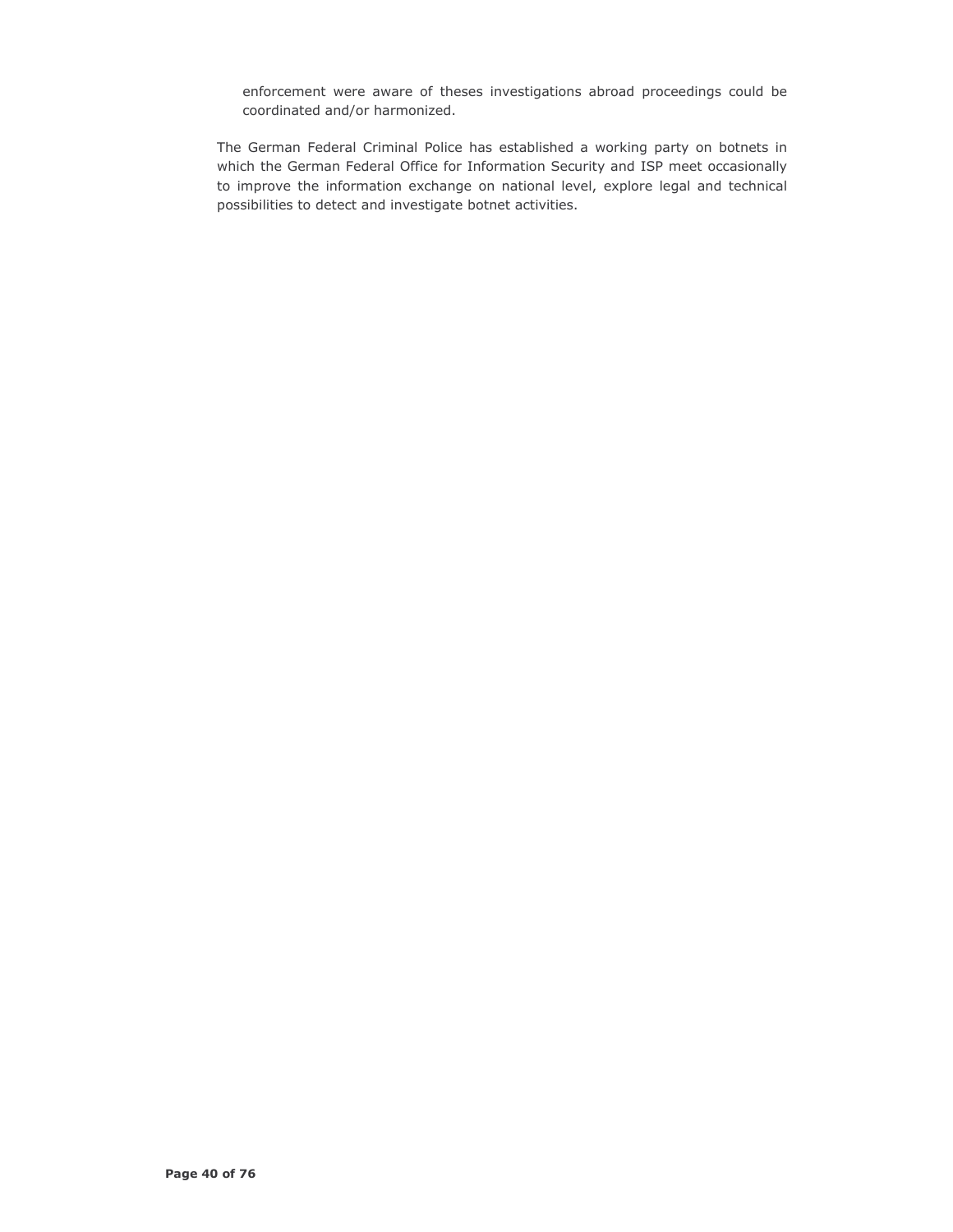enforcement were aware of theses investigations abroad proceedings could be coordinated and/or harmonized.

The German Federal Criminal Police has established a working party on botnets in which the German Federal Office for Information Security and ISP meet occasionally to improve the information exchange on national level, explore legal and technical possibilities to detect and investigate botnet activities.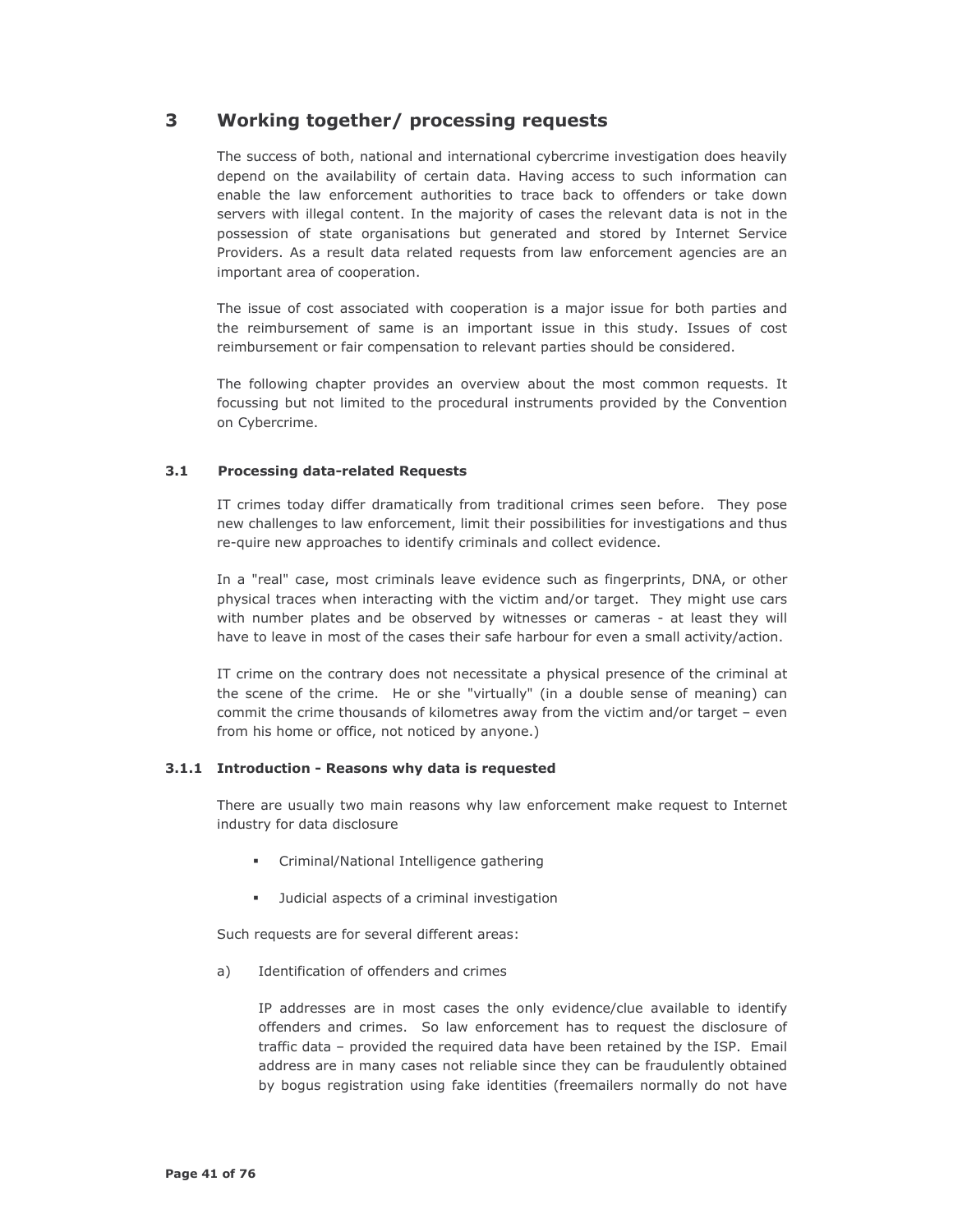# 3 Working together/ processing requests

The success of both, national and international cybercrime investigation does heavily depend on the availability of certain data. Having access to such information can enable the law enforcement authorities to trace back to offenders or take down servers with illegal content. In the majority of cases the relevant data is not in the possession of state organisations but generated and stored by Internet Service Providers. As a result data related requests from law enforcement agencies are an important area of cooperation.

The issue of cost associated with cooperation is a major issue for both parties and the reimbursement of same is an important issue in this study. Issues of cost reimbursement or fair compensation to relevant parties should be considered.

The following chapter provides an overview about the most common requests. It focussing but not limited to the procedural instruments provided by the Convention on Cybercrime.

## 3.1 Processing data-related Requests

IT crimes today differ dramatically from traditional crimes seen before. They pose new challenges to law enforcement, limit their possibilities for investigations and thus re-quire new approaches to identify criminals and collect evidence.

In a "real" case, most criminals leave evidence such as fingerprints, DNA, or other physical traces when interacting with the victim and/or target. They might use cars with number plates and be observed by witnesses or cameras - at least they will have to leave in most of the cases their safe harbour for even a small activity/action.

IT crime on the contrary does not necessitate a physical presence of the criminal at the scene of the crime. He or she "virtually" (in a double sense of meaning) can commit the crime thousands of kilometres away from the victim and/or target – even from his home or office, not noticed by anyone.)

### 3.1.1 Introduction - Reasons why data is requested

There are usually two main reasons why law enforcement make request to Internet industry for data disclosure

- Criminal/National Intelligence gathering
- Judicial aspects of a criminal investigation

Such requests are for several different areas:

a) Identification of offenders and crimes

IP addresses are in most cases the only evidence/clue available to identify offenders and crimes. So law enforcement has to request the disclosure of traffic data – provided the required data have been retained by the ISP. Email address are in many cases not reliable since they can be fraudulently obtained by bogus registration using fake identities (freemailers normally do not have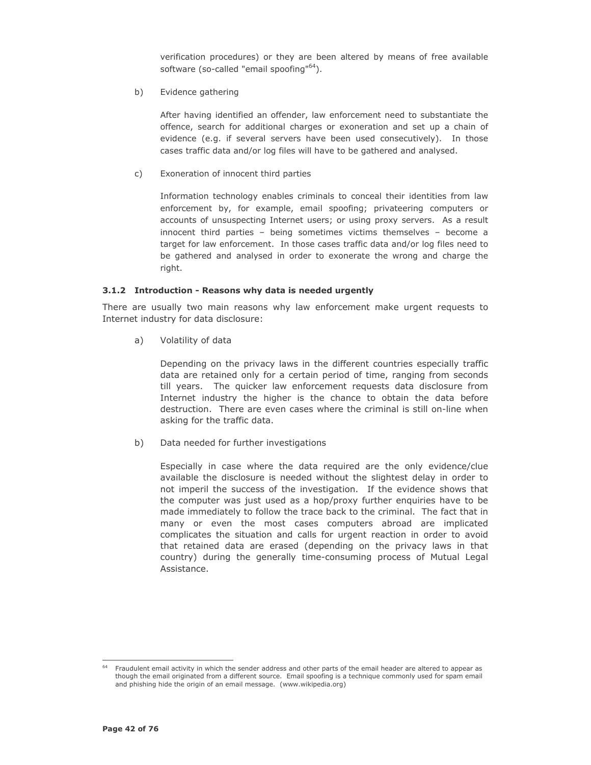verification procedures) or they are been altered by means of free available software (so-called "email spoofing"[64]).

b) Evidence gathering

After having identified an offender, law enforcement need to substantiate the offence, search for additional charges or exoneration and set up a chain of evidence (e.g. if several servers have been used consecutively). In those cases traffic data and/or log files will have to be gathered and analysed.

c) Exoneration of innocent third parties

Information technology enables criminals to conceal their identities from law enforcement by, for example, email spoofing; privateering computers or accounts of unsuspecting Internet users; or using proxy servers. As a result innocent third parties – being sometimes victims themselves – become a target for law enforcement. In those cases traffic data and/or log files need to be gathered and analysed in order to exonerate the wrong and charge the right.

### 3.1.2 Introduction - Reasons why data is needed urgently

There are usually two main reasons why law enforcement make urgent requests to Internet industry for data disclosure:

a) Volatility of data

Depending on the privacy laws in the different countries especially traffic data are retained only for a certain period of time, ranging from seconds till years. The quicker law enforcement requests data disclosure from Internet industry the higher is the chance to obtain the data before destruction. There are even cases where the criminal is still on-line when asking for the traffic data.

b) Data needed for further investigations

Especially in case where the data required are the only evidence/clue available the disclosure is needed without the slightest delay in order to not imperil the success of the investigation. If the evidence shows that the computer was just used as a hop/proxy further enquiries have to be made immediately to follow the trace back to the criminal. The fact that in many or even the most cases computers abroad are implicated complicates the situation and calls for urgent reaction in order to avoid that retained data are erased (depending on the privacy laws in that country) during the generally time-consuming process of Mutual Legal Assistance.

---

[64] Fraudulent email activity in which the sender address and other parts of the email header are altered to appear as though the email originated from a different source. Email spoofing is a technique commonly used for spam email and phishing hide the origin of an email message. (www.wikipedia.org)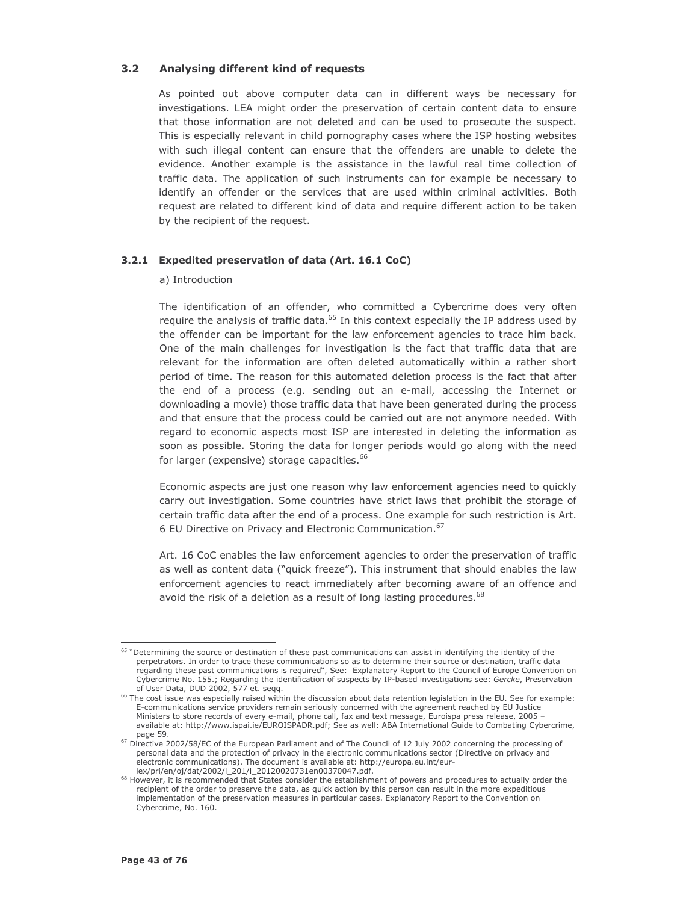### 3.2 Analysing different kind of requests

As pointed out above computer data can in different ways be necessary for investigations. LEA might order the preservation of certain content data to ensure that those information are not deleted and can be used to prosecute the suspect. This is especially relevant in child pornography cases where the ISP hosting websites with such illegal content can ensure that the offenders are unable to delete the evidence. Another example is the assistance in the lawful real time collection of traffic data. The application of such instruments can for example be necessary to identify an offender or the services that are used within criminal activities. Both request are related to different kind of data and require different action to be taken by the recipient of the request.

#### 3.2.1 Expedited preservation of data (Art. 16.1 CoC)

a) Introduction

The identification of an offender, who committed a Cybercrime does very often require the analysis of traffic data.[65] In this context especially the IP address used by the offender can be important for the law enforcement agencies to trace him back. One of the main challenges for investigation is the fact that traffic data that are relevant for the information are often deleted automatically within a rather short period of time. The reason for this automated deletion process is the fact that after the end of a process (e.g. sending out an e-mail, accessing the Internet or downloading a movie) those traffic data that have been generated during the process and that ensure that the process could be carried out are not anymore needed. With regard to economic aspects most ISP are interested in deleting the information as soon as possible. Storing the data for longer periods would go along with the need for larger (expensive) storage capacities.[66]

Economic aspects are just one reason why law enforcement agencies need to quickly carry out investigation. Some countries have strict laws that prohibit the storage of certain traffic data after the end of a process. One example for such restriction is Art. 6 EU Directive on Privacy and Electronic Communication.[67]

Art. 16 CoC enables the law enforcement agencies to order the preservation of traffic as well as content data ("quick freeze"). This instrument that should enables the law enforcement agencies to react immediately after becoming aware of an offence and avoid the risk of a deletion as a result of long lasting procedures.[68]

---

[65] "Determining the source or destination of these past communications can assist in identifying the identity of the perpetrators. In order to trace these communications so as to determine their source or destination, traffic data regarding these past communications is required", See: Explanatory Report to the Council of Europe Convention on Cybercrime No. 155.; Regarding the identification of suspects by IP-based investigations see: *Gercke*, Preservation of User Data, DUD 2002, 577 et. seqq.

[66] The cost issue was especially raised within the discussion about data retention legislation in the EU. See for example: E-communications service providers remain seriously concerned with the agreement reached by EU Justice Ministers to store records of every e-mail, phone call, fax and text message, Euroispa press release, 2005 – available at: http://www.ispai.ie/EUROISPADR.pdf; See as well: ABA International Guide to Combating Cybercrime, page 59.

[67] Directive 2002/58/EC of the European Parliament and of The Council of 12 July 2002 concerning the processing of personal data and the protection of privacy in the electronic communications sector (Directive on privacy and electronic communications). The document is available at: http://europa.eu.int/eur-lex/pri/en/oj/dat/2002/l_201/l_20120020731en00370047.pdf.

[68] However, it is recommended that States consider the establishment of powers and procedures to actually order the recipient of the order to preserve the data, as quick action by this person can result in the more expeditious implementation of the preservation measures in particular cases. Explanatory Report to the Convention on Cybercrime, No. 160.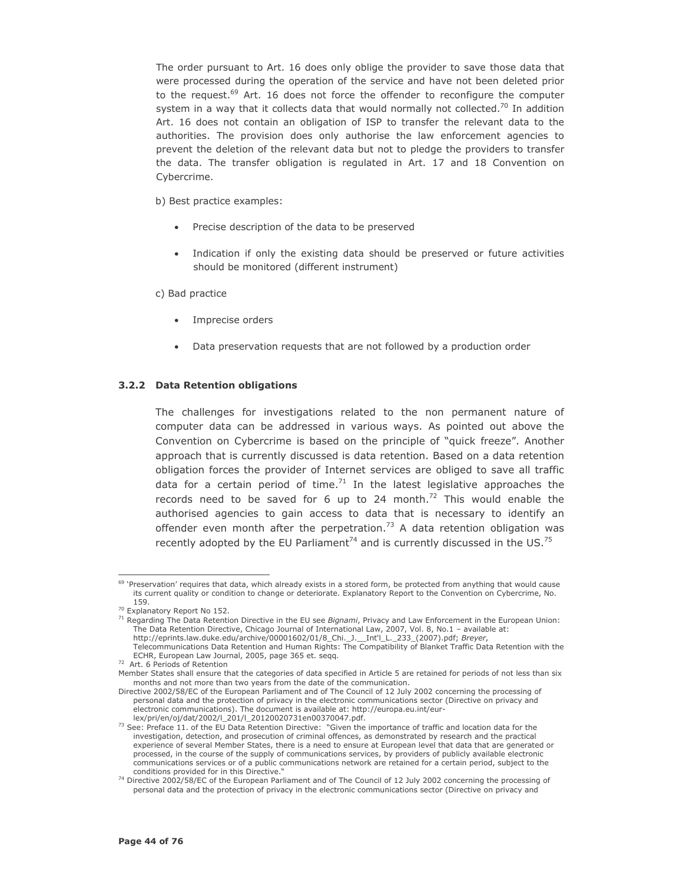The order pursuant to Art. 16 does only oblige the provider to save those data that were processed during the operation of the service and have not been deleted prior to the request.[69] Art. 16 does not force the offender to reconfigure the computer system in a way that it collects data that would normally not collected.[70] In addition Art. 16 does not contain an obligation of ISP to transfer the relevant data to the authorities. The provision does only authorise the law enforcement agencies to prevent the deletion of the relevant data but not to pledge the providers to transfer the data. The transfer obligation is regulated in Art. 17 and 18 Convention on Cybercrime.

b) Best practice examples:

- Precise description of the data to be preserved
- Indication if only the existing data should be preserved or future activities should be monitored (different instrument)

c) Bad practice

- Imprecise orders
- Data preservation requests that are not followed by a production order

### 3.2.2 Data Retention obligations

The challenges for investigations related to the non permanent nature of computer data can be addressed in various ways. As pointed out above the Convention on Cybercrime is based on the principle of "quick freeze". Another approach that is currently discussed is data retention. Based on a data retention obligation forces the provider of Internet services are obliged to save all traffic data for a certain period of time.[71] In the latest legislative approaches the records need to be saved for 6 up to 24 month.[72] This would enable the authorised agencies to gain access to data that is necessary to identify an offender even month after the perpetration.[73] A data retention obligation was recently adopted by the EU Parliament[74] and is currently discussed in the US.[75]

---

[69] 'Preservation' requires that data, which already exists in a stored form, be protected from anything that would cause its current quality or condition to change or deteriorate. Explanatory Report to the Convention on Cybercrime, No. 159.

[70] Explanatory Report No 152.

[71] Regarding The Data Retention Directive in the EU see *Bignami*, Privacy and Law Enforcement in the European Union: The Data Retention Directive, Chicago Journal of International Law, 2007, Vol. 8, No.1 – available at: http://eprints.law.duke.edu/archive/00001602/01/8_Chi._J.__Int'l_L._233_(2007).pdf; *Breyer*, Telecommunications Data Retention and Human Rights: The Compatibility of Blanket Traffic Data Retention with the ECHR, European Law Journal, 2005, page 365 et. seqq.

[72] Art. 6 Periods of Retention
Member States shall ensure that the categories of data specified in Article 5 are retained for periods of not less than six months and not more than two years from the date of the communication.
Directive 2002/58/EC of the European Parliament and of The Council of 12 July 2002 concerning the processing of personal data and the protection of privacy in the electronic communications sector (Directive on privacy and electronic communications). The document is available at: http://europa.eu.int/eur-lex/pri/en/oj/dat/2002/l_201/l_20120020731en00370047.pdf.

[73] See: Preface 11. of the EU Data Retention Directive: "Given the importance of traffic and location data for the investigation, detection, and prosecution of criminal offences, as demonstrated by research and the practical experience of several Member States, there is a need to ensure at European level that data that are generated or processed, in the course of the supply of communications services, by providers of publicly available electronic communications services or of a public communications network are retained for a certain period, subject to the conditions provided for in this Directive."

[74] Directive 2002/58/EC of the European Parliament and of The Council of 12 July 2002 concerning the processing of personal data and the protection of privacy in the electronic communications sector (Directive on privacy and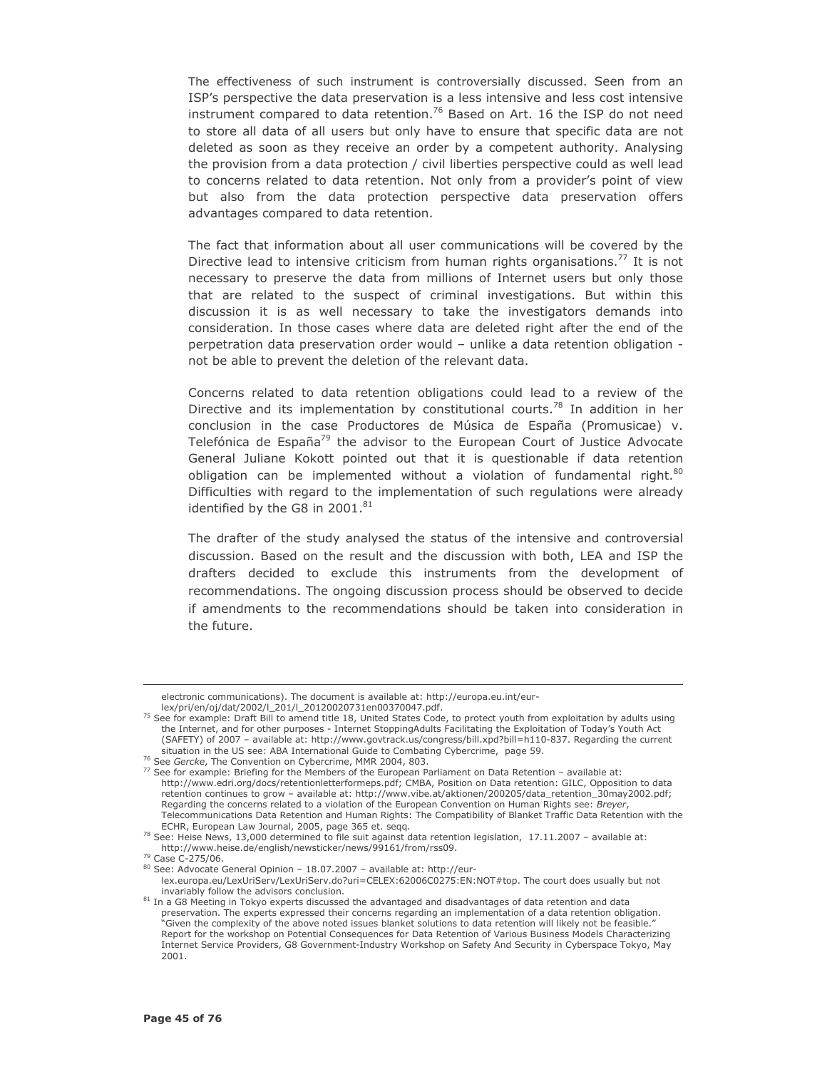The effectiveness of such instrument is controversially discussed. Seen from an ISP's perspective the data preservation is a less intensive and less cost intensive instrument compared to data retention.[76] Based on Art. 16 the ISP do not need to store all data of all users but only have to ensure that specific data are not deleted as soon as they receive an order by a competent authority. Analysing the provision from a data protection / civil liberties perspective could as well lead to concerns related to data retention. Not only from a provider's point of view but also from the data protection perspective data preservation offers advantages compared to data retention.

The fact that information about all user communications will be covered by the Directive lead to intensive criticism from human rights organisations.[77] It is not necessary to preserve the data from millions of Internet users but only those that are related to the suspect of criminal investigations. But within this discussion it is as well necessary to take the investigators demands into consideration. In those cases where data are deleted right after the end of the perpetration data preservation order would – unlike a data retention obligation - not be able to prevent the deletion of the relevant data.

Concerns related to data retention obligations could lead to a review of the Directive and its implementation by constitutional courts.[78] In addition in her conclusion in the case Productores de Música de España (Promusicae) v. Telefónica de España[79] the advisor to the European Court of Justice Advocate General Juliane Kokott pointed out that it is questionable if data retention obligation can be implemented without a violation of fundamental right.[80] Difficulties with regard to the implementation of such regulations were already identified by the G8 in 2001.[81]

The drafter of the study analysed the status of the intensive and controversial discussion. Based on the result and the discussion with both, LEA and ISP the drafters decided to exclude this instruments from the development of recommendations. The ongoing discussion process should be observed to decide if amendments to the recommendations should be taken into consideration in the future.

---

electronic communications). The document is available at: http://europa.eu.int/eur-lex/pri/en/oj/dat/2002/l_201/l_20120020731en00370047.pdf.

[75] See for example: Draft Bill to amend title 18, United States Code, to protect youth from exploitation by adults using the Internet, and for other purposes - Internet StoppingAdults Facilitating the Exploitation of Today's Youth Act (SAFETY) of 2007 – available at: http://www.govtrack.us/congress/bill.xpd?bill=h110-837. Regarding the current situation in the US see: ABA International Guide to Combating Cybercrime, page 59.

[76] See *Gercke*, The Convention on Cybercrime, MMR 2004, 803.

[77] See for example: Briefing for the Members of the European Parliament on Data Retention – available at: http://www.edri.org/docs/retentionletterformeps.pdf; CMBA, Position on Data retention: GILC, Opposition to data retention continues to grow – available at: http://www.vibe.at/aktionen/200205/data_retention_30may2002.pdf; Regarding the concerns related to a violation of the European Convention on Human Rights see: *Breyer*, Telecommunications Data Retention and Human Rights: The Compatibility of Blanket Traffic Data Retention with the ECHR, European Law Journal, 2005, page 365 et. seqq.

[78] See: Heise News, 13,000 determined to file suit against data retention legislation, 17.11.2007 – available at: http://www.heise.de/english/newsticker/news/99161/from/rss09.

[79] Case C-275/06.

[80] See: Advocate General Opinion – 18.07.2007 – available at: http://eur-lex.europa.eu/LexUriServ/LexUriServ.do?uri=CELEX:62006C0275:EN:NOT#top. The court does usually but not invariably follow the advisors conclusion.

[81] In a G8 Meeting in Tokyo experts discussed the advantaged and disadvantages of data retention and data preservation. The experts expressed their concerns regarding an implementation of a data retention obligation. "Given the complexity of the above noted issues blanket solutions to data retention will likely not be feasible." Report for the workshop on Potential Consequences for Data Retention of Various Business Models Characterizing Internet Service Providers, G8 Government-Industry Workshop on Safety And Security in Cyberspace Tokyo, May 2001.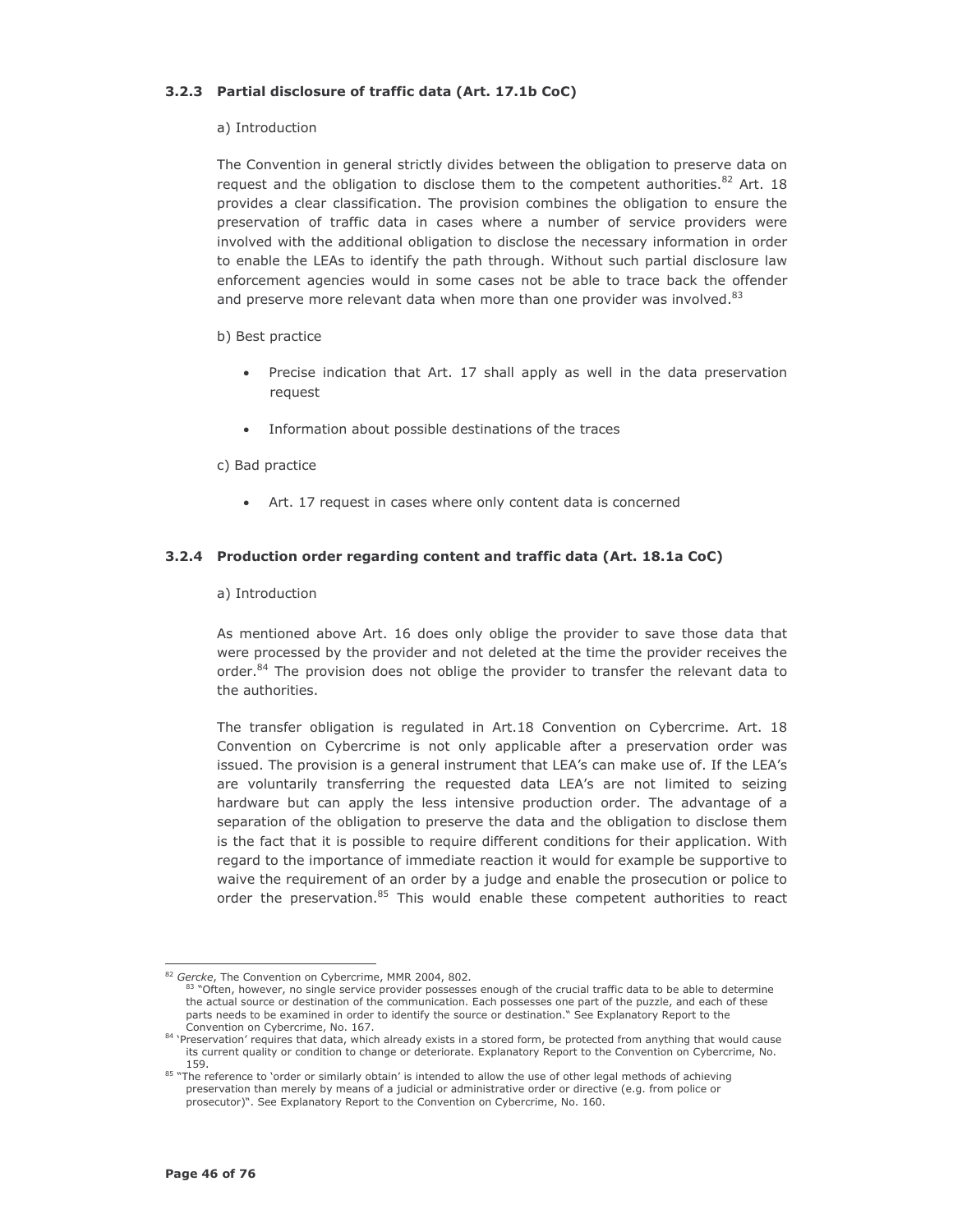### 3.2.3 Partial disclosure of traffic data (Art. 17.1b CoC)

a) Introduction

The Convention in general strictly divides between the obligation to preserve data on request and the obligation to disclose them to the competent authorities.[82] Art. 18 provides a clear classification. The provision combines the obligation to ensure the preservation of traffic data in cases where a number of service providers were involved with the additional obligation to disclose the necessary information in order to enable the LEAs to identify the path through. Without such partial disclosure law enforcement agencies would in some cases not be able to trace back the offender and preserve more relevant data when more than one provider was involved.[83]

b) Best practice

- Precise indication that Art. 17 shall apply as well in the data preservation request
- Information about possible destinations of the traces

c) Bad practice

- Art. 17 request in cases where only content data is concerned

### 3.2.4 Production order regarding content and traffic data (Art. 18.1a CoC)

a) Introduction

As mentioned above Art. 16 does only oblige the provider to save those data that were processed by the provider and not deleted at the time the provider receives the order.[84] The provision does not oblige the provider to transfer the relevant data to the authorities.

The transfer obligation is regulated in Art.18 Convention on Cybercrime. Art. 18 Convention on Cybercrime is not only applicable after a preservation order was issued. The provision is a general instrument that LEA's can make use of. If the LEA's are voluntarily transferring the requested data LEA's are not limited to seizing hardware but can apply the less intensive production order. The advantage of a separation of the obligation to preserve the data and the obligation to disclose them is the fact that it is possible to require different conditions for their application. With regard to the importance of immediate reaction it would for example be supportive to waive the requirement of an order by a judge and enable the prosecution or police to order the preservation.[85] This would enable these competent authorities to react

---

[82] *Gercke*, The Convention on Cybercrime, MMR 2004, 802.

[83] "Often, however, no single service provider possesses enough of the crucial traffic data to be able to determine the actual source or destination of the communication. Each possesses one part of the puzzle, and each of these parts needs to be examined in order to identify the source or destination." See Explanatory Report to the Convention on Cybercrime, No. 167.

[84] 'Preservation' requires that data, which already exists in a stored form, be protected from anything that would cause its current quality or condition to change or deteriorate. Explanatory Report to the Convention on Cybercrime, No. 159.

[85] "The reference to 'order or similarly obtain' is intended to allow the use of other legal methods of achieving preservation than merely by means of a judicial or administrative order or directive (e.g. from police or prosecutor)". See Explanatory Report to the Convention on Cybercrime, No. 160.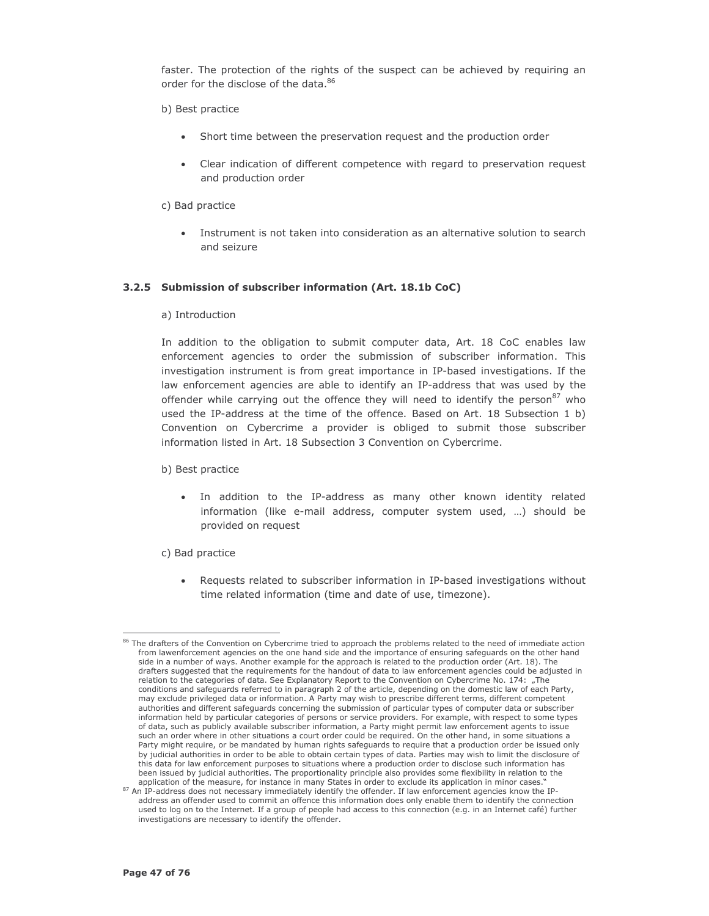faster. The protection of the rights of the suspect can be achieved by requiring an order for the disclose of the data.[86]

b) Best practice

- Short time between the preservation request and the production order
- Clear indication of different competence with regard to preservation request and production order

c) Bad practice

- Instrument is not taken into consideration as an alternative solution to search and seizure

### 3.2.5 Submission of subscriber information (Art. 18.1b CoC)

a) Introduction

In addition to the obligation to submit computer data, Art. 18 CoC enables law enforcement agencies to order the submission of subscriber information. This investigation instrument is from great importance in IP-based investigations. If the law enforcement agencies are able to identify an IP-address that was used by the offender while carrying out the offence they will need to identify the person[87] who used the IP-address at the time of the offence. Based on Art. 18 Subsection 1 b) Convention on Cybercrime a provider is obliged to submit those subscriber information listed in Art. 18 Subsection 3 Convention on Cybercrime.

b) Best practice

- In addition to the IP-address as many other known identity related information (like e-mail address, computer system used, …) should be provided on request

c) Bad practice

- Requests related to subscriber information in IP-based investigations without time related information (time and date of use, timezone).

---

[86] The drafters of the Convention on Cybercrime tried to approach the problems related to the need of immediate action from lawenforcement agencies on the one hand side and the importance of ensuring safeguards on the other hand side in a number of ways. Another example for the approach is related to the production order (Art. 18). The drafters suggested that the requirements for the handout of data to law enforcement agencies could be adjusted in relation to the categories of data. See Explanatory Report to the Convention on Cybercrime No. 174: „The conditions and safeguards referred to in paragraph 2 of the article, depending on the domestic law of each Party, may exclude privileged data or information. A Party may wish to prescribe different terms, different competent authorities and different safeguards concerning the submission of particular types of computer data or subscriber information held by particular categories of persons or service providers. For example, with respect to some types of data, such as publicly available subscriber information, a Party might permit law enforcement agents to issue such an order where in other situations a court order could be required. On the other hand, in some situations a Party might require, or be mandated by human rights safeguards to require that a production order be issued only by judicial authorities in order to be able to obtain certain types of data. Parties may wish to limit the disclosure of this data for law enforcement purposes to situations where a production order to disclose such information has been issued by judicial authorities. The proportionality principle also provides some flexibility in relation to the application of the measure, for instance in many States in order to exclude its application in minor cases."

[87] An IP-address does not necessary immediately identify the offender. If law enforcement agencies know the IP-address an offender used to commit an offence this information does only enable them to identify the connection used to log on to the Internet. If a group of people had access to this connection (e.g. in an Internet café) further investigations are necessary to identify the offender.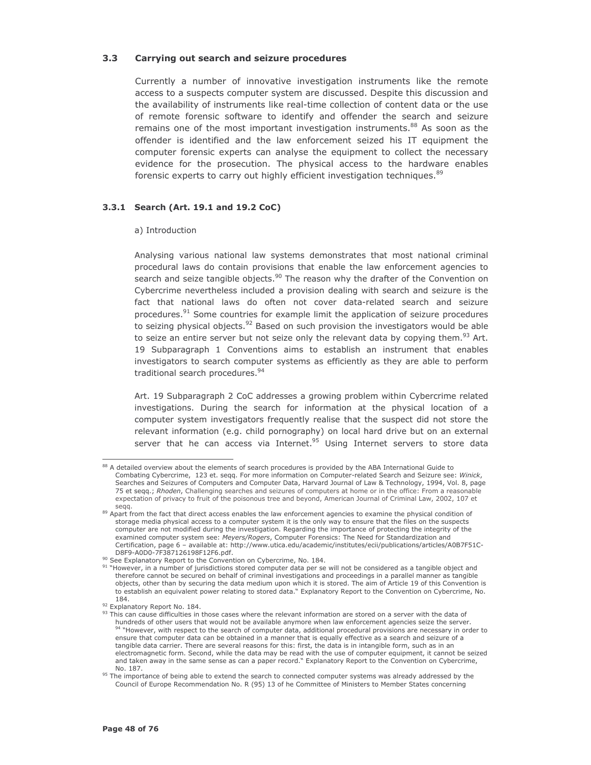### 3.3 Carrying out search and seizure procedures

Currently a number of innovative investigation instruments like the remote access to a suspects computer system are discussed. Despite this discussion and the availability of instruments like real-time collection of content data or the use of remote forensic software to identify and offender the search and seizure remains one of the most important investigation instruments.[88] As soon as the offender is identified and the law enforcement seized his IT equipment the computer forensic experts can analyse the equipment to collect the necessary evidence for the prosecution. The physical access to the hardware enables forensic experts to carry out highly efficient investigation techniques.[89]

#### 3.3.1 Search (Art. 19.1 and 19.2 CoC)

a) Introduction

Analysing various national law systems demonstrates that most national criminal procedural laws do contain provisions that enable the law enforcement agencies to search and seize tangible objects.[90] The reason why the drafter of the Convention on Cybercrime nevertheless included a provision dealing with search and seizure is the fact that national laws do often not cover data-related search and seizure procedures.[91] Some countries for example limit the application of seizure procedures to seizing physical objects.[92] Based on such provision the investigators would be able to seize an entire server but not seize only the relevant data by copying them.[93] Art. 19 Subparagraph 1 Conventions aims to establish an instrument that enables investigators to search computer systems as efficiently as they are able to perform traditional search procedures.[94]

Art. 19 Subparagraph 2 CoC addresses a growing problem within Cybercrime related investigations. During the search for information at the physical location of a computer system investigators frequently realise that the suspect did not store the relevant information (e.g. child pornography) on local hard drive but on an external server that he can access via Internet.[95] Using Internet servers to store data

---

[88] A detailed overview about the elements of search procedures is provided by the ABA International Guide to Combating Cybercrime, 123 et. seqq. For more information on Computer-related Search and Seizure see: *Winick*, Searches and Seizures of Computers and Computer Data, Harvard Journal of Law & Technology, 1994, Vol. 8, page 75 et seqq.; *Rhoden*, Challenging searches and seizures of computers at home or in the office: From a reasonable expectation of privacy to fruit of the poisonous tree and beyond, American Journal of Criminal Law, 2002, 107 et seqq.

[89] Apart from the fact that direct access enables the law enforcement agencies to examine the physical condition of storage media physical access to a computer system it is the only way to ensure that the files on the suspects computer are not modified during the investigation. Regarding the importance of protecting the integrity of the examined computer system see: *Meyers/Rogers*, Computer Forensics: The Need for Standardization and Certification, page 6 – available at: http://www.utica.edu/academic/institutes/ecii/publications/articles/A0B7F51C-D8F9-A0D0-7F387126198F12F6.pdf.

[90] See Explanatory Report to the Convention on Cybercrime, No. 184.

[91] "However, in a number of jurisdictions stored computer data per se will not be considered as a tangible object and therefore cannot be secured on behalf of criminal investigations and proceedings in a parallel manner as tangible objects, other than by securing the data medium upon which it is stored. The aim of Article 19 of this Convention is to establish an equivalent power relating to stored data." Explanatory Report to the Convention on Cybercrime, No. 184.

[92] Explanatory Report No. 184.

[93] This can cause difficulties in those cases where the relevant information are stored on a server with the data of hundreds of other users that would not be available anymore when law enforcement agencies seize the server.

[94] "However, with respect to the search of computer data, additional procedural provisions are necessary in order to ensure that computer data can be obtained in a manner that is equally effective as a search and seizure of a tangible data carrier. There are several reasons for this: first, the data is in intangible form, such as in an electromagnetic form. Second, while the data may be read with the use of computer equipment, it cannot be seized and taken away in the same sense as can a paper record." Explanatory Report to the Convention on Cybercrime, No. 187.

[95] The importance of being able to extend the search to connected computer systems was already addressed by the Council of Europe Recommendation No. R (95) 13 of he Committee of Ministers to Member States concerning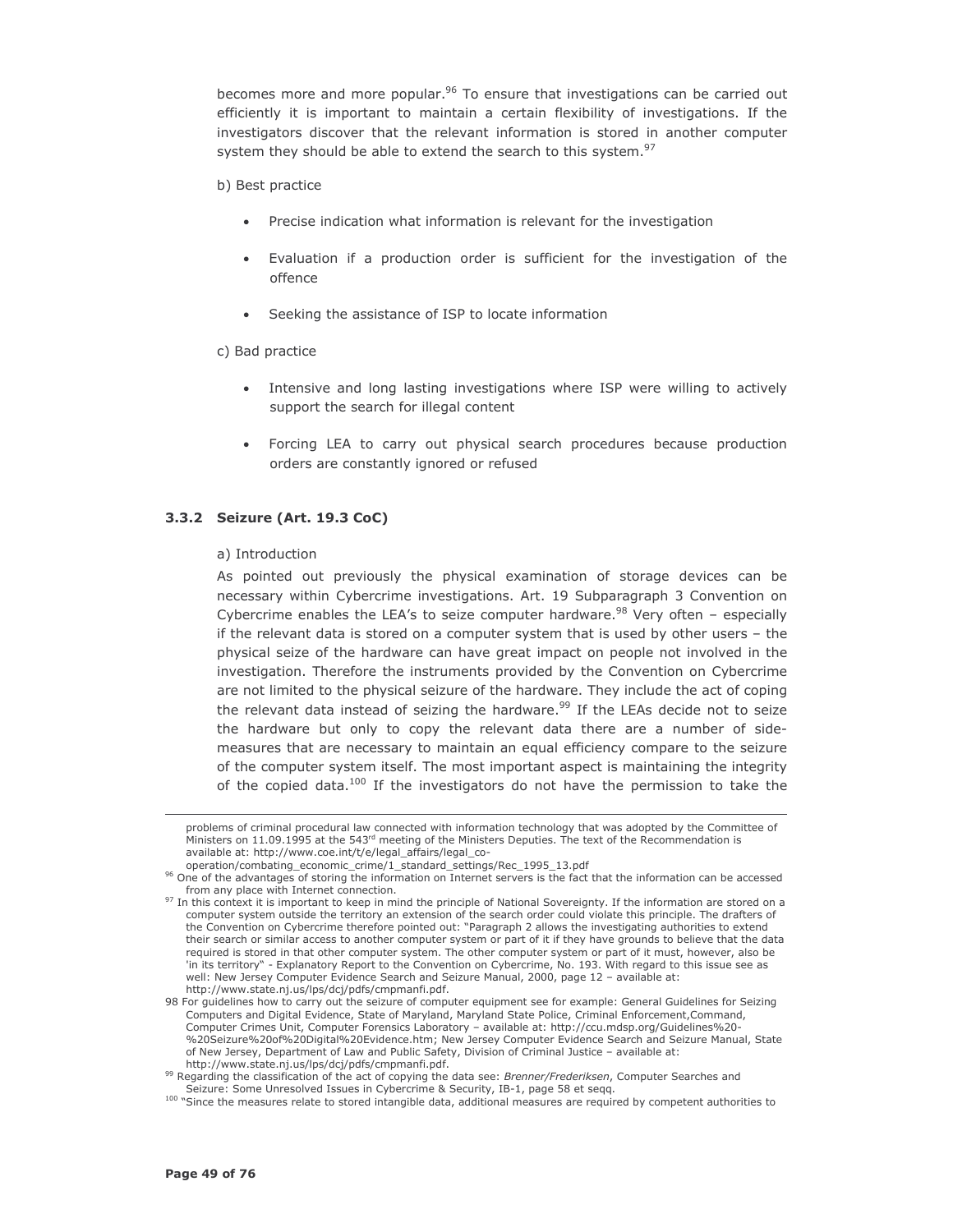becomes more and more popular.[96] To ensure that investigations can be carried out efficiently it is important to maintain a certain flexibility of investigations. If the investigators discover that the relevant information is stored in another computer system they should be able to extend the search to this system.[97]

b) Best practice

- Precise indication what information is relevant for the investigation
- Evaluation if a production order is sufficient for the investigation of the offence
- Seeking the assistance of ISP to locate information

c) Bad practice

- Intensive and long lasting investigations where ISP were willing to actively support the search for illegal content
- Forcing LEA to carry out physical search procedures because production orders are constantly ignored or refused

### 3.3.2 Seizure (Art. 19.3 CoC)

a) Introduction

As pointed out previously the physical examination of storage devices can be necessary within Cybercrime investigations. Art. 19 Subparagraph 3 Convention on Cybercrime enables the LEA's to seize computer hardware.[98] Very often – especially if the relevant data is stored on a computer system that is used by other users – the physical seize of the hardware can have great impact on people not involved in the investigation. Therefore the instruments provided by the Convention on Cybercrime are not limited to the physical seizure of the hardware. They include the act of coping the relevant data instead of seizing the hardware.[99] If the LEAs decide not to seize the hardware but only to copy the relevant data there are a number of side-measures that are necessary to maintain an equal efficiency compare to the seizure of the computer system itself. The most important aspect is maintaining the integrity of the copied data.[100] If the investigators do not have the permission to take the

---

problems of criminal procedural law connected with information technology that was adopted by the Committee of Ministers on 11.09.1995 at the 543rd meeting of the Ministers Deputies. The text of the Recommendation is available at: http://www.coe.int/t/e/legal_affairs/legal_co-operation/combating_economic_crime/1_standard_settings/Rec_1995_13.pdf

[96] One of the advantages of storing the information on Internet servers is the fact that the information can be accessed from any place with Internet connection.

[97] In this context it is important to keep in mind the principle of National Sovereignty. If the information are stored on a computer system outside the territory an extension of the search order could violate this principle. The drafters of the Convention on Cybercrime therefore pointed out: "Paragraph 2 allows the investigating authorities to extend their search or similar access to another computer system or part of it if they have grounds to believe that the data required is stored in that other computer system. The other computer system or part of it must, however, also be 'in its territory" - Explanatory Report to the Convention on Cybercrime, No. 193. With regard to this issue see as well: New Jersey Computer Evidence Search and Seizure Manual, 2000, page 12 – available at: http://www.state.nj.us/lps/dcj/pdfs/cmpmanfi.pdf.

[98] For guidelines how to carry out the seizure of computer equipment see for example: General Guidelines for Seizing Computers and Digital Evidence, State of Maryland, Maryland State Police, Criminal Enforcement,Command, Computer Crimes Unit, Computer Forensics Laboratory – available at: http://ccu.mdsp.org/Guidelines%20-%20Seizure%20of%20Digital%20Evidence.htm; New Jersey Computer Evidence Search and Seizure Manual, State of New Jersey, Department of Law and Public Safety, Division of Criminal Justice – available at: http://www.state.nj.us/lps/dcj/pdfs/cmpmanfi.pdf.

[99] Regarding the classification of the act of copying the data see: *Brenner/Frederiksen*, Computer Searches and Seizure: Some Unresolved Issues in Cybercrime & Security, IB-1, page 58 et seqq.

[100] "Since the measures relate to stored intangible data, additional measures are required by competent authorities to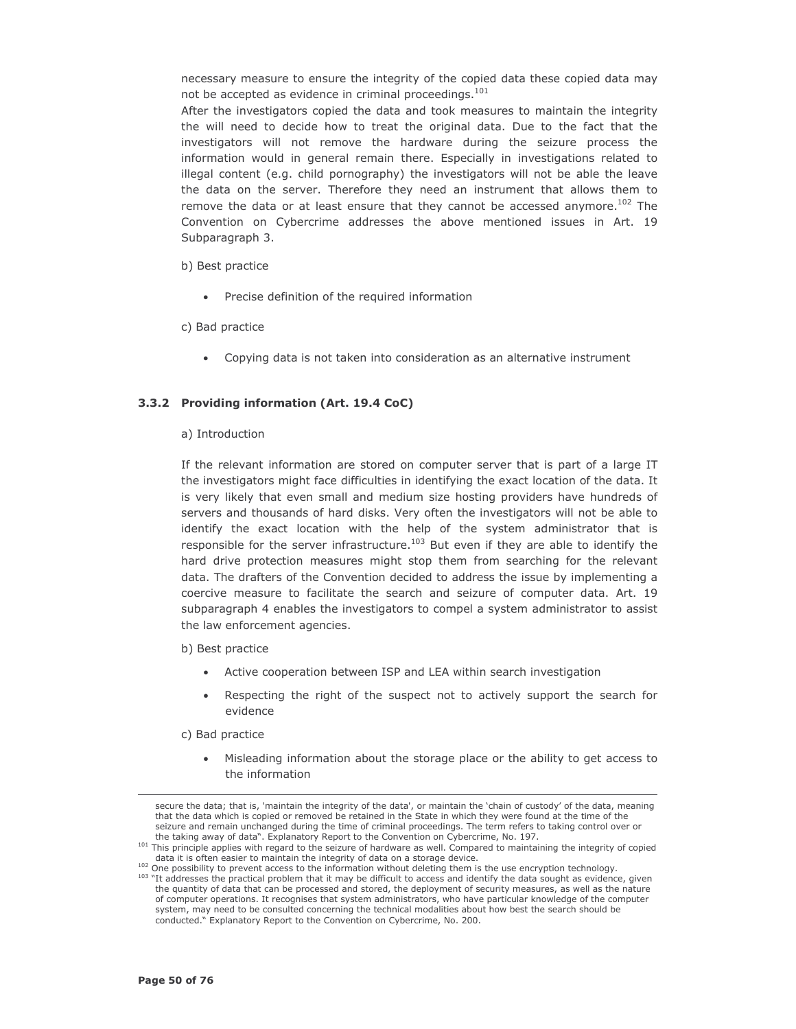necessary measure to ensure the integrity of the copied data these copied data may not be accepted as evidence in criminal proceedings.[101]

After the investigators copied the data and took measures to maintain the integrity the will need to decide how to treat the original data. Due to the fact that the investigators will not remove the hardware during the seizure process the information would in general remain there. Especially in investigations related to illegal content (e.g. child pornography) the investigators will not be able the leave the data on the server. Therefore they need an instrument that allows them to remove the data or at least ensure that they cannot be accessed anymore.[102] The Convention on Cybercrime addresses the above mentioned issues in Art. 19 Subparagraph 3.

b) Best practice

- Precise definition of the required information

c) Bad practice

- Copying data is not taken into consideration as an alternative instrument

### 3.3.2 Providing information (Art. 19.4 CoC)

a) Introduction

If the relevant information are stored on computer server that is part of a large IT the investigators might face difficulties in identifying the exact location of the data. It is very likely that even small and medium size hosting providers have hundreds of servers and thousands of hard disks. Very often the investigators will not be able to identify the exact location with the help of the system administrator that is responsible for the server infrastructure.[103] But even if they are able to identify the hard drive protection measures might stop them from searching for the relevant data. The drafters of the Convention decided to address the issue by implementing a coercive measure to facilitate the search and seizure of computer data. Art. 19 subparagraph 4 enables the investigators to compel a system administrator to assist the law enforcement agencies.

b) Best practice

- Active cooperation between ISP and LEA within search investigation
- Respecting the right of the suspect not to actively support the search for evidence

c) Bad practice

- Misleading information about the storage place or the ability to get access to the information

---

secure the data; that is, 'maintain the integrity of the data', or maintain the 'chain of custody' of the data, meaning that the data which is copied or removed be retained in the State in which they were found at the time of the seizure and remain unchanged during the time of criminal proceedings. The term refers to taking control over or the taking away of data". Explanatory Report to the Convention on Cybercrime, No. 197.

[101] This principle applies with regard to the seizure of hardware as well. Compared to maintaining the integrity of copied data it is often easier to maintain the integrity of data on a storage device.

[102] One possibility to prevent access to the information without deleting them is the use encryption technology.

[103] "It addresses the practical problem that it may be difficult to access and identify the data sought as evidence, given the quantity of data that can be processed and stored, the deployment of security measures, as well as the nature of computer operations. It recognises that system administrators, who have particular knowledge of the computer system, may need to be consulted concerning the technical modalities about how best the search should be conducted." Explanatory Report to the Convention on Cybercrime, No. 200.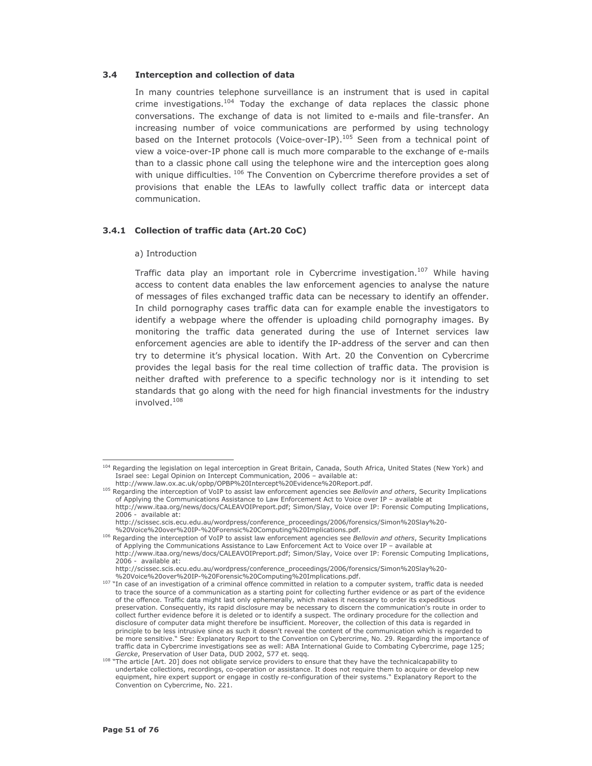### 3.4 Interception and collection of data

In many countries telephone surveillance is an instrument that is used in capital crime investigations.[104] Today the exchange of data replaces the classic phone conversations. The exchange of data is not limited to e-mails and file-transfer. An increasing number of voice communications are performed by using technology based on the Internet protocols (Voice-over-IP).[105] Seen from a technical point of view a voice-over-IP phone call is much more comparable to the exchange of e-mails than to a classic phone call using the telephone wire and the interception goes along with unique difficulties. [106] The Convention on Cybercrime therefore provides a set of provisions that enable the LEAs to lawfully collect traffic data or intercept data communication.

#### 3.4.1 Collection of traffic data (Art.20 CoC)

a) Introduction

Traffic data play an important role in Cybercrime investigation.[107] While having access to content data enables the law enforcement agencies to analyse the nature of messages of files exchanged traffic data can be necessary to identify an offender. In child pornography cases traffic data can for example enable the investigators to identify a webpage where the offender is uploading child pornography images. By monitoring the traffic data generated during the use of Internet services law enforcement agencies are able to identify the IP-address of the server and can then try to determine it's physical location. With Art. 20 the Convention on Cybercrime provides the legal basis for the real time collection of traffic data. The provision is neither drafted with preference to a specific technology nor is it intending to set standards that go along with the need for high financial investments for the industry involved.[108]

---

[104] Regarding the legislation on legal interception in Great Britain, Canada, South Africa, United States (New York) and Israel see: Legal Opinion on Intercept Communication, 2006 – available at: http://www.law.ox.ac.uk/opbp/OPBP%20Intercept%20Evidence%20Report.pdf.

[105] Regarding the interception of VoIP to assist law enforcement agencies see *Bellovin and others*, Security Implications of Applying the Communications Assistance to Law Enforcement Act to Voice over IP – available at http://www.itaa.org/news/docs/CALEAVOIPreport.pdf; Simon/Slay, Voice over IP: Forensic Computing Implications, 2006 - available at: http://scissec.scis.ecu.edu.au/wordpress/conference_proceedings/2006/forensics/Simon%20Slay%20-%20Voice%20over%20IP-%20Forensic%20Computing%20Implications.pdf.

[106] Regarding the interception of VoIP to assist law enforcement agencies see *Bellovin and others*, Security Implications of Applying the Communications Assistance to Law Enforcement Act to Voice over IP – available at http://www.itaa.org/news/docs/CALEAVOIPreport.pdf; Simon/Slay, Voice over IP: Forensic Computing Implications, 2006 - available at: http://scissec.scis.ecu.edu.au/wordpress/conference_proceedings/2006/forensics/Simon%20Slay%20-%20Voice%20over%20IP-%20Forensic%20Computing%20Implications.pdf.

[107] "In case of an investigation of a criminal offence committed in relation to a computer system, traffic data is needed to trace the source of a communication as a starting point for collecting further evidence or as part of the evidence of the offence. Traffic data might last only ephemerally, which makes it necessary to order its expeditious preservation. Consequently, its rapid disclosure may be necessary to discern the communication's route in order to collect further evidence before it is deleted or to identify a suspect. The ordinary procedure for the collection and disclosure of computer data might therefore be insufficient. Moreover, the collection of this data is regarded in principle to be less intrusive since as such it doesn't reveal the content of the communication which is regarded to be more sensitive." See: Explanatory Report to the Convention on Cybercrime, No. 29. Regarding the importance of traffic data in Cybercrime investigations see as well: ABA International Guide to Combating Cybercrime, page 125; *Gercke*, Preservation of User Data, DUD 2002, 577 et. seqq.

[108] "The article [Art. 20] does not obligate service providers to ensure that they have the technicalcapability to undertake collections, recordings, co-operation or assistance. It does not require them to acquire or develop new equipment, hire expert support or engage in costly re-configuration of their systems." Explanatory Report to the Convention on Cybercrime, No. 221.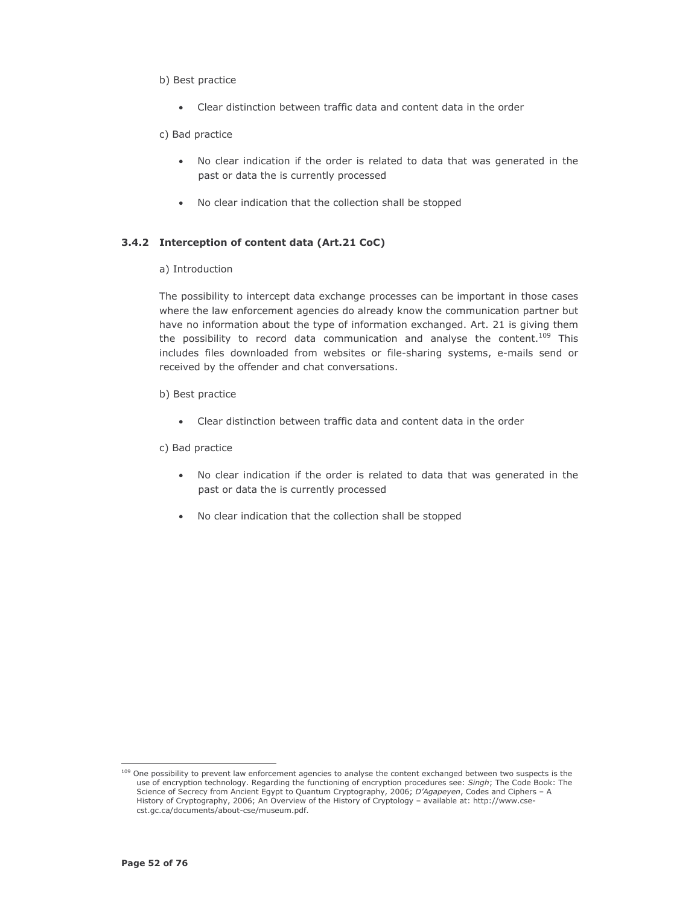b) Best practice

- Clear distinction between traffic data and content data in the order

c) Bad practice

- No clear indication if the order is related to data that was generated in the past or data the is currently processed
- No clear indication that the collection shall be stopped

### 3.4.2 Interception of content data (Art.21 CoC)

a) Introduction

The possibility to intercept data exchange processes can be important in those cases where the law enforcement agencies do already know the communication partner but have no information about the type of information exchanged. Art. 21 is giving them the possibility to record data communication and analyse the content.[109] This includes files downloaded from websites or file-sharing systems, e-mails send or received by the offender and chat conversations.

b) Best practice

- Clear distinction between traffic data and content data in the order

c) Bad practice

- No clear indication if the order is related to data that was generated in the past or data the is currently processed
- No clear indication that the collection shall be stopped

---

[109] One possibility to prevent law enforcement agencies to analyse the content exchanged between two suspects is the use of encryption technology. Regarding the functioning of encryption procedures see: *Singh*; The Code Book: The Science of Secrecy from Ancient Egypt to Quantum Cryptography, 2006; *D'Agapeyen*, Codes and Ciphers – A History of Cryptography, 2006; An Overview of the History of Cryptology – available at: http://www.cse-cst.gc.ca/documents/about-cse/museum.pdf.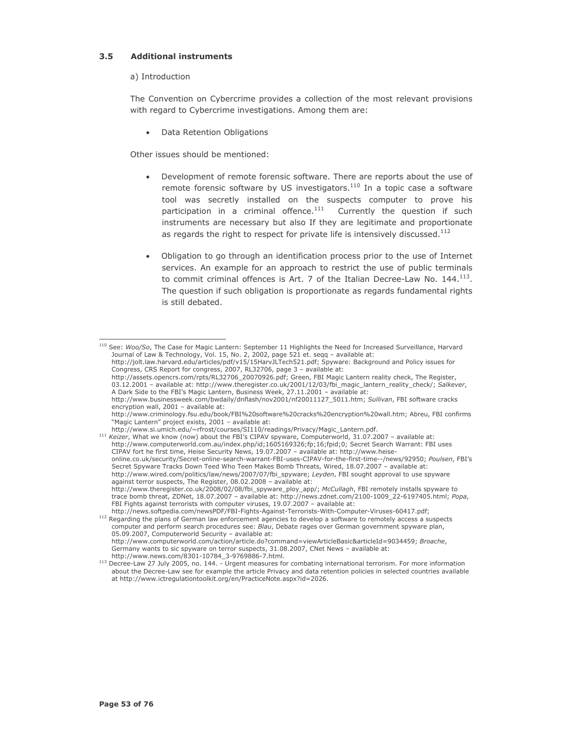### 3.5 Additional instruments

a) Introduction

The Convention on Cybercrime provides a collection of the most relevant provisions with regard to Cybercrime investigations. Among them are:

- Data Retention Obligations

Other issues should be mentioned:

- Development of remote forensic software. There are reports about the use of remote forensic software by US investigators.[110] In a topic case a software tool was secretly installed on the suspects computer to prove his participation in a criminal offence.[111] Currently the question if such instruments are necessary but also If they are legitimate and proportionate as regards the right to respect for private life is intensively discussed.[112]

- Obligation to go through an identification process prior to the use of Internet services. An example for an approach to restrict the use of public terminals to commit criminal offences is Art. 7 of the Italian Decree-Law No. 144.[113]. The question if such obligation is proportionate as regards fundamental rights is still debated.

---

[110] See: *Woo/So*, The Case for Magic Lantern: September 11 Highlights the Need for Increased Surveillance, Harvard Journal of Law & Technology, Vol. 15, No. 2, 2002, page 521 et. seqq – available at: http://jolt.law.harvard.edu/articles/pdf/v15/15HarvJLTech521.pdf; Spyware: Background and Policy issues for Congress, CRS Report for congress, 2007, RL32706, page 3 – available at: http://assets.opencrs.com/rpts/RL32706_20070926.pdf; Green, FBI Magic Lantern reality check, The Register, 03.12.2001 – available at: http://www.theregister.co.uk/2001/12/03/fbi_magic_lantern_reality_check/; *Salkever*, A Dark Side to the FBI's Magic Lantern, Business Week, 27.11.2001 – available at: http://www.businessweek.com/bwdaily/dnflash/nov2001/nf20011127_5011.htm; *Sullivan*, FBI software cracks encryption wall, 2001 – available at: http://www.criminology.fsu.edu/book/FBI%20software%20cracks%20encryption%20wall.htm; Abreu, FBI confirms "Magic Lantern" project exists, 2001 – available at: http://www.si.umich.edu/~rfrost/courses/SI110/readings/Privacy/Magic_Lantern.pdf.

[111] *Keizer*, What we know (now) about the FBI's CIPAV spyware, Computerworld, 31.07.2007 – available at: http://www.computerworld.com.au/index.php/id;1605169326;fp;16;fpid;0; Secret Search Warrant: FBI uses CIPAV fort he first time, Heise Security News, 19.07.2007 – available at: http://www.heise-online.co.uk/security/Secret-online-search-warrant-FBI-uses-CIPAV-for-the-first-time--/news/92950; *Poulsen*, FBI's Secret Spyware Tracks Down Teed Who Teen Makes Bomb Threats, Wired, 18.07.2007 – available at: http://www.wired.com/politics/law/news/2007/07/fbi_spyware; *Leyden*, FBI sought approval to use spyware against terror suspects, The Register, 08.02.2008 – available at: http://www.theregister.co.uk/2008/02/08/fbi_spyware_ploy_app/; *McCullagh*, FBI remotely installs spyware to trace bomb threat, ZDNet, 18.07.2007 – available at: http://news.zdnet.com/2100-1009_22-6197405.html; *Popa*, FBI Fights against terrorists with computer viruses, 19.07.2007 – available at: http://news.softpedia.com/newsPDF/FBI-Fights-Against-Terrorists-With-Computer-Viruses-60417.pdf;

[112] Regarding the plans of German law enforcement agencies to develop a software to remotely access a suspects computer and perform search procedures see: *Blau*, Debate rages over German government spyware plan, 05.09.2007, Computerworld Security – available at: http://www.computerworld.com/action/article.do?command=viewArticleBasic&articleId=9034459; *Broache*, Germany wants to sic spyware on terror suspects, 31.08.2007, CNet News – available at: http://www.news.com/8301-10784_3-9769886-7.html.

[113] Decree-Law 27 July 2005, no. 144. - Urgent measures for combating international terrorism. For more information about the Decree-Law see for example the article Privacy and data retention policies in selected countries available at http://www.ictregulationtoolkit.org/en/PracticeNote.aspx?id=2026.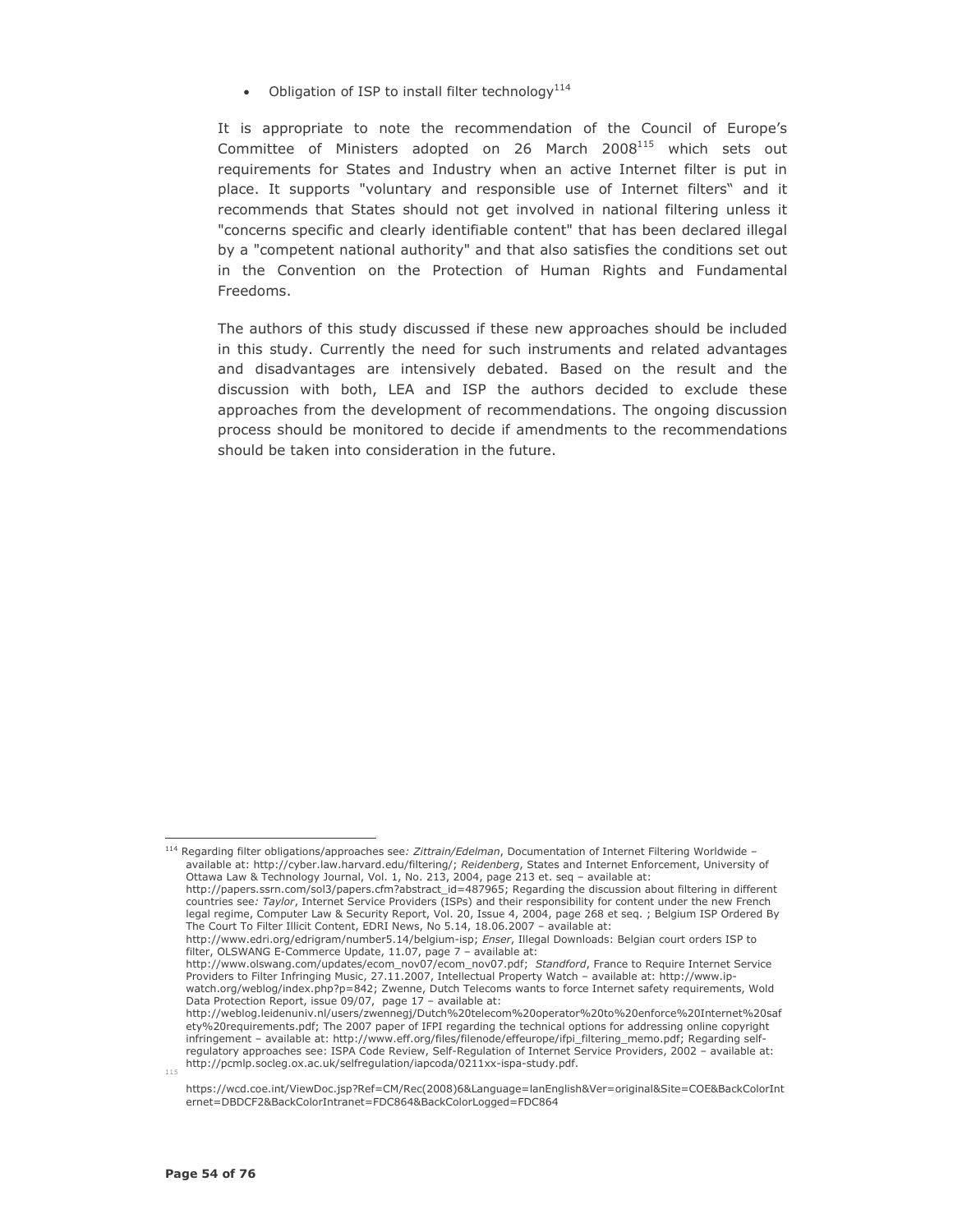- Obligation of ISP to install filter technology[114]

It is appropriate to note the recommendation of the Council of Europe's Committee of Ministers adopted on 26 March 2008[115] which sets out requirements for States and Industry when an active Internet filter is put in place. It supports "voluntary and responsible use of Internet filters" and it recommends that States should not get involved in national filtering unless it "concerns specific and clearly identifiable content" that has been declared illegal by a "competent national authority" and that also satisfies the conditions set out in the Convention on the Protection of Human Rights and Fundamental Freedoms.

The authors of this study discussed if these new approaches should be included in this study. Currently the need for such instruments and related advantages and disadvantages are intensively debated. Based on the result and the discussion with both, LEA and ISP the authors decided to exclude these approaches from the development of recommendations. The ongoing discussion process should be monitored to decide if amendments to the recommendations should be taken into consideration in the future.

---

[114] Regarding filter obligations/approaches see*: Zittrain/Edelman*, Documentation of Internet Filtering Worldwide – available at: http://cyber.law.harvard.edu/filtering/; *Reidenberg*, States and Internet Enforcement, University of Ottawa Law & Technology Journal, Vol. 1, No. 213, 2004, page 213 et. seq – available at: http://papers.ssrn.com/sol3/papers.cfm?abstract_id=487965; Regarding the discussion about filtering in different countries see*: Taylor*, Internet Service Providers (ISPs) and their responsibility for content under the new French legal regime, Computer Law & Security Report, Vol. 20, Issue 4, 2004, page 268 et seq. ; Belgium ISP Ordered By The Court To Filter Illicit Content, EDRI News, No 5.14, 18.06.2007 – available at: http://www.edri.org/edrigram/number5.14/belgium-isp; *Enser*, Illegal Downloads: Belgian court orders ISP to filter, OLSWANG E-Commerce Update, 11.07, page 7 – available at: http://www.olswang.com/updates/ecom_nov07/ecom_nov07.pdf; *Standford*, France to Require Internet Service Providers to Filter Infringing Music, 27.11.2007, Intellectual Property Watch – available at: http://www.ip-watch.org/weblog/index.php?p=842; Zwenne, Dutch Telecoms wants to force Internet safety requirements, Wold Data Protection Report, issue 09/07, page 17 – available at: http://weblog.leidenuniv.nl/users/zwennegj/Dutch%20telecom%20operator%20to%20enforce%20Internet%20safety%20requirements.pdf; The 2007 paper of IFPI regarding the technical options for addressing online copyright infringement – available at: http://www.eff.org/files/filenode/effeurope/ifpi_filtering_memo.pdf; Regarding self-regulatory approaches see: ISPA Code Review, Self-Regulation of Internet Service Providers, 2002 – available at: http://pcmlp.socleg.ox.ac.uk/selfregulation/iapcoda/0211xx-ispa-study.pdf.

[115] https://wcd.coe.int/ViewDoc.jsp?Ref=CM/Rec(2008)6&Language=lanEnglish&Ver=original&Site=COE&BackColorInternet=DBDCF2&BackColorIntranet=FDC864&BackColorLogged=FDC864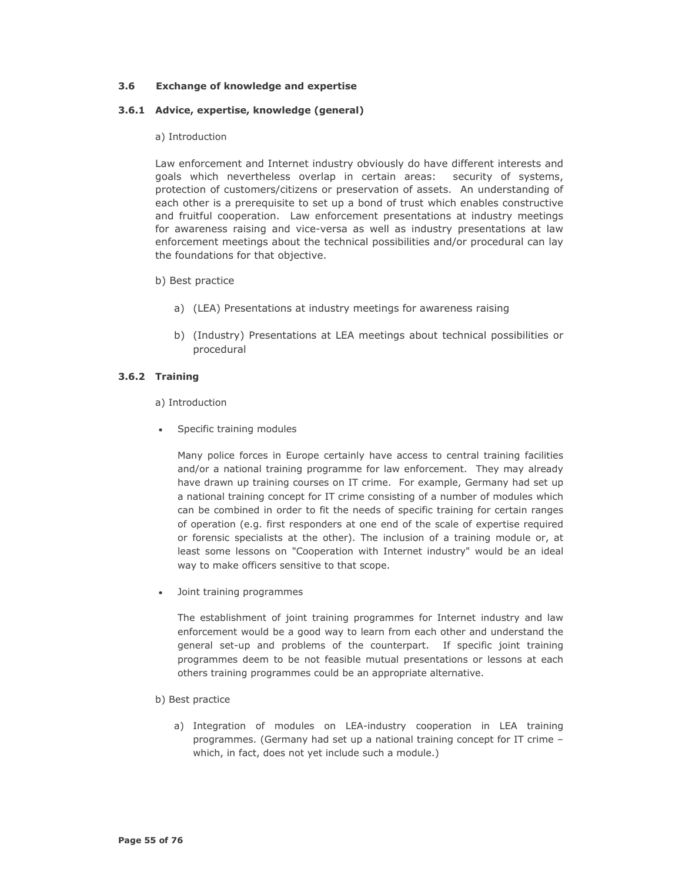### 3.6 Exchange of knowledge and expertise

#### 3.6.1 Advice, expertise, knowledge (general)

a) Introduction

Law enforcement and Internet industry obviously do have different interests and goals which nevertheless overlap in certain areas: security of systems, protection of customers/citizens or preservation of assets. An understanding of each other is a prerequisite to set up a bond of trust which enables constructive and fruitful cooperation. Law enforcement presentations at industry meetings for awareness raising and vice-versa as well as industry presentations at law enforcement meetings about the technical possibilities and/or procedural can lay the foundations for that objective.

b) Best practice

a) (LEA) Presentations at industry meetings for awareness raising

b) (Industry) Presentations at LEA meetings about technical possibilities or procedural

#### 3.6.2 Training

a) Introduction

- Specific training modules

  Many police forces in Europe certainly have access to central training facilities and/or a national training programme for law enforcement. They may already have drawn up training courses on IT crime. For example, Germany had set up a national training concept for IT crime consisting of a number of modules which can be combined in order to fit the needs of specific training for certain ranges of operation (e.g. first responders at one end of the scale of expertise required or forensic specialists at the other). The inclusion of a training module or, at least some lessons on "Cooperation with Internet industry" would be an ideal way to make officers sensitive to that scope.

- Joint training programmes

  The establishment of joint training programmes for Internet industry and law enforcement would be a good way to learn from each other and understand the general set-up and problems of the counterpart. If specific joint training programmes deem to be not feasible mutual presentations or lessons at each others training programmes could be an appropriate alternative.

b) Best practice

a) Integration of modules on LEA-industry cooperation in LEA training programmes. (Germany had set up a national training concept for IT crime – which, in fact, does not yet include such a module.)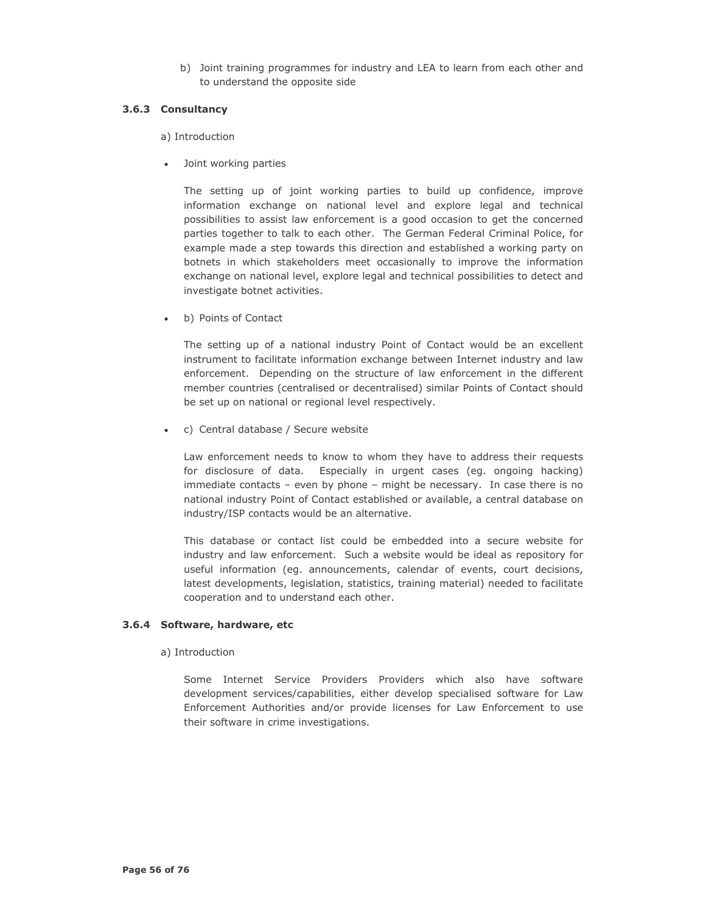b) Joint training programmes for industry and LEA to learn from each other and to understand the opposite side

### 3.6.3 Consultancy

a) Introduction

- Joint working parties

  The setting up of joint working parties to build up confidence, improve information exchange on national level and explore legal and technical possibilities to assist law enforcement is a good occasion to get the concerned parties together to talk to each other. The German Federal Criminal Police, for example made a step towards this direction and established a working party on botnets in which stakeholders meet occasionally to improve the information exchange on national level, explore legal and technical possibilities to detect and investigate botnet activities.

- b) Points of Contact

  The setting up of a national industry Point of Contact would be an excellent instrument to facilitate information exchange between Internet industry and law enforcement. Depending on the structure of law enforcement in the different member countries (centralised or decentralised) similar Points of Contact should be set up on national or regional level respectively.

- c) Central database / Secure website

  Law enforcement needs to know to whom they have to address their requests for disclosure of data. Especially in urgent cases (eg. ongoing hacking) immediate contacts – even by phone – might be necessary. In case there is no national industry Point of Contact established or available, a central database on industry/ISP contacts would be an alternative.

  This database or contact list could be embedded into a secure website for industry and law enforcement. Such a website would be ideal as repository for useful information (eg. announcements, calendar of events, court decisions, latest developments, legislation, statistics, training material) needed to facilitate cooperation and to understand each other.

### 3.6.4 Software, hardware, etc

a) Introduction

Some Internet Service Providers Providers which also have software development services/capabilities, either develop specialised software for Law Enforcement Authorities and/or provide licenses for Law Enforcement to use their software in crime investigations.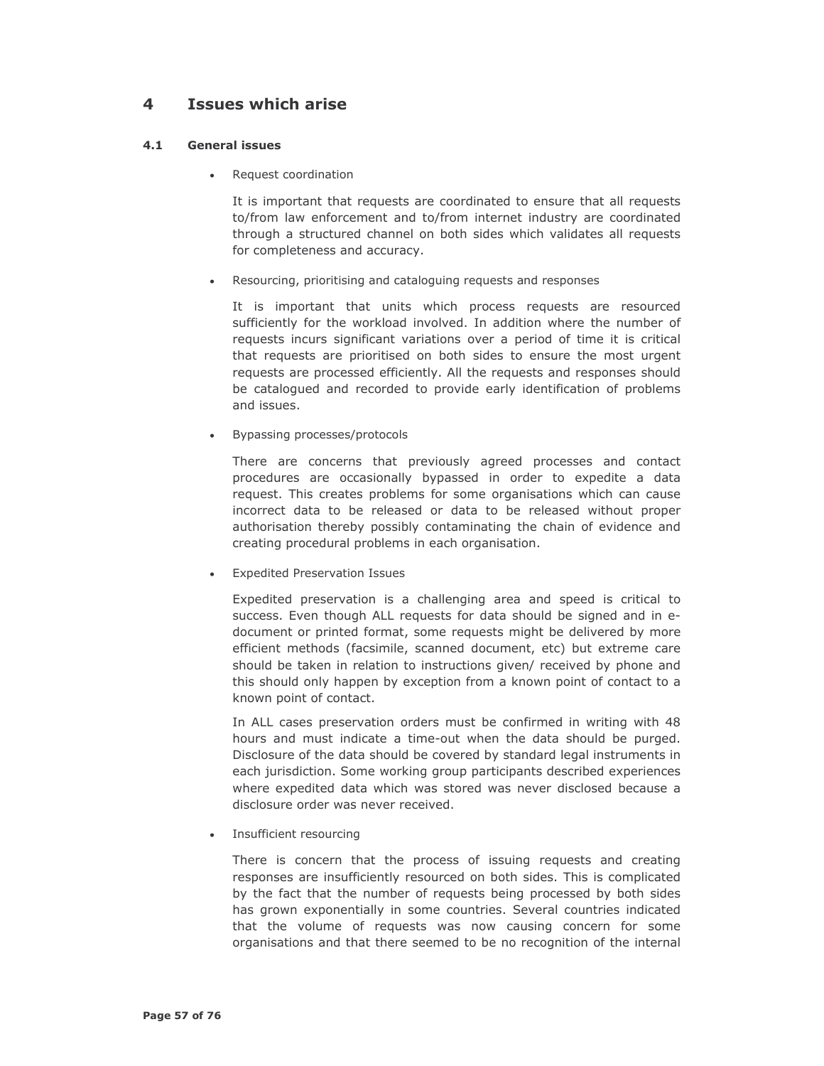# 4 Issues which arise

## 4.1 General issues

- Request coordination

  It is important that requests are coordinated to ensure that all requests to/from law enforcement and to/from internet industry are coordinated through a structured channel on both sides which validates all requests for completeness and accuracy.

- Resourcing, prioritising and cataloguing requests and responses

  It is important that units which process requests are resourced sufficiently for the workload involved. In addition where the number of requests incurs significant variations over a period of time it is critical that requests are prioritised on both sides to ensure the most urgent requests are processed efficiently. All the requests and responses should be catalogued and recorded to provide early identification of problems and issues.

- Bypassing processes/protocols

  There are concerns that previously agreed processes and contact procedures are occasionally bypassed in order to expedite a data request. This creates problems for some organisations which can cause incorrect data to be released or data to be released without proper authorisation thereby possibly contaminating the chain of evidence and creating procedural problems in each organisation.

- Expedited Preservation Issues

  Expedited preservation is a challenging area and speed is critical to success. Even though ALL requests for data should be signed and in e-document or printed format, some requests might be delivered by more efficient methods (facsimile, scanned document, etc) but extreme care should be taken in relation to instructions given/ received by phone and this should only happen by exception from a known point of contact to a known point of contact.

  In ALL cases preservation orders must be confirmed in writing with 48 hours and must indicate a time-out when the data should be purged. Disclosure of the data should be covered by standard legal instruments in each jurisdiction. Some working group participants described experiences where expedited data which was stored was never disclosed because a disclosure order was never received.

- Insufficient resourcing

  There is concern that the process of issuing requests and creating responses are insufficiently resourced on both sides. This is complicated by the fact that the number of requests being processed by both sides has grown exponentially in some countries. Several countries indicated that the volume of requests was now causing concern for some organisations and that there seemed to be no recognition of the internal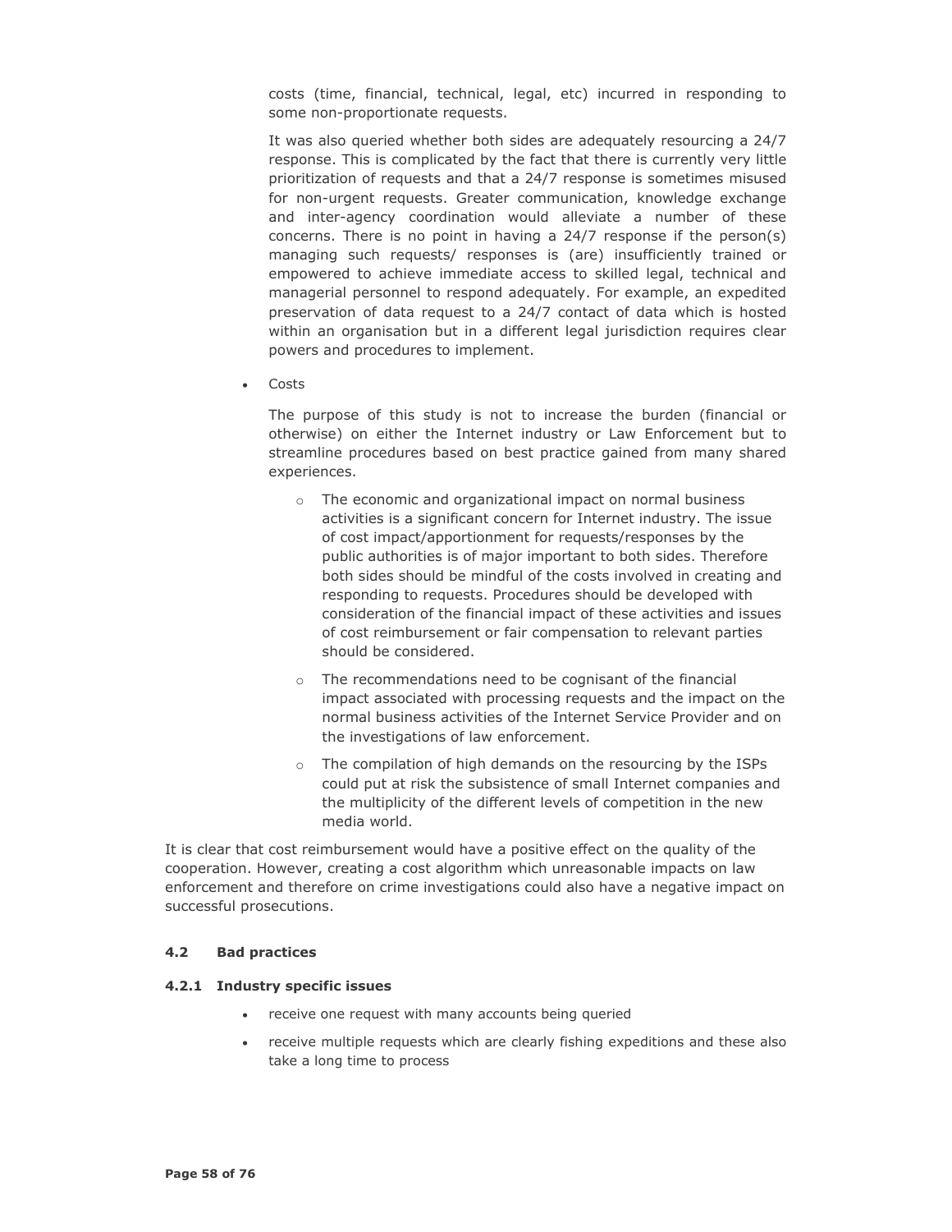costs (time, financial, technical, legal, etc) incurred in responding to some non-proportionate requests.

It was also queried whether both sides are adequately resourcing a 24/7 response. This is complicated by the fact that there is currently very little prioritization of requests and that a 24/7 response is sometimes misused for non-urgent requests. Greater communication, knowledge exchange and inter-agency coordination would alleviate a number of these concerns. There is no point in having a 24/7 response if the person(s) managing such requests/ responses is (are) insufficiently trained or empowered to achieve immediate access to skilled legal, technical and managerial personnel to respond adequately. For example, an expedited preservation of data request to a 24/7 contact of data which is hosted within an organisation but in a different legal jurisdiction requires clear powers and procedures to implement.

- Costs

  The purpose of this study is not to increase the burden (financial or otherwise) on either the Internet industry or Law Enforcement but to streamline procedures based on best practice gained from many shared experiences.

  - The economic and organizational impact on normal business activities is a significant concern for Internet industry. The issue of cost impact/apportionment for requests/responses by the public authorities is of major important to both sides. Therefore both sides should be mindful of the costs involved in creating and responding to requests. Procedures should be developed with consideration of the financial impact of these activities and issues of cost reimbursement or fair compensation to relevant parties should be considered.
  - The recommendations need to be cognisant of the financial impact associated with processing requests and the impact on the normal business activities of the Internet Service Provider and on the investigations of law enforcement.
  - The compilation of high demands on the resourcing by the ISPs could put at risk the subsistence of small Internet companies and the multiplicity of the different levels of competition in the new media world.

It is clear that cost reimbursement would have a positive effect on the quality of the cooperation. However, creating a cost algorithm which unreasonable impacts on law enforcement and therefore on crime investigations could also have a negative impact on successful prosecutions.

### 4.2 Bad practices

#### 4.2.1 Industry specific issues

- receive one request with many accounts being queried
- receive multiple requests which are clearly fishing expeditions and these also take a long time to process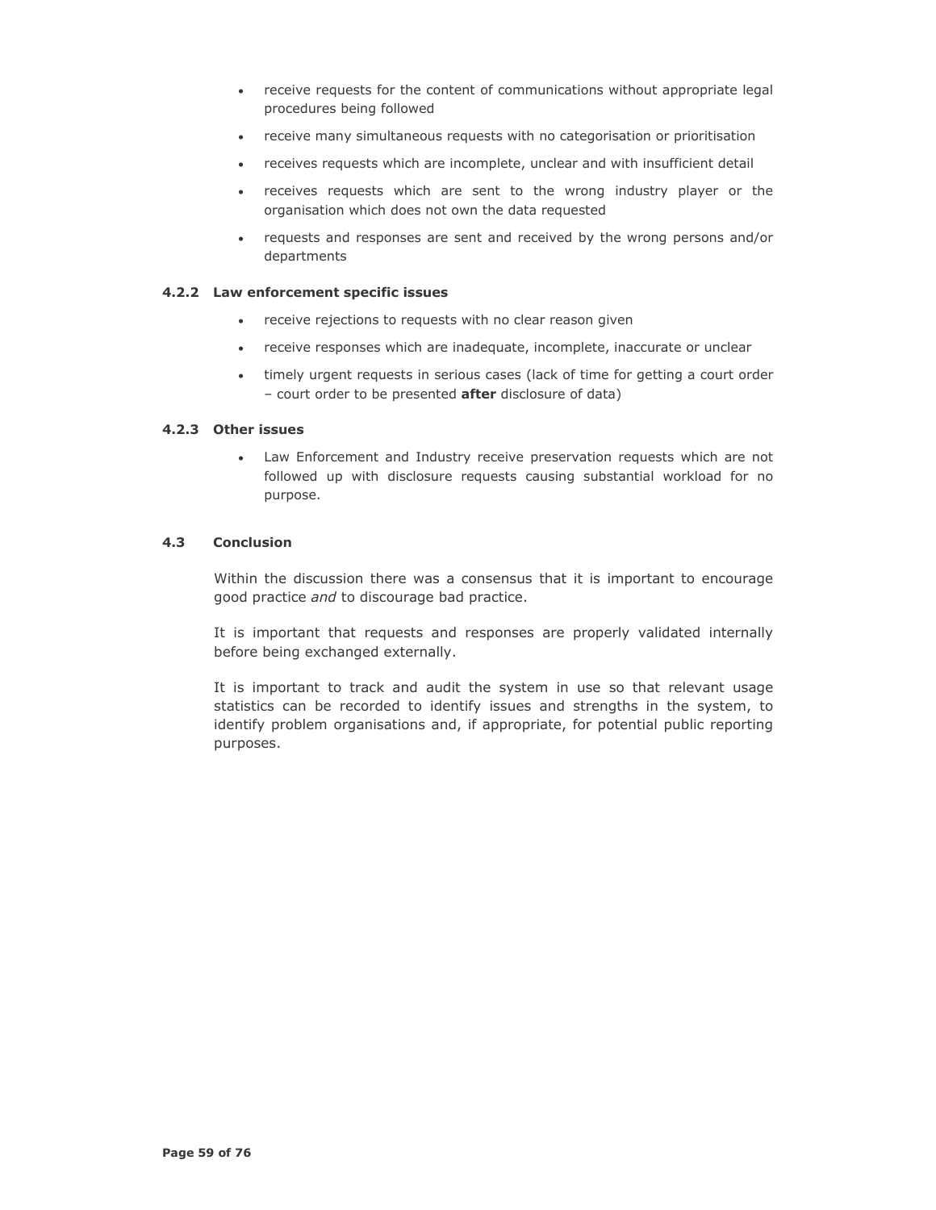- receive requests for the content of communications without appropriate legal procedures being followed
- receive many simultaneous requests with no categorisation or prioritisation
- receives requests which are incomplete, unclear and with insufficient detail
- receives requests which are sent to the wrong industry player or the organisation which does not own the data requested
- requests and responses are sent and received by the wrong persons and/or departments

### 4.2.2 Law enforcement specific issues

- receive rejections to requests with no clear reason given
- receive responses which are inadequate, incomplete, inaccurate or unclear
- timely urgent requests in serious cases (lack of time for getting a court order – court order to be presented **after** disclosure of data)

### 4.2.3 Other issues

- Law Enforcement and Industry receive preservation requests which are not followed up with disclosure requests causing substantial workload for no purpose.

## 4.3 Conclusion

Within the discussion there was a consensus that it is important to encourage good practice *and* to discourage bad practice.

It is important that requests and responses are properly validated internally before being exchanged externally.

It is important to track and audit the system in use so that relevant usage statistics can be recorded to identify issues and strengths in the system, to identify problem organisations and, if appropriate, for potential public reporting purposes.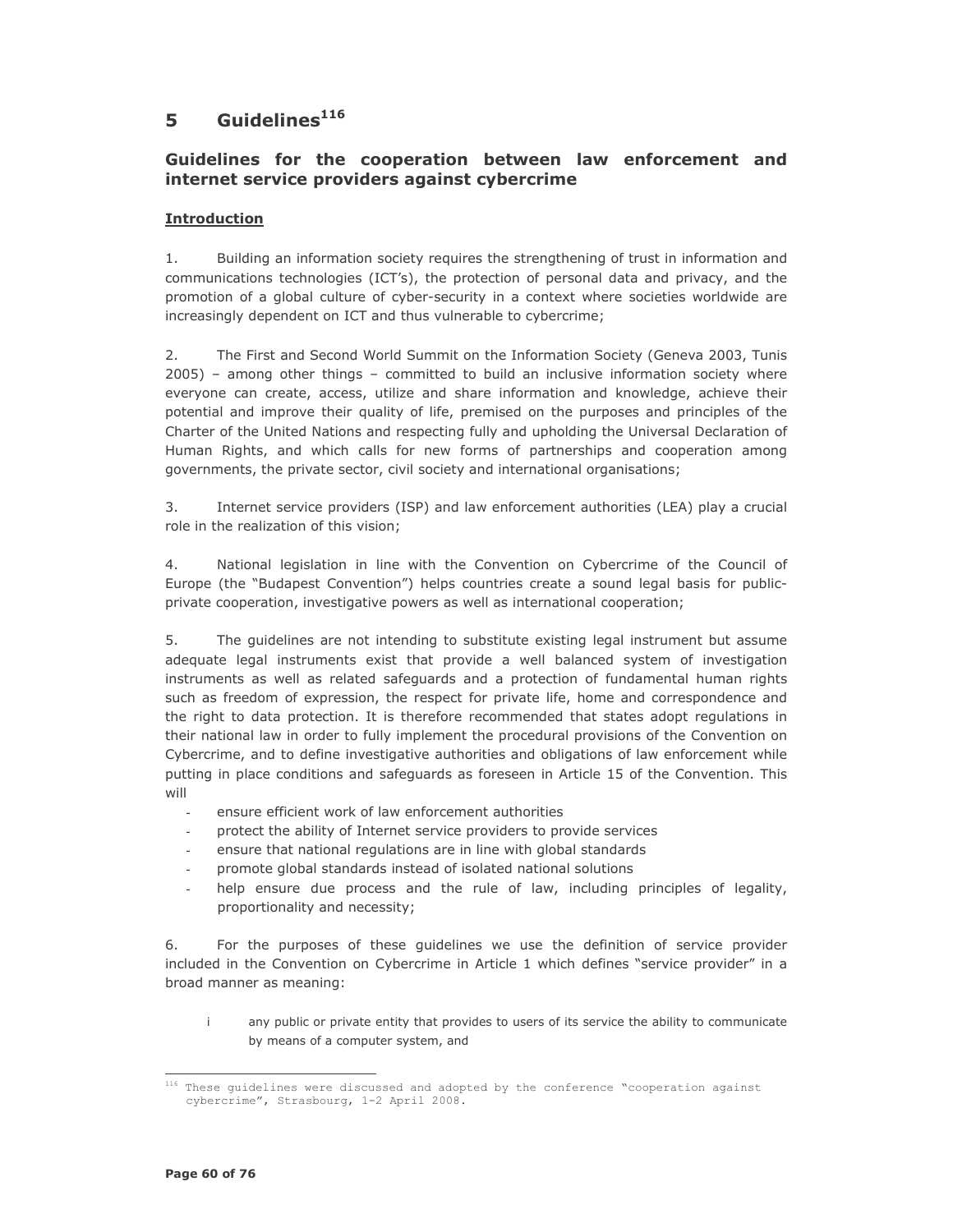# 5 Guidelines[116]

## Guidelines for the cooperation between law enforcement and internet service providers against cybercrime

### Introduction

1. Building an information society requires the strengthening of trust in information and communications technologies (ICT's), the protection of personal data and privacy, and the promotion of a global culture of cyber-security in a context where societies worldwide are increasingly dependent on ICT and thus vulnerable to cybercrime;

2. The First and Second World Summit on the Information Society (Geneva 2003, Tunis 2005) – among other things – committed to build an inclusive information society where everyone can create, access, utilize and share information and knowledge, achieve their potential and improve their quality of life, premised on the purposes and principles of the Charter of the United Nations and respecting fully and upholding the Universal Declaration of Human Rights, and which calls for new forms of partnerships and cooperation among governments, the private sector, civil society and international organisations;

3. Internet service providers (ISP) and law enforcement authorities (LEA) play a crucial role in the realization of this vision;

4. National legislation in line with the Convention on Cybercrime of the Council of Europe (the "Budapest Convention") helps countries create a sound legal basis for public-private cooperation, investigative powers as well as international cooperation;

5. The guidelines are not intending to substitute existing legal instrument but assume adequate legal instruments exist that provide a well balanced system of investigation instruments as well as related safeguards and a protection of fundamental human rights such as freedom of expression, the respect for private life, home and correspondence and the right to data protection. It is therefore recommended that states adopt regulations in their national law in order to fully implement the procedural provisions of the Convention on Cybercrime, and to define investigative authorities and obligations of law enforcement while putting in place conditions and safeguards as foreseen in Article 15 of the Convention. This will

- ensure efficient work of law enforcement authorities
- protect the ability of Internet service providers to provide services
- ensure that national regulations are in line with global standards
- promote global standards instead of isolated national solutions
- help ensure due process and the rule of law, including principles of legality, proportionality and necessity;

6. For the purposes of these guidelines we use the definition of service provider included in the Convention on Cybercrime in Article 1 which defines "service provider" in a broad manner as meaning:

   i any public or private entity that provides to users of its service the ability to communicate by means of a computer system, and

[116] These guidelines were discussed and adopted by the conference "cooperation against cybercrime", Strasbourg, 1-2 April 2008.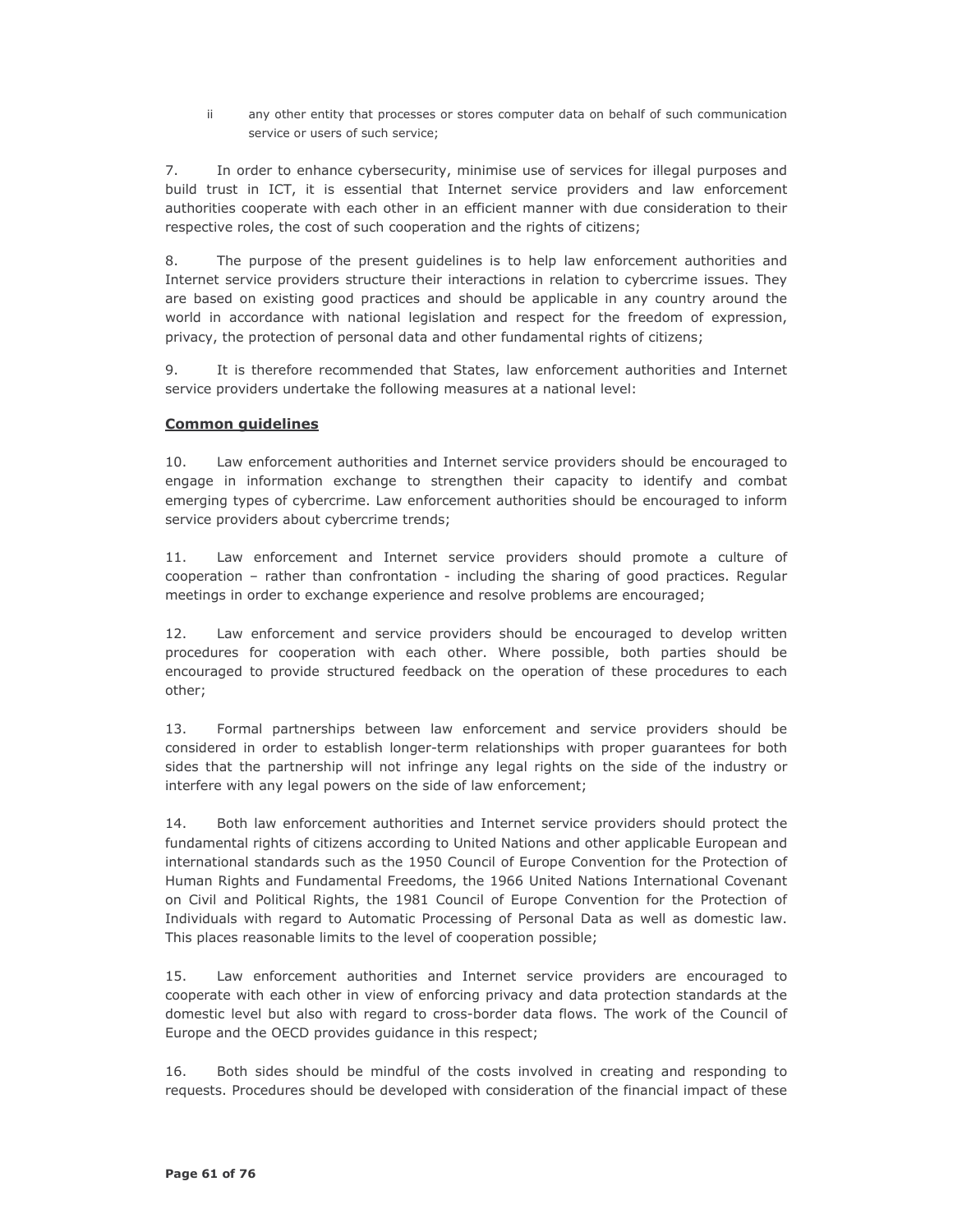ii any other entity that processes or stores computer data on behalf of such communication service or users of such service;

7. In order to enhance cybersecurity, minimise use of services for illegal purposes and build trust in ICT, it is essential that Internet service providers and law enforcement authorities cooperate with each other in an efficient manner with due consideration to their respective roles, the cost of such cooperation and the rights of citizens;

8. The purpose of the present guidelines is to help law enforcement authorities and Internet service providers structure their interactions in relation to cybercrime issues. They are based on existing good practices and should be applicable in any country around the world in accordance with national legislation and respect for the freedom of expression, privacy, the protection of personal data and other fundamental rights of citizens;

9. It is therefore recommended that States, law enforcement authorities and Internet service providers undertake the following measures at a national level:

**Common guidelines**

10. Law enforcement authorities and Internet service providers should be encouraged to engage in information exchange to strengthen their capacity to identify and combat emerging types of cybercrime. Law enforcement authorities should be encouraged to inform service providers about cybercrime trends;

11. Law enforcement and Internet service providers should promote a culture of cooperation – rather than confrontation - including the sharing of good practices. Regular meetings in order to exchange experience and resolve problems are encouraged;

12. Law enforcement and service providers should be encouraged to develop written procedures for cooperation with each other. Where possible, both parties should be encouraged to provide structured feedback on the operation of these procedures to each other;

13. Formal partnerships between law enforcement and service providers should be considered in order to establish longer-term relationships with proper guarantees for both sides that the partnership will not infringe any legal rights on the side of the industry or interfere with any legal powers on the side of law enforcement;

14. Both law enforcement authorities and Internet service providers should protect the fundamental rights of citizens according to United Nations and other applicable European and international standards such as the 1950 Council of Europe Convention for the Protection of Human Rights and Fundamental Freedoms, the 1966 United Nations International Covenant on Civil and Political Rights, the 1981 Council of Europe Convention for the Protection of Individuals with regard to Automatic Processing of Personal Data as well as domestic law. This places reasonable limits to the level of cooperation possible;

15. Law enforcement authorities and Internet service providers are encouraged to cooperate with each other in view of enforcing privacy and data protection standards at the domestic level but also with regard to cross-border data flows. The work of the Council of Europe and the OECD provides guidance in this respect;

16. Both sides should be mindful of the costs involved in creating and responding to requests. Procedures should be developed with consideration of the financial impact of these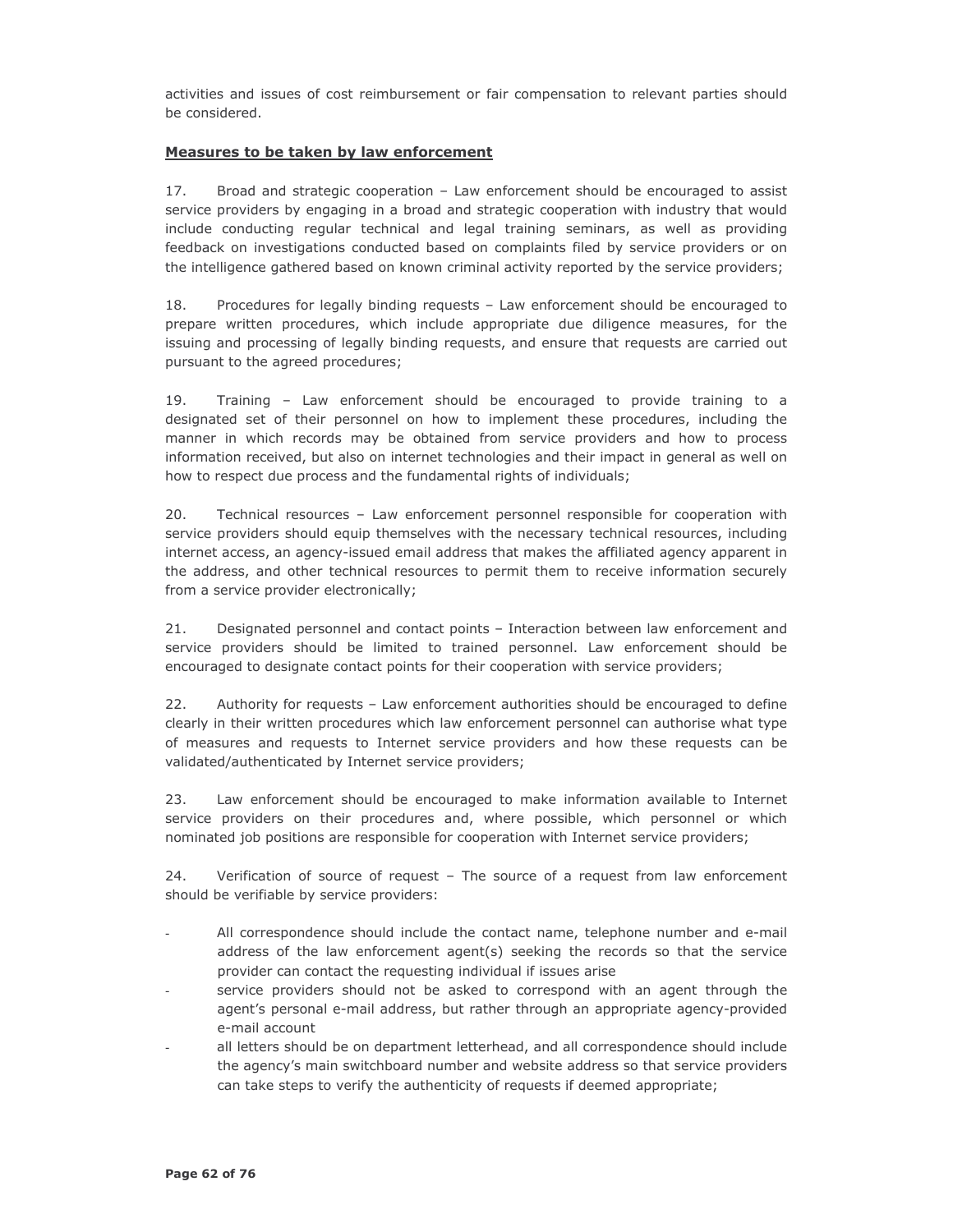activities and issues of cost reimbursement or fair compensation to relevant parties should be considered.

**Measures to be taken by law enforcement**

17. Broad and strategic cooperation – Law enforcement should be encouraged to assist service providers by engaging in a broad and strategic cooperation with industry that would include conducting regular technical and legal training seminars, as well as providing feedback on investigations conducted based on complaints filed by service providers or on the intelligence gathered based on known criminal activity reported by the service providers;

18. Procedures for legally binding requests – Law enforcement should be encouraged to prepare written procedures, which include appropriate due diligence measures, for the issuing and processing of legally binding requests, and ensure that requests are carried out pursuant to the agreed procedures;

19. Training – Law enforcement should be encouraged to provide training to a designated set of their personnel on how to implement these procedures, including the manner in which records may be obtained from service providers and how to process information received, but also on internet technologies and their impact in general as well on how to respect due process and the fundamental rights of individuals;

20. Technical resources – Law enforcement personnel responsible for cooperation with service providers should equip themselves with the necessary technical resources, including internet access, an agency-issued email address that makes the affiliated agency apparent in the address, and other technical resources to permit them to receive information securely from a service provider electronically;

21. Designated personnel and contact points – Interaction between law enforcement and service providers should be limited to trained personnel. Law enforcement should be encouraged to designate contact points for their cooperation with service providers;

22. Authority for requests – Law enforcement authorities should be encouraged to define clearly in their written procedures which law enforcement personnel can authorise what type of measures and requests to Internet service providers and how these requests can be validated/authenticated by Internet service providers;

23. Law enforcement should be encouraged to make information available to Internet service providers on their procedures and, where possible, which personnel or which nominated job positions are responsible for cooperation with Internet service providers;

24. Verification of source of request – The source of a request from law enforcement should be verifiable by service providers:

- All correspondence should include the contact name, telephone number and e-mail address of the law enforcement agent(s) seeking the records so that the service provider can contact the requesting individual if issues arise
- service providers should not be asked to correspond with an agent through the agent's personal e-mail address, but rather through an appropriate agency-provided e-mail account
- all letters should be on department letterhead, and all correspondence should include the agency's main switchboard number and website address so that service providers can take steps to verify the authenticity of requests if deemed appropriate;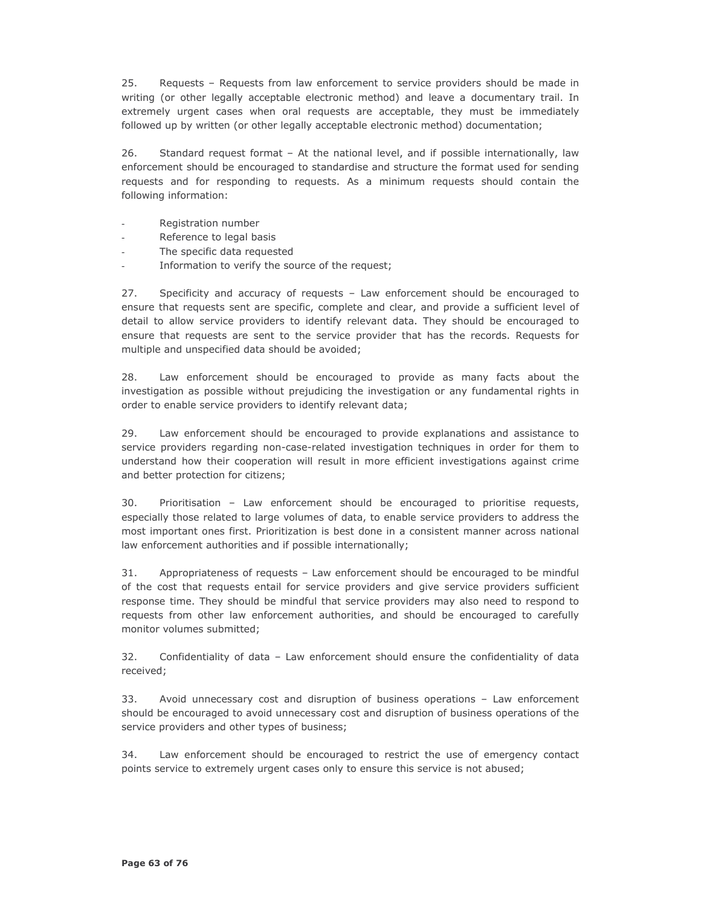25. Requests – Requests from law enforcement to service providers should be made in writing (or other legally acceptable electronic method) and leave a documentary trail. In extremely urgent cases when oral requests are acceptable, they must be immediately followed up by written (or other legally acceptable electronic method) documentation;

26. Standard request format – At the national level, and if possible internationally, law enforcement should be encouraged to standardise and structure the format used for sending requests and for responding to requests. As a minimum requests should contain the following information:

- Registration number
- Reference to legal basis
- The specific data requested
- Information to verify the source of the request;

27. Specificity and accuracy of requests – Law enforcement should be encouraged to ensure that requests sent are specific, complete and clear, and provide a sufficient level of detail to allow service providers to identify relevant data. They should be encouraged to ensure that requests are sent to the service provider that has the records. Requests for multiple and unspecified data should be avoided;

28. Law enforcement should be encouraged to provide as many facts about the investigation as possible without prejudicing the investigation or any fundamental rights in order to enable service providers to identify relevant data;

29. Law enforcement should be encouraged to provide explanations and assistance to service providers regarding non-case-related investigation techniques in order for them to understand how their cooperation will result in more efficient investigations against crime and better protection for citizens;

30. Prioritisation – Law enforcement should be encouraged to prioritise requests, especially those related to large volumes of data, to enable service providers to address the most important ones first. Prioritization is best done in a consistent manner across national law enforcement authorities and if possible internationally;

31. Appropriateness of requests – Law enforcement should be encouraged to be mindful of the cost that requests entail for service providers and give service providers sufficient response time. They should be mindful that service providers may also need to respond to requests from other law enforcement authorities, and should be encouraged to carefully monitor volumes submitted;

32. Confidentiality of data – Law enforcement should ensure the confidentiality of data received;

33. Avoid unnecessary cost and disruption of business operations – Law enforcement should be encouraged to avoid unnecessary cost and disruption of business operations of the service providers and other types of business;

34. Law enforcement should be encouraged to restrict the use of emergency contact points service to extremely urgent cases only to ensure this service is not abused;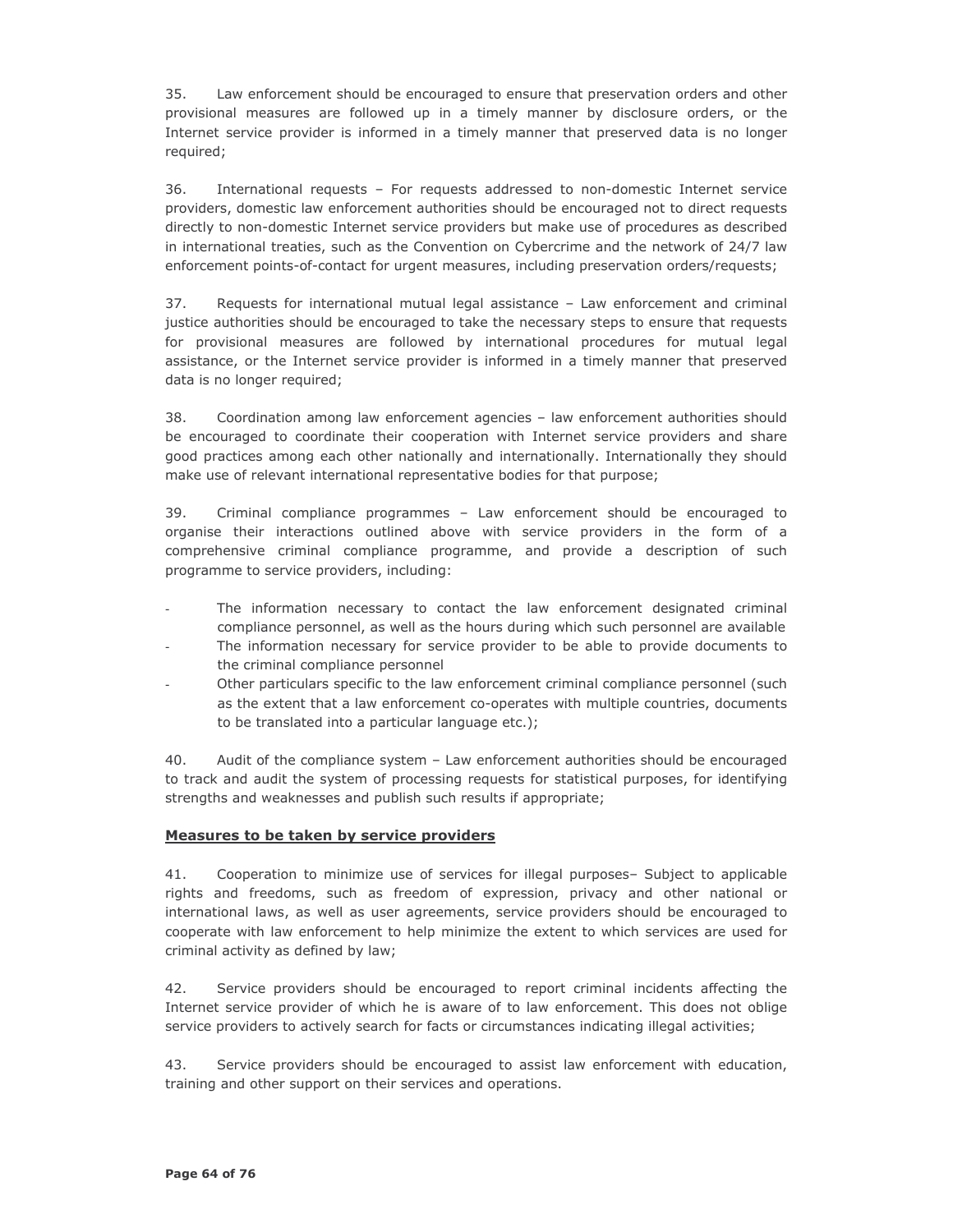35. Law enforcement should be encouraged to ensure that preservation orders and other provisional measures are followed up in a timely manner by disclosure orders, or the Internet service provider is informed in a timely manner that preserved data is no longer required;

36. International requests – For requests addressed to non-domestic Internet service providers, domestic law enforcement authorities should be encouraged not to direct requests directly to non-domestic Internet service providers but make use of procedures as described in international treaties, such as the Convention on Cybercrime and the network of 24/7 law enforcement points-of-contact for urgent measures, including preservation orders/requests;

37. Requests for international mutual legal assistance – Law enforcement and criminal justice authorities should be encouraged to take the necessary steps to ensure that requests for provisional measures are followed by international procedures for mutual legal assistance, or the Internet service provider is informed in a timely manner that preserved data is no longer required;

38. Coordination among law enforcement agencies – law enforcement authorities should be encouraged to coordinate their cooperation with Internet service providers and share good practices among each other nationally and internationally. Internationally they should make use of relevant international representative bodies for that purpose;

39. Criminal compliance programmes – Law enforcement should be encouraged to organise their interactions outlined above with service providers in the form of a comprehensive criminal compliance programme, and provide a description of such programme to service providers, including:

- The information necessary to contact the law enforcement designated criminal compliance personnel, as well as the hours during which such personnel are available
- The information necessary for service provider to be able to provide documents to the criminal compliance personnel
- Other particulars specific to the law enforcement criminal compliance personnel (such as the extent that a law enforcement co-operates with multiple countries, documents to be translated into a particular language etc.);

40. Audit of the compliance system – Law enforcement authorities should be encouraged to track and audit the system of processing requests for statistical purposes, for identifying strengths and weaknesses and publish such results if appropriate;

**Measures to be taken by service providers**

41. Cooperation to minimize use of services for illegal purposes– Subject to applicable rights and freedoms, such as freedom of expression, privacy and other national or international laws, as well as user agreements, service providers should be encouraged to cooperate with law enforcement to help minimize the extent to which services are used for criminal activity as defined by law;

42. Service providers should be encouraged to report criminal incidents affecting the Internet service provider of which he is aware of to law enforcement. This does not oblige service providers to actively search for facts or circumstances indicating illegal activities;

43. Service providers should be encouraged to assist law enforcement with education, training and other support on their services and operations.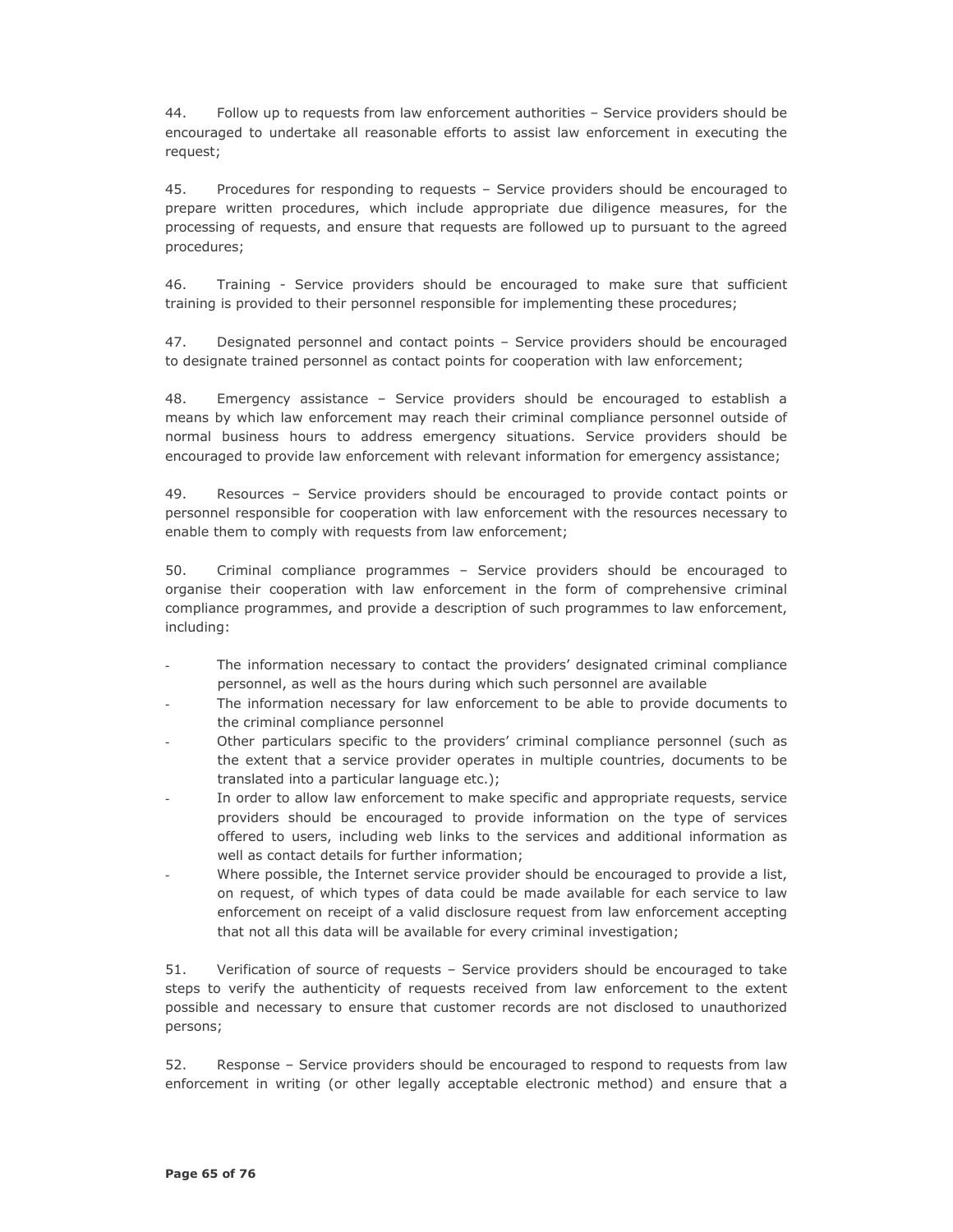44. Follow up to requests from law enforcement authorities – Service providers should be encouraged to undertake all reasonable efforts to assist law enforcement in executing the request;

45. Procedures for responding to requests – Service providers should be encouraged to prepare written procedures, which include appropriate due diligence measures, for the processing of requests, and ensure that requests are followed up to pursuant to the agreed procedures;

46. Training - Service providers should be encouraged to make sure that sufficient training is provided to their personnel responsible for implementing these procedures;

47. Designated personnel and contact points – Service providers should be encouraged to designate trained personnel as contact points for cooperation with law enforcement;

48. Emergency assistance – Service providers should be encouraged to establish a means by which law enforcement may reach their criminal compliance personnel outside of normal business hours to address emergency situations. Service providers should be encouraged to provide law enforcement with relevant information for emergency assistance;

49. Resources – Service providers should be encouraged to provide contact points or personnel responsible for cooperation with law enforcement with the resources necessary to enable them to comply with requests from law enforcement;

50. Criminal compliance programmes – Service providers should be encouraged to organise their cooperation with law enforcement in the form of comprehensive criminal compliance programmes, and provide a description of such programmes to law enforcement, including:

- The information necessary to contact the providers' designated criminal compliance personnel, as well as the hours during which such personnel are available
- The information necessary for law enforcement to be able to provide documents to the criminal compliance personnel
- Other particulars specific to the providers' criminal compliance personnel (such as the extent that a service provider operates in multiple countries, documents to be translated into a particular language etc.);
- In order to allow law enforcement to make specific and appropriate requests, service providers should be encouraged to provide information on the type of services offered to users, including web links to the services and additional information as well as contact details for further information;
- Where possible, the Internet service provider should be encouraged to provide a list, on request, of which types of data could be made available for each service to law enforcement on receipt of a valid disclosure request from law enforcement accepting that not all this data will be available for every criminal investigation;

51. Verification of source of requests – Service providers should be encouraged to take steps to verify the authenticity of requests received from law enforcement to the extent possible and necessary to ensure that customer records are not disclosed to unauthorized persons;

52. Response – Service providers should be encouraged to respond to requests from law enforcement in writing (or other legally acceptable electronic method) and ensure that a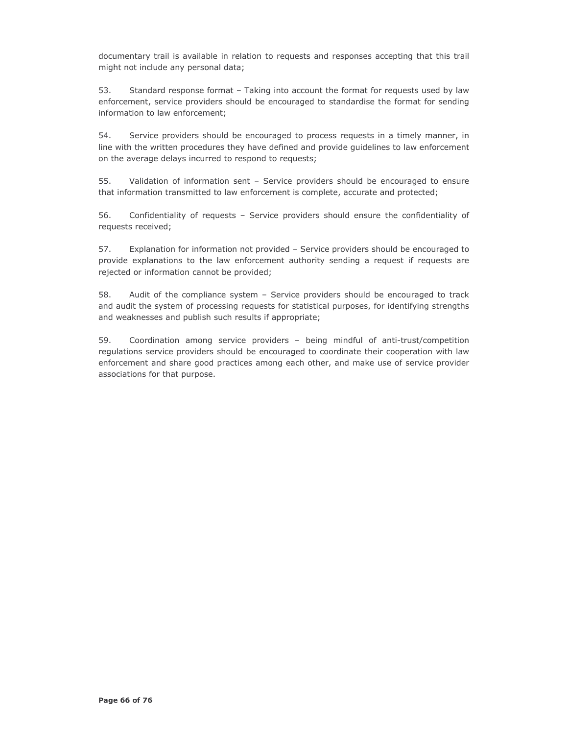documentary trail is available in relation to requests and responses accepting that this trail might not include any personal data;

53. Standard response format – Taking into account the format for requests used by law enforcement, service providers should be encouraged to standardise the format for sending information to law enforcement;

54. Service providers should be encouraged to process requests in a timely manner, in line with the written procedures they have defined and provide guidelines to law enforcement on the average delays incurred to respond to requests;

55. Validation of information sent – Service providers should be encouraged to ensure that information transmitted to law enforcement is complete, accurate and protected;

56. Confidentiality of requests – Service providers should ensure the confidentiality of requests received;

57. Explanation for information not provided – Service providers should be encouraged to provide explanations to the law enforcement authority sending a request if requests are rejected or information cannot be provided;

58. Audit of the compliance system – Service providers should be encouraged to track and audit the system of processing requests for statistical purposes, for identifying strengths and weaknesses and publish such results if appropriate;

59. Coordination among service providers – being mindful of anti-trust/competition regulations service providers should be encouraged to coordinate their cooperation with law enforcement and share good practices among each other, and make use of service provider associations for that purpose.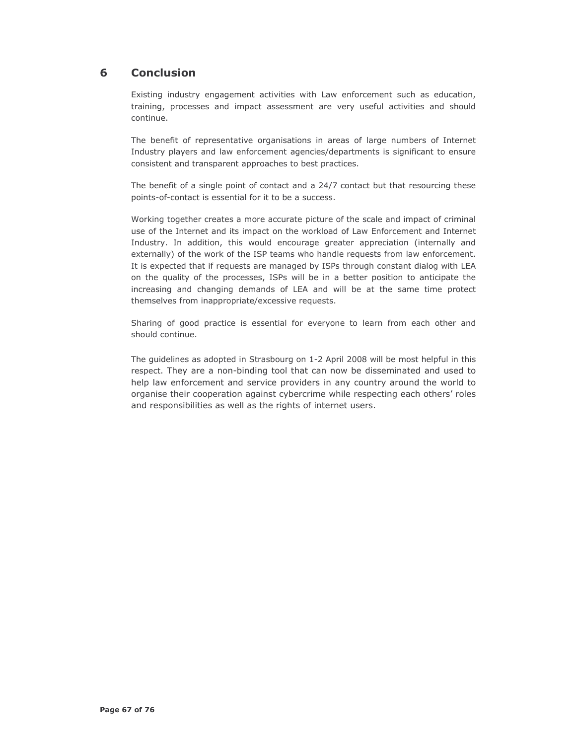# 6 Conclusion

Existing industry engagement activities with Law enforcement such as education, training, processes and impact assessment are very useful activities and should continue.

The benefit of representative organisations in areas of large numbers of Internet Industry players and law enforcement agencies/departments is significant to ensure consistent and transparent approaches to best practices.

The benefit of a single point of contact and a 24/7 contact but that resourcing these points-of-contact is essential for it to be a success.

Working together creates a more accurate picture of the scale and impact of criminal use of the Internet and its impact on the workload of Law Enforcement and Internet Industry. In addition, this would encourage greater appreciation (internally and externally) of the work of the ISP teams who handle requests from law enforcement. It is expected that if requests are managed by ISPs through constant dialog with LEA on the quality of the processes, ISPs will be in a better position to anticipate the increasing and changing demands of LEA and will be at the same time protect themselves from inappropriate/excessive requests.

Sharing of good practice is essential for everyone to learn from each other and should continue.

The guidelines as adopted in Strasbourg on 1-2 April 2008 will be most helpful in this respect. They are a non-binding tool that can now be disseminated and used to help law enforcement and service providers in any country around the world to organise their cooperation against cybercrime while respecting each others' roles and responsibilities as well as the rights of internet users.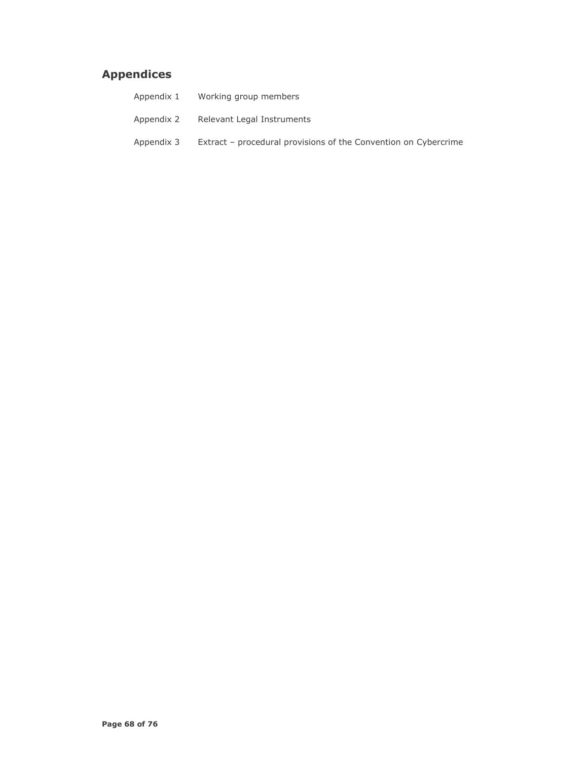## Appendices

| | |
|---|---|
| Appendix 1 | Working group members |
| Appendix 2 | Relevant Legal Instruments |
| Appendix 3 | Extract – procedural provisions of the Convention on Cybercrime |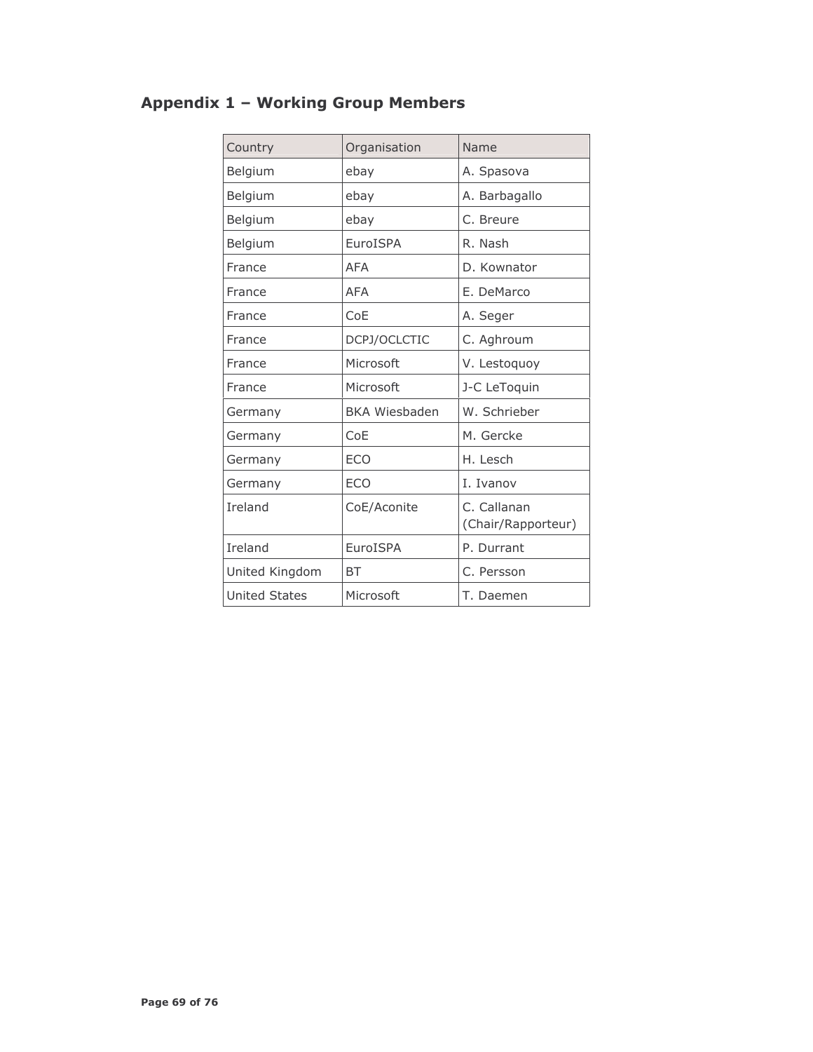## Appendix 1 – Working Group Members

| Country | Organisation | Name |
|---|---|---|
| Belgium | ebay | A. Spasova |
| Belgium | ebay | A. Barbagallo |
| Belgium | ebay | C. Breure |
| Belgium | EuroISPA | R. Nash |
| France | AFA | D. Kownator |
| France | AFA | E. DeMarco |
| France | CoE | A. Seger |
| France | DCPJ/OCLCTIC | C. Aghroum |
| France | Microsoft | V. Lestoquoy |
| France | Microsoft | J-C LeToquin |
| Germany | BKA Wiesbaden | W. Schrieber |
| Germany | CoE | M. Gercke |
| Germany | ECO | H. Lesch |
| Germany | ECO | I. Ivanov |
| Ireland | CoE/Aconite | C. Callanan (Chair/Rapporteur) |
| Ireland | EuroISPA | P. Durrant |
| United Kingdom | BT | C. Persson |
| United States | Microsoft | T. Daemen |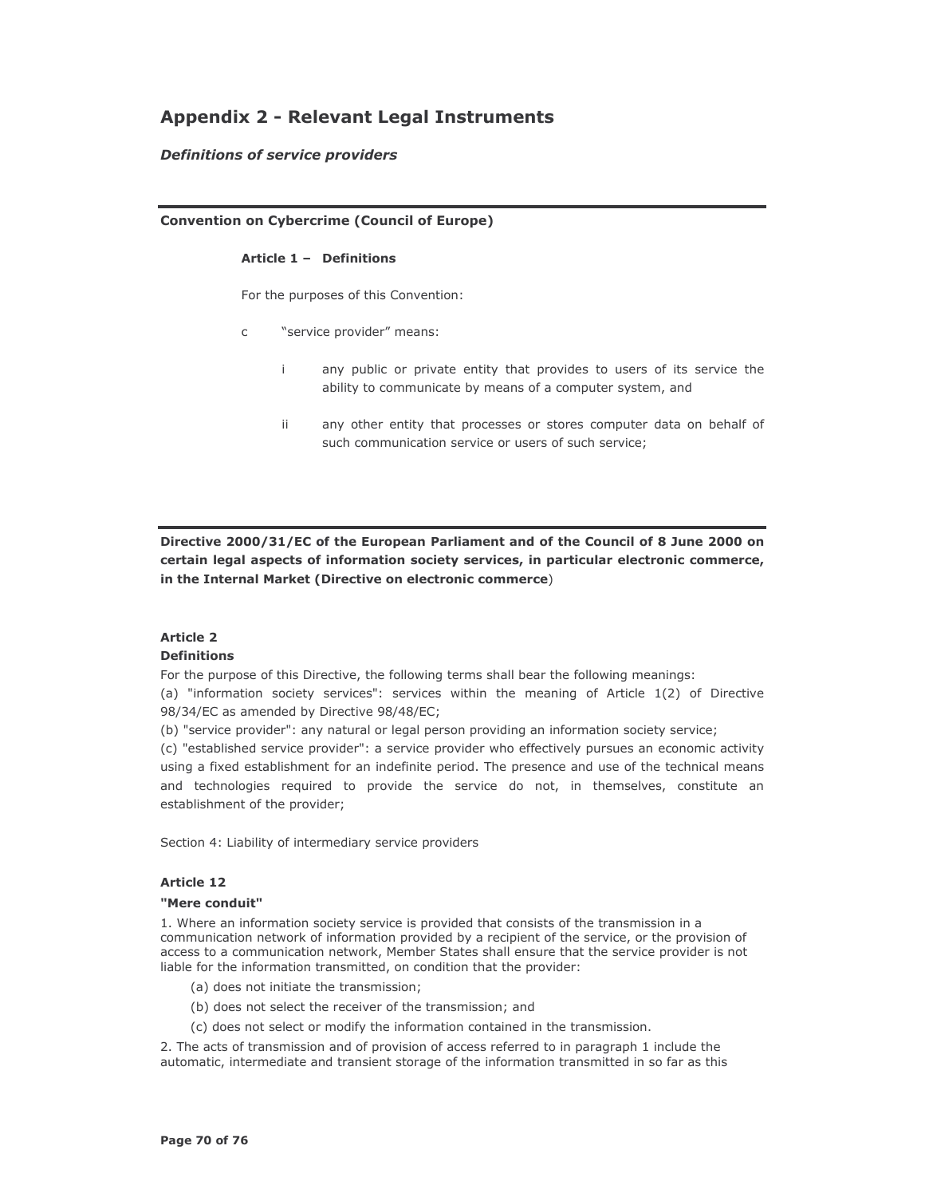# Appendix 2 - Relevant Legal Instruments

***Definitions of service providers***

---

**Convention on Cybercrime (Council of Europe)**

**Article 1 – Definitions**

For the purposes of this Convention:

c "service provider" means:

i any public or private entity that provides to users of its service the ability to communicate by means of a computer system, and

ii any other entity that processes or stores computer data on behalf of such communication service or users of such service;

---

**Directive 2000/31/EC of the European Parliament and of the Council of 8 June 2000 on certain legal aspects of information society services, in particular electronic commerce, in the Internal Market (Directive on electronic commerce**)

**Article 2**
**Definitions**

For the purpose of this Directive, the following terms shall bear the following meanings:

(a) "information society services": services within the meaning of Article 1(2) of Directive 98/34/EC as amended by Directive 98/48/EC;

(b) "service provider": any natural or legal person providing an information society service;

(c) "established service provider": a service provider who effectively pursues an economic activity using a fixed establishment for an indefinite period. The presence and use of the technical means and technologies required to provide the service do not, in themselves, constitute an establishment of the provider;

Section 4: Liability of intermediary service providers

**Article 12**

**"Mere conduit"**

1. Where an information society service is provided that consists of the transmission in a communication network of information provided by a recipient of the service, or the provision of access to a communication network, Member States shall ensure that the service provider is not liable for the information transmitted, on condition that the provider:

   (a) does not initiate the transmission;

   (b) does not select the receiver of the transmission; and

   (c) does not select or modify the information contained in the transmission.

2. The acts of transmission and of provision of access referred to in paragraph 1 include the automatic, intermediate and transient storage of the information transmitted in so far as this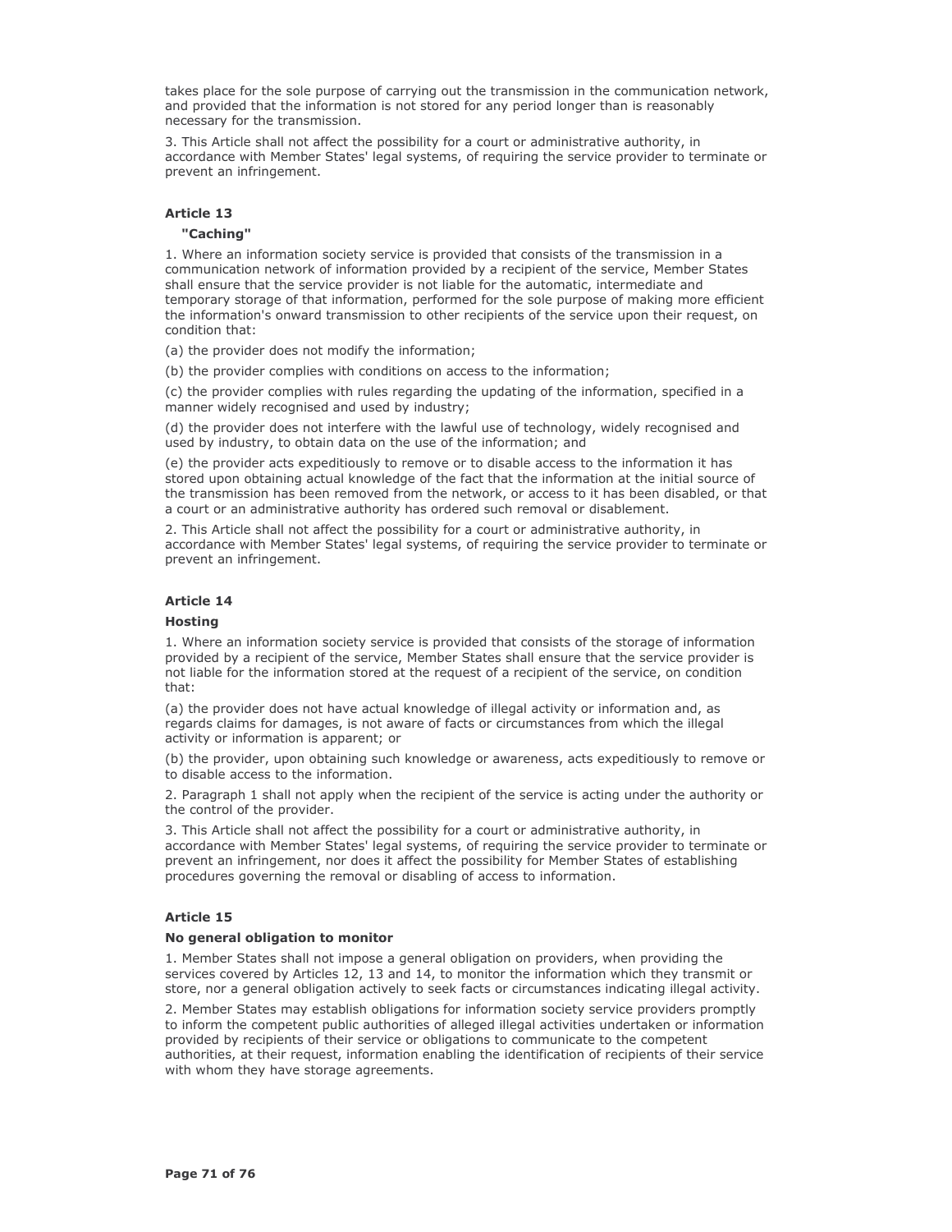takes place for the sole purpose of carrying out the transmission in the communication network, and provided that the information is not stored for any period longer than is reasonably necessary for the transmission.

3. This Article shall not affect the possibility for a court or administrative authority, in accordance with Member States' legal systems, of requiring the service provider to terminate or prevent an infringement.

### Article 13

**"Caching"**

1. Where an information society service is provided that consists of the transmission in a communication network of information provided by a recipient of the service, Member States shall ensure that the service provider is not liable for the automatic, intermediate and temporary storage of that information, performed for the sole purpose of making more efficient the information's onward transmission to other recipients of the service upon their request, on condition that:

(a) the provider does not modify the information;

(b) the provider complies with conditions on access to the information;

(c) the provider complies with rules regarding the updating of the information, specified in a manner widely recognised and used by industry;

(d) the provider does not interfere with the lawful use of technology, widely recognised and used by industry, to obtain data on the use of the information; and

(e) the provider acts expeditiously to remove or to disable access to the information it has stored upon obtaining actual knowledge of the fact that the information at the initial source of the transmission has been removed from the network, or access to it has been disabled, or that a court or an administrative authority has ordered such removal or disablement.

2. This Article shall not affect the possibility for a court or administrative authority, in accordance with Member States' legal systems, of requiring the service provider to terminate or prevent an infringement.

### Article 14

**Hosting**

1. Where an information society service is provided that consists of the storage of information provided by a recipient of the service, Member States shall ensure that the service provider is not liable for the information stored at the request of a recipient of the service, on condition that:

(a) the provider does not have actual knowledge of illegal activity or information and, as regards claims for damages, is not aware of facts or circumstances from which the illegal activity or information is apparent; or

(b) the provider, upon obtaining such knowledge or awareness, acts expeditiously to remove or to disable access to the information.

2. Paragraph 1 shall not apply when the recipient of the service is acting under the authority or the control of the provider.

3. This Article shall not affect the possibility for a court or administrative authority, in accordance with Member States' legal systems, of requiring the service provider to terminate or prevent an infringement, nor does it affect the possibility for Member States of establishing procedures governing the removal or disabling of access to information.

### Article 15

**No general obligation to monitor**

1. Member States shall not impose a general obligation on providers, when providing the services covered by Articles 12, 13 and 14, to monitor the information which they transmit or store, nor a general obligation actively to seek facts or circumstances indicating illegal activity.

2. Member States may establish obligations for information society service providers promptly to inform the competent public authorities of alleged illegal activities undertaken or information provided by recipients of their service or obligations to communicate to the competent authorities, at their request, information enabling the identification of recipients of their service with whom they have storage agreements.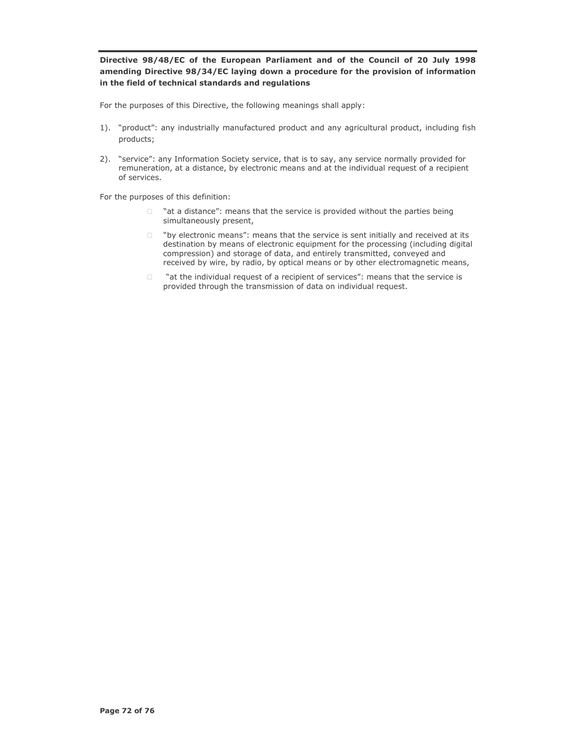**Directive 98/48/EC of the European Parliament and of the Council of 20 July 1998 amending Directive 98/34/EC laying down a procedure for the provision of information in the field of technical standards and regulations**

For the purposes of this Directive, the following meanings shall apply:

1). "product": any industrially manufactured product and any agricultural product, including fish products;

2). "service": any Information Society service, that is to say, any service normally provided for remuneration, at a distance, by electronic means and at the individual request of a recipient of services.

For the purposes of this definition:

- "at a distance": means that the service is provided without the parties being simultaneously present,
- "by electronic means": means that the service is sent initially and received at its destination by means of electronic equipment for the processing (including digital compression) and storage of data, and entirely transmitted, conveyed and received by wire, by radio, by optical means or by other electromagnetic means,
- "at the individual request of a recipient of services": means that the service is provided through the transmission of data on individual request.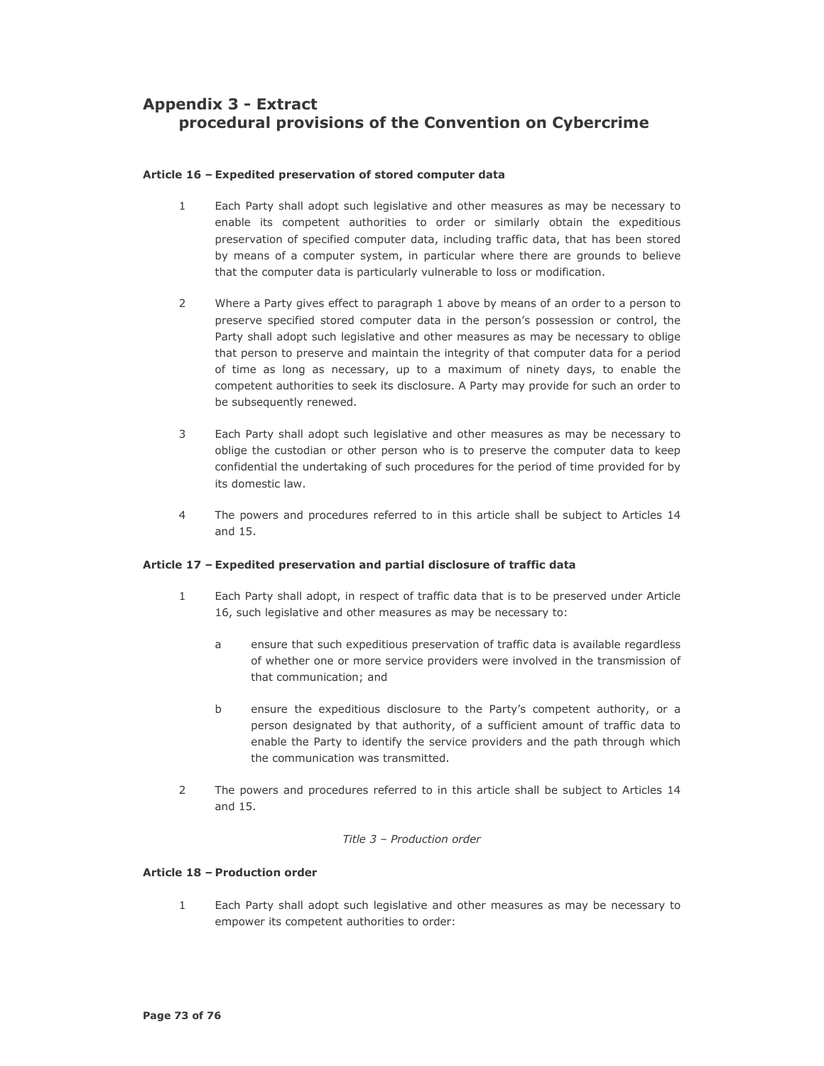## Appendix 3 - Extract procedural provisions of the Convention on Cybercrime

**Article 16 – Expedited preservation of stored computer data**

1. Each Party shall adopt such legislative and other measures as may be necessary to enable its competent authorities to order or similarly obtain the expeditious preservation of specified computer data, including traffic data, that has been stored by means of a computer system, in particular where there are grounds to believe that the computer data is particularly vulnerable to loss or modification.

2. Where a Party gives effect to paragraph 1 above by means of an order to a person to preserve specified stored computer data in the person's possession or control, the Party shall adopt such legislative and other measures as may be necessary to oblige that person to preserve and maintain the integrity of that computer data for a period of time as long as necessary, up to a maximum of ninety days, to enable the competent authorities to seek its disclosure. A Party may provide for such an order to be subsequently renewed.

3. Each Party shall adopt such legislative and other measures as may be necessary to oblige the custodian or other person who is to preserve the computer data to keep confidential the undertaking of such procedures for the period of time provided for by its domestic law.

4. The powers and procedures referred to in this article shall be subject to Articles 14 and 15.

**Article 17 – Expedited preservation and partial disclosure of traffic data**

1. Each Party shall adopt, in respect of traffic data that is to be preserved under Article 16, such legislative and other measures as may be necessary to:

   a. ensure that such expeditious preservation of traffic data is available regardless of whether one or more service providers were involved in the transmission of that communication; and

   b. ensure the expeditious disclosure to the Party's competent authority, or a person designated by that authority, of a sufficient amount of traffic data to enable the Party to identify the service providers and the path through which the communication was transmitted.

2. The powers and procedures referred to in this article shall be subject to Articles 14 and 15.

*Title 3 – Production order*

**Article 18 – Production order**

1. Each Party shall adopt such legislative and other measures as may be necessary to empower its competent authorities to order: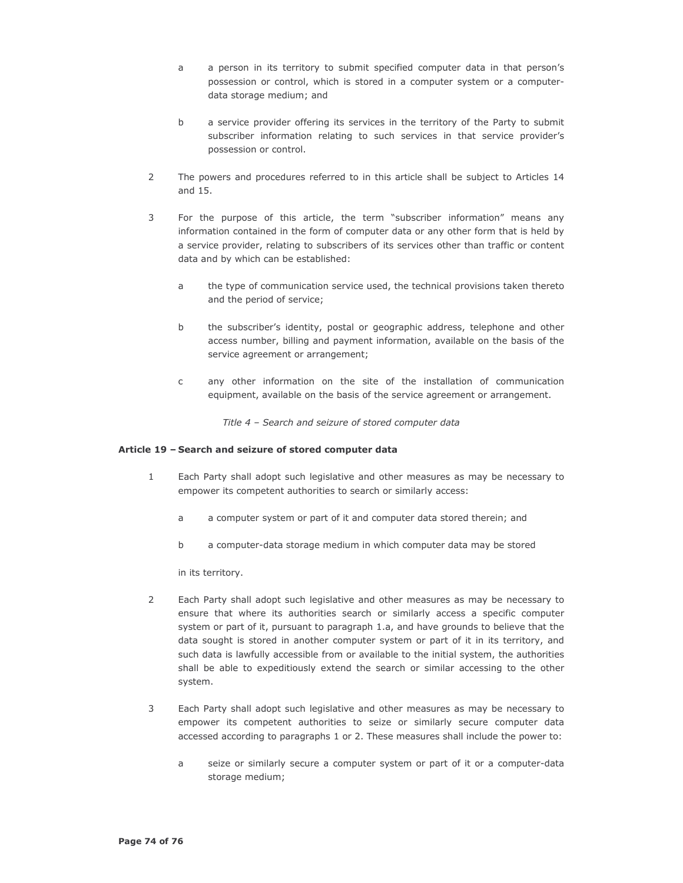a a person in its territory to submit specified computer data in that person's possession or control, which is stored in a computer system or a computer-data storage medium; and

b a service provider offering its services in the territory of the Party to submit subscriber information relating to such services in that service provider's possession or control.

2 The powers and procedures referred to in this article shall be subject to Articles 14 and 15.

3 For the purpose of this article, the term "subscriber information" means any information contained in the form of computer data or any other form that is held by a service provider, relating to subscribers of its services other than traffic or content data and by which can be established:

a the type of communication service used, the technical provisions taken thereto and the period of service;

b the subscriber's identity, postal or geographic address, telephone and other access number, billing and payment information, available on the basis of the service agreement or arrangement;

c any other information on the site of the installation of communication equipment, available on the basis of the service agreement or arrangement.

*Title 4 – Search and seizure of stored computer data*

**Article 19 – Search and seizure of stored computer data**

1 Each Party shall adopt such legislative and other measures as may be necessary to empower its competent authorities to search or similarly access:

a a computer system or part of it and computer data stored therein; and

b a computer-data storage medium in which computer data may be stored

in its territory.

2 Each Party shall adopt such legislative and other measures as may be necessary to ensure that where its authorities search or similarly access a specific computer system or part of it, pursuant to paragraph 1.a, and have grounds to believe that the data sought is stored in another computer system or part of it in its territory, and such data is lawfully accessible from or available to the initial system, the authorities shall be able to expeditiously extend the search or similar accessing to the other system.

3 Each Party shall adopt such legislative and other measures as may be necessary to empower its competent authorities to seize or similarly secure computer data accessed according to paragraphs 1 or 2. These measures shall include the power to:

a seize or similarly secure a computer system or part of it or a computer-data storage medium;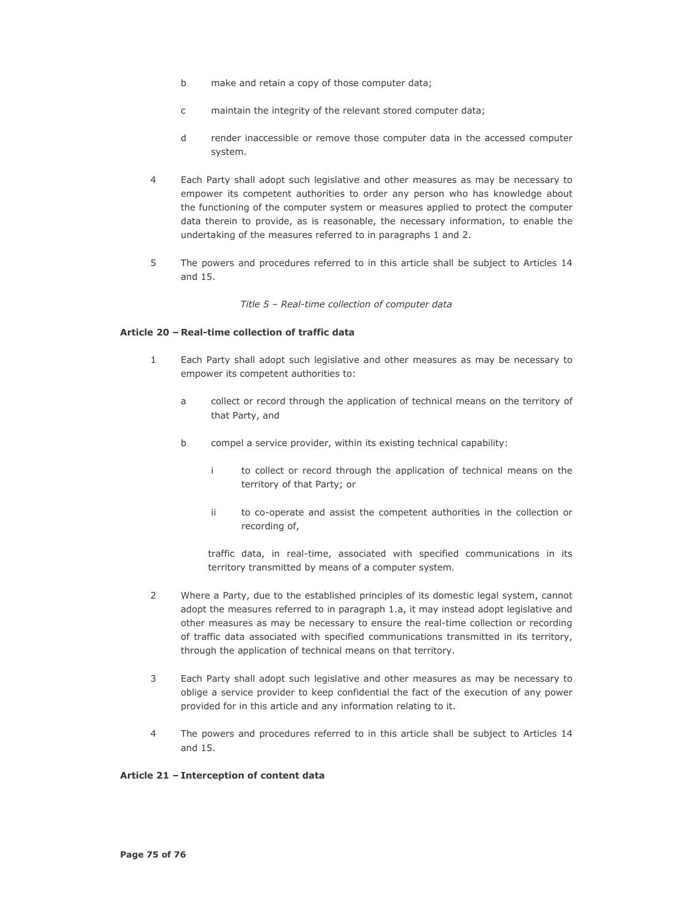b make and retain a copy of those computer data;

c maintain the integrity of the relevant stored computer data;

d render inaccessible or remove those computer data in the accessed computer system.

4 Each Party shall adopt such legislative and other measures as may be necessary to empower its competent authorities to order any person who has knowledge about the functioning of the computer system or measures applied to protect the computer data therein to provide, as is reasonable, the necessary information, to enable the undertaking of the measures referred to in paragraphs 1 and 2.

5 The powers and procedures referred to in this article shall be subject to Articles 14 and 15.

*Title 5 – Real-time collection of computer data*

**Article 20 – Real-time collection of traffic data**

1 Each Party shall adopt such legislative and other measures as may be necessary to empower its competent authorities to:

a collect or record through the application of technical means on the territory of that Party, and

b compel a service provider, within its existing technical capability:

i to collect or record through the application of technical means on the territory of that Party; or

ii to co-operate and assist the competent authorities in the collection or recording of,

traffic data, in real-time, associated with specified communications in its territory transmitted by means of a computer system.

2 Where a Party, due to the established principles of its domestic legal system, cannot adopt the measures referred to in paragraph 1.a, it may instead adopt legislative and other measures as may be necessary to ensure the real-time collection or recording of traffic data associated with specified communications transmitted in its territory, through the application of technical means on that territory.

3 Each Party shall adopt such legislative and other measures as may be necessary to oblige a service provider to keep confidential the fact of the execution of any power provided for in this article and any information relating to it.

4 The powers and procedures referred to in this article shall be subject to Articles 14 and 15.

**Article 21 – Interception of content data**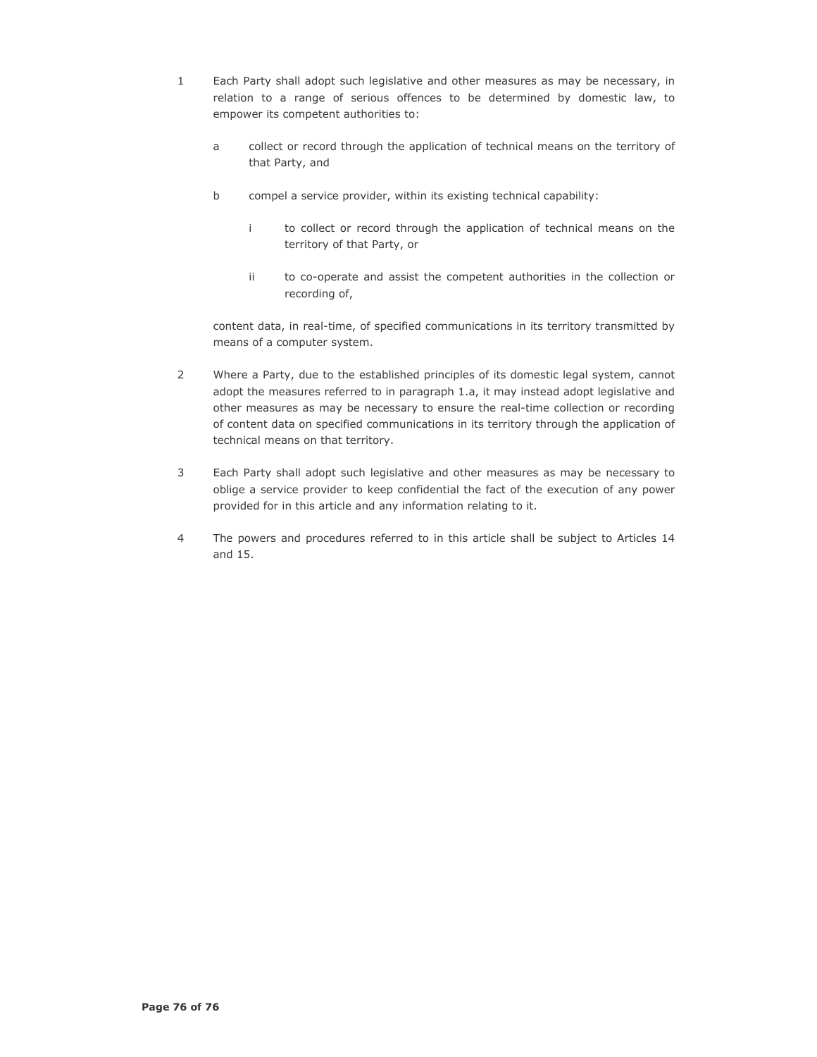1 Each Party shall adopt such legislative and other measures as may be necessary, in relation to a range of serious offences to be determined by domestic law, to empower its competent authorities to:

   a collect or record through the application of technical means on the territory of that Party, and

   b compel a service provider, within its existing technical capability:

      i to collect or record through the application of technical means on the territory of that Party, or

      ii to co-operate and assist the competent authorities in the collection or recording of,

   content data, in real-time, of specified communications in its territory transmitted by means of a computer system.

2 Where a Party, due to the established principles of its domestic legal system, cannot adopt the measures referred to in paragraph 1.a, it may instead adopt legislative and other measures as may be necessary to ensure the real-time collection or recording of content data on specified communications in its territory through the application of technical means on that territory.

3 Each Party shall adopt such legislative and other measures as may be necessary to oblige a service provider to keep confidential the fact of the execution of any power provided for in this article and any information relating to it.

4 The powers and procedures referred to in this article shall be subject to Articles 14 and 15.